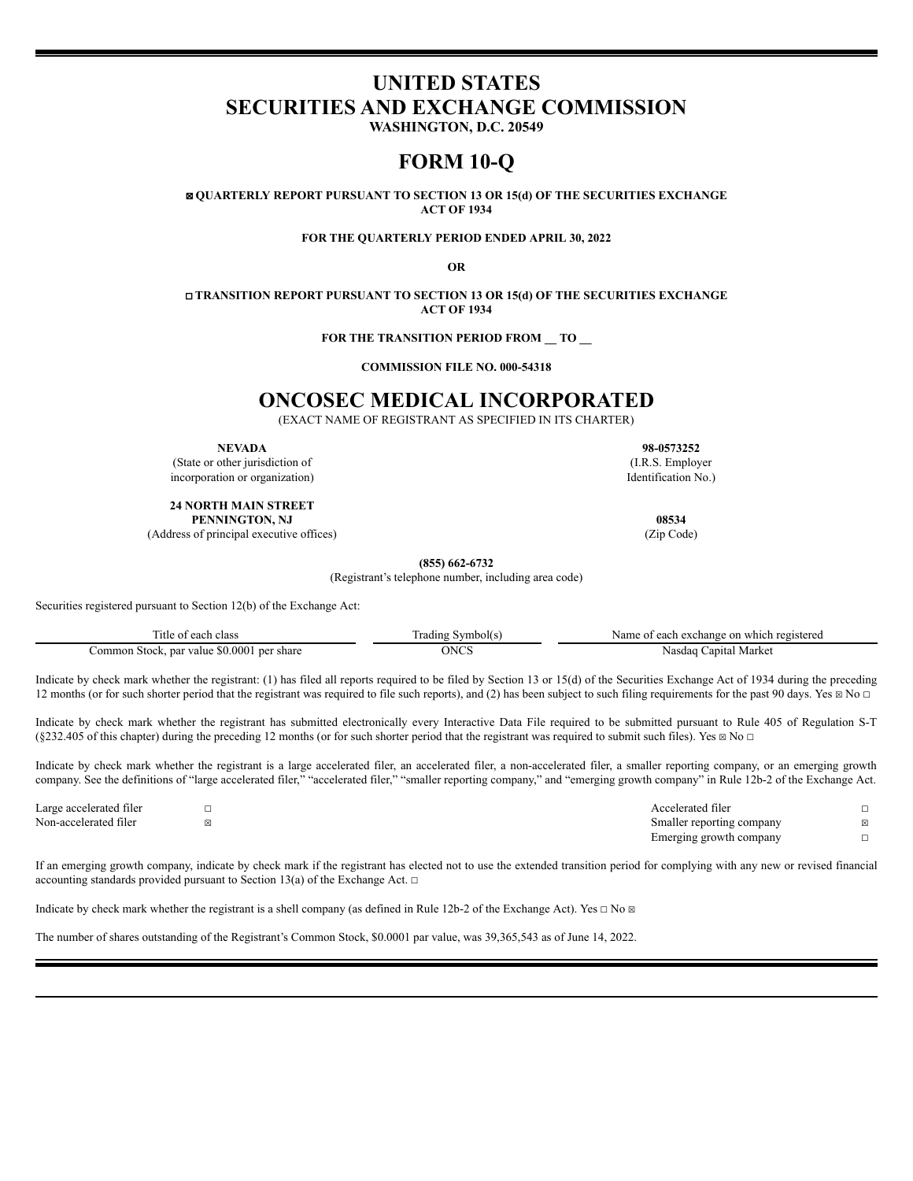# UNITED STATES SECURITIES AND EXCHANGE COMMISSION

**WASHINGTON, D.C. 20549**

# FORM 10-Q

**☒ QUARTERLY REPORT PURSUANT TO SECTION 13 OR 15(d) OF THE SECURITIES EXCHANGE ACT OF 1934**

**FOR THE QUARTERLY PERIOD ENDED APRIL 30, 2022**

**OR**

**☐ TRANSITION REPORT PURSUANT TO SECTION 13 OR 15(d) OF THE SECURITIES EXCHANGE ACT OF 1934**

**FOR THE TRANSITION PERIOD FROM __ TO __**

**COMMISSION FILE NO. 000-54318**

# ONCOSEC MEDICAL INCORPORATED

(EXACT NAME OF REGISTRANT AS SPECIFIED IN ITS CHARTER)

| | |
|---|---|
| **NEVADA** | **98-0573252** |
| (State or other jurisdiction of incorporation or organization) | (I.R.S. Employer Identification No.) |
| **24 NORTH MAIN STREET PENNINGTON, NJ** | **08534** |
| (Address of principal executive offices) | (Zip Code) |

**(855) 662-6732**

(Registrant's telephone number, including area code)

Securities registered pursuant to Section 12(b) of the Exchange Act:

| Title of each class | Trading Symbol(s) | Name of each exchange on which registered |
|---|---|---|
| Common Stock, par value $0.0001 per share | ONCS | Nasdaq Capital Market |

Indicate by check mark whether the registrant: (1) has filed all reports required to be filed by Section 13 or 15(d) of the Securities Exchange Act of 1934 during the preceding 12 months (or for such shorter period that the registrant was required to file such reports), and (2) has been subject to such filing requirements for the past 90 days. Yes ☒ No ☐

Indicate by check mark whether the registrant has submitted electronically every Interactive Data File required to be submitted pursuant to Rule 405 of Regulation S-T (§232.405 of this chapter) during the preceding 12 months (or for such shorter period that the registrant was required to submit such files). Yes ☒ No ☐

Indicate by check mark whether the registrant is a large accelerated filer, an accelerated filer, a non-accelerated filer, a smaller reporting company, or an emerging growth company. See the definitions of "large accelerated filer," "accelerated filer," "smaller reporting company," and "emerging growth company" in Rule 12b-2 of the Exchange Act.

| | | | |
|---|---|---|---|
| Large accelerated filer | ☐ | Accelerated filer | ☐ |
| Non-accelerated filer | ☒ | Smaller reporting company | ☒ |
| | | Emerging growth company | ☐ |

If an emerging growth company, indicate by check mark if the registrant has elected not to use the extended transition period for complying with any new or revised financial accounting standards provided pursuant to Section 13(a) of the Exchange Act. ☐

Indicate by check mark whether the registrant is a shell company (as defined in Rule 12b-2 of the Exchange Act). Yes ☐ No ☒

The number of shares outstanding of the Registrant's Common Stock, $0.0001 par value, was 39,365,543 as of June 14, 2022.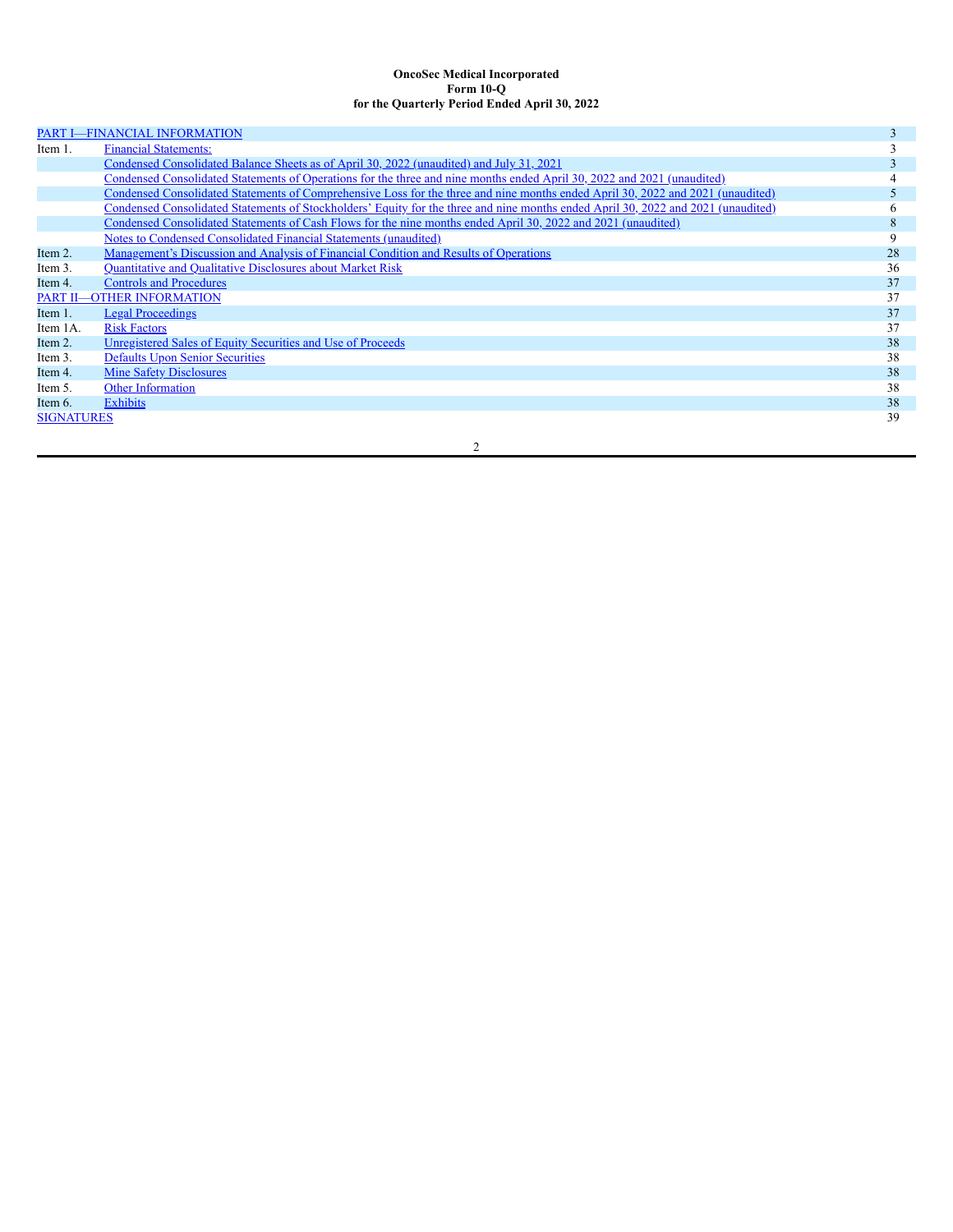**OncoSec Medical Incorporated**
**Form 10-Q**
**for the Quarterly Period Ended April 30, 2022**

| | | |
|---|---|---|
| PART I—FINANCIAL INFORMATION | | 3 |
| Item 1. | Financial Statements: | 3 |
| | Condensed Consolidated Balance Sheets as of April 30, 2022 (unaudited) and July 31, 2021 | 3 |
| | Condensed Consolidated Statements of Operations for the three and nine months ended April 30, 2022 and 2021 (unaudited) | 4 |
| | Condensed Consolidated Statements of Comprehensive Loss for the three and nine months ended April 30, 2022 and 2021 (unaudited) | 5 |
| | Condensed Consolidated Statements of Stockholders' Equity for the three and nine months ended April 30, 2022 and 2021 (unaudited) | 6 |
| | Condensed Consolidated Statements of Cash Flows for the nine months ended April 30, 2022 and 2021 (unaudited) | 8 |
| | Notes to Condensed Consolidated Financial Statements (unaudited) | 9 |
| Item 2. | Management's Discussion and Analysis of Financial Condition and Results of Operations | 28 |
| Item 3. | Quantitative and Qualitative Disclosures about Market Risk | 36 |
| Item 4. | Controls and Procedures | 37 |
| PART II—OTHER INFORMATION | | 37 |
| Item 1. | Legal Proceedings | 37 |
| Item 1A. | Risk Factors | 37 |
| Item 2. | Unregistered Sales of Equity Securities and Use of Proceeds | 38 |
| Item 3. | Defaults Upon Senior Securities | 38 |
| Item 4. | Mine Safety Disclosures | 38 |
| Item 5. | Other Information | 38 |
| Item 6. | Exhibits | 38 |
| SIGNATURES | | 39 |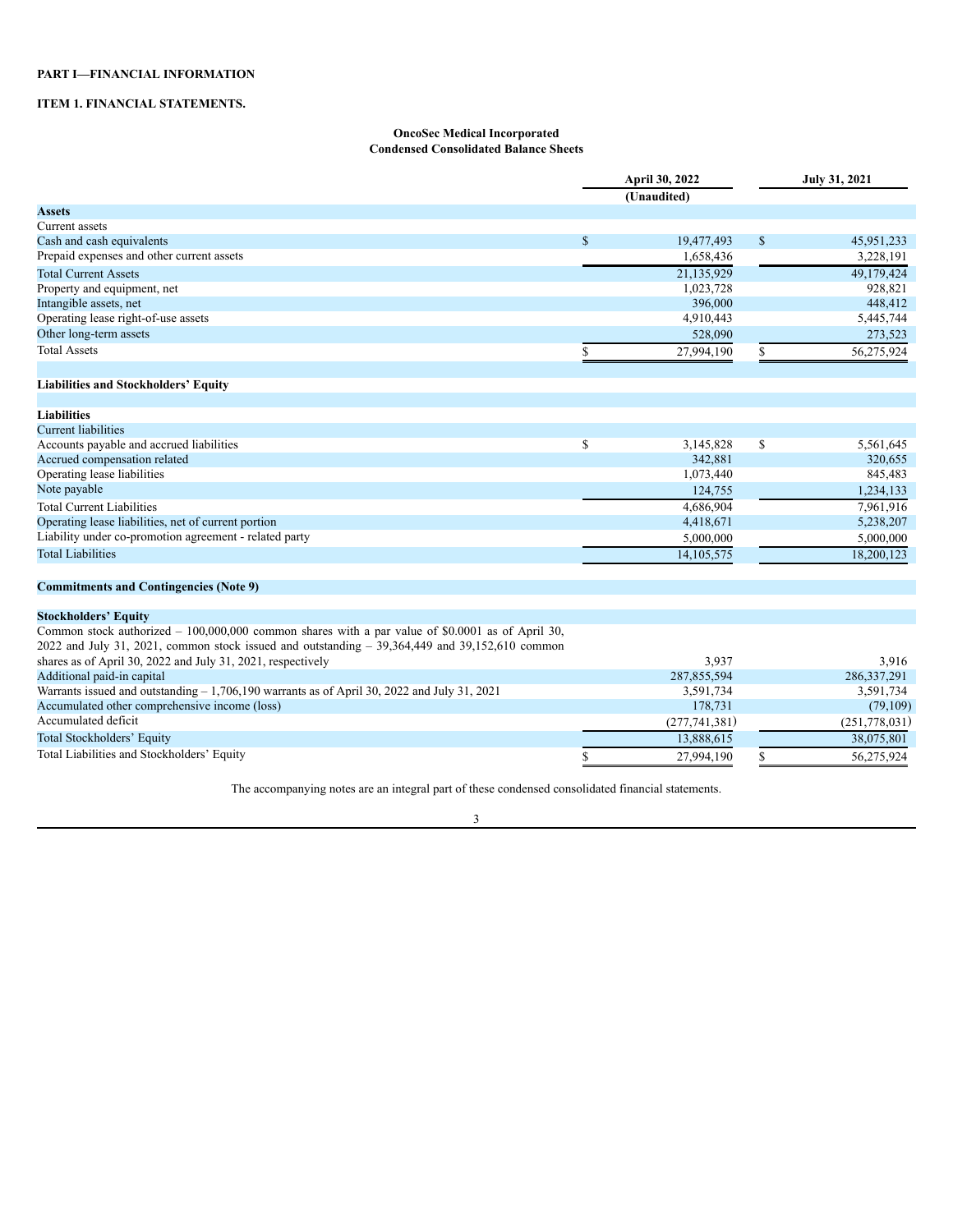**PART I—FINANCIAL INFORMATION**

**ITEM 1. FINANCIAL STATEMENTS.**

**OncoSec Medical Incorporated**
**Condensed Consolidated Balance Sheets**

| | April 30, 2022 | July 31, 2021 |
|---|---|---|
| | (Unaudited) | |
| **Assets** | | |
| Current assets | | |
| Cash and cash equivalents | $ 19,477,493 | $ 45,951,233 |
| Prepaid expenses and other current assets | 1,658,436 | 3,228,191 |
| Total Current Assets | 21,135,929 | 49,179,424 |
| Property and equipment, net | 1,023,728 | 928,821 |
| Intangible assets, net | 396,000 | 448,412 |
| Operating lease right-of-use assets | 4,910,443 | 5,445,744 |
| Other long-term assets | 528,090 | 273,523 |
| Total Assets | $ 27,994,190 | $ 56,275,924 |
| | | |
| **Liabilities and Stockholders' Equity** | | |
| | | |
| **Liabilities** | | |
| Current liabilities | | |
| Accounts payable and accrued liabilities | $ 3,145,828 | $ 5,561,645 |
| Accrued compensation related | 342,881 | 320,655 |
| Operating lease liabilities | 1,073,440 | 845,483 |
| Note payable | 124,755 | 1,234,133 |
| Total Current Liabilities | 4,686,904 | 7,961,916 |
| Operating lease liabilities, net of current portion | 4,418,671 | 5,238,207 |
| Liability under co-promotion agreement - related party | 5,000,000 | 5,000,000 |
| Total Liabilities | 14,105,575 | 18,200,123 |
| | | |
| **Commitments and Contingencies (Note 9)** | | |
| | | |
| **Stockholders' Equity** | | |
| Common stock authorized – 100,000,000 common shares with a par value of $0.0001 as of April 30, 2022 and July 31, 2021, common stock issued and outstanding – 39,364,449 and 39,152,610 common shares as of April 30, 2022 and July 31, 2021, respectively | 3,937 | 3,916 |
| Additional paid-in capital | 287,855,594 | 286,337,291 |
| Warrants issued and outstanding – 1,706,190 warrants as of April 30, 2022 and July 31, 2021 | 3,591,734 | 3,591,734 |
| Accumulated other comprehensive income (loss) | 178,731 | (79,109) |
| Accumulated deficit | (277,741,381) | (251,778,031) |
| Total Stockholders' Equity | 13,888,615 | 38,075,801 |
| Total Liabilities and Stockholders' Equity | $ 27,994,190 | $ 56,275,924 |

The accompanying notes are an integral part of these condensed consolidated financial statements.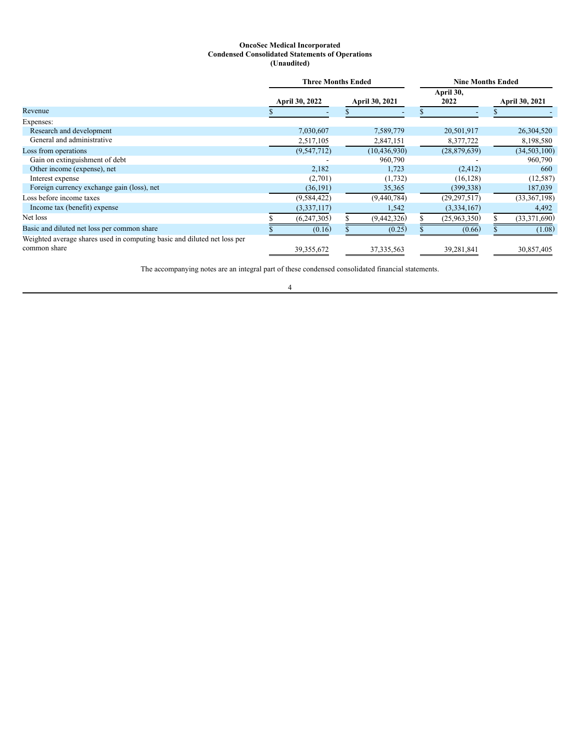**OncoSec Medical Incorporated**
**Condensed Consolidated Statements of Operations**
**(Unaudited)**

| | Three Months Ended | | Nine Months Ended | |
|---|---|---|---|---|
| | April 30, 2022 | April 30, 2021 | April 30, 2022 | April 30, 2021 |
| Revenue | $ - | $ - | $ - | $ - |
| Expenses: | | | | |
| Research and development | 7,030,607 | 7,589,779 | 20,501,917 | 26,304,520 |
| General and administrative | 2,517,105 | 2,847,151 | 8,377,722 | 8,198,580 |
| Loss from operations | (9,547,712) | (10,436,930) | (28,879,639) | (34,503,100) |
| Gain on extinguishment of debt | - | 960,790 | - | 960,790 |
| Other income (expense), net | 2,182 | 1,723 | (2,412) | 660 |
| Interest expense | (2,701) | (1,732) | (16,128) | (12,587) |
| Foreign currency exchange gain (loss), net | (36,191) | 35,365 | (399,338) | 187,039 |
| Loss before income taxes | (9,584,422) | (9,440,784) | (29,297,517) | (33,367,198) |
| Income tax (benefit) expense | (3,337,117) | 1,542 | (3,334,167) | 4,492 |
| Net loss | $ (6,247,305) | $ (9,442,326) | $ (25,963,350) | $ (33,371,690) |
| Basic and diluted net loss per common share | $ (0.16) | $ (0.25) | $ (0.66) | $ (1.08) |
| Weighted average shares used in computing basic and diluted net loss per common share | 39,355,672 | 37,335,563 | 39,281,841 | 30,857,405 |

The accompanying notes are an integral part of these condensed consolidated financial statements.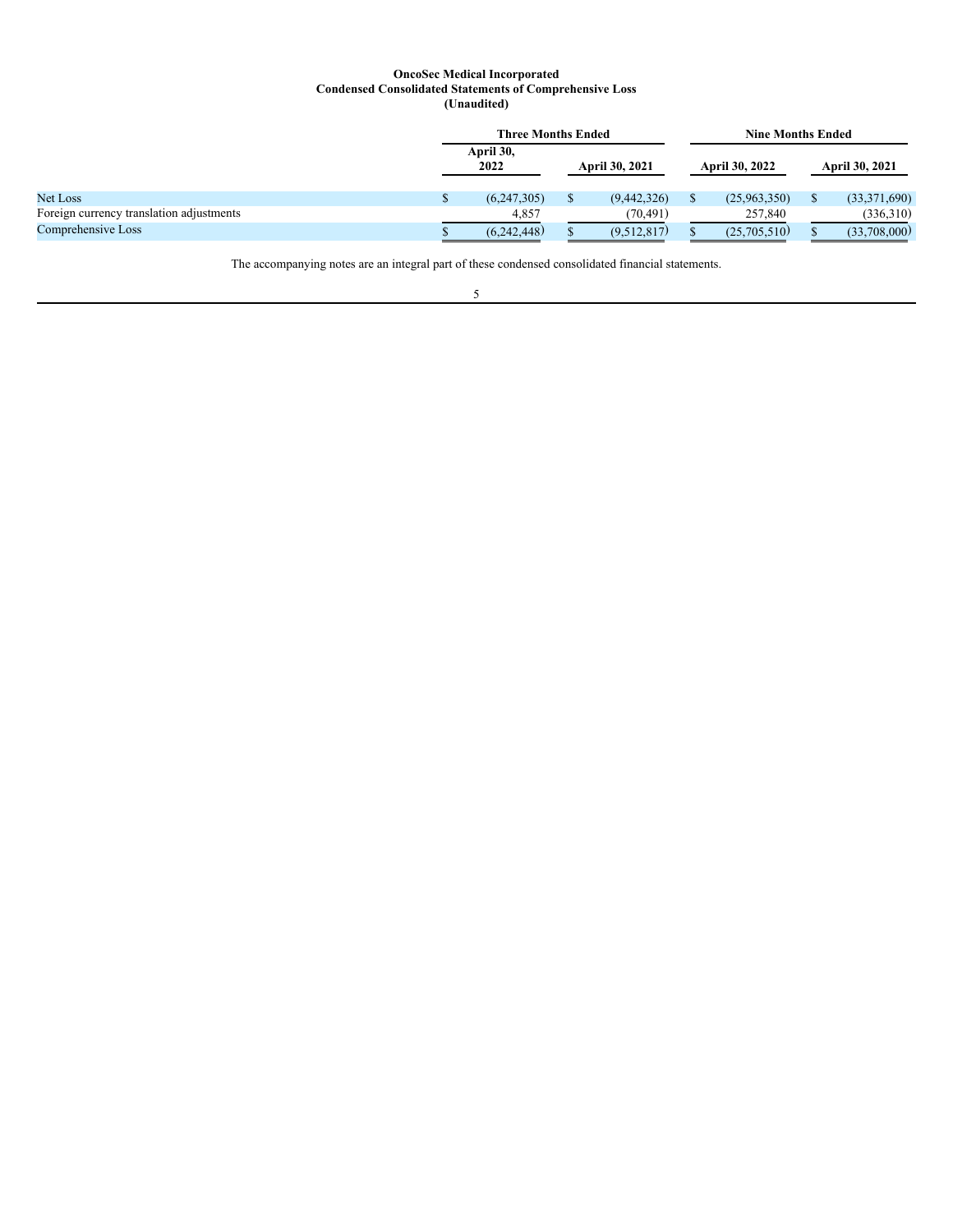**OncoSec Medical Incorporated**
**Condensed Consolidated Statements of Comprehensive Loss**
**(Unaudited)**

| | Three Months Ended | | Nine Months Ended | |
|---|---|---|---|---|
| | April 30, 2022 | April 30, 2021 | April 30, 2022 | April 30, 2021 |
| Net Loss | $ (6,247,305) | $ (9,442,326) | $ (25,963,350) | $ (33,371,690) |
| Foreign currency translation adjustments | 4,857 | (70,491) | 257,840 | (336,310) |
| Comprehensive Loss | $ (6,242,448) | $ (9,512,817) | $ (25,705,510) | $ (33,708,000) |

The accompanying notes are an integral part of these condensed consolidated financial statements.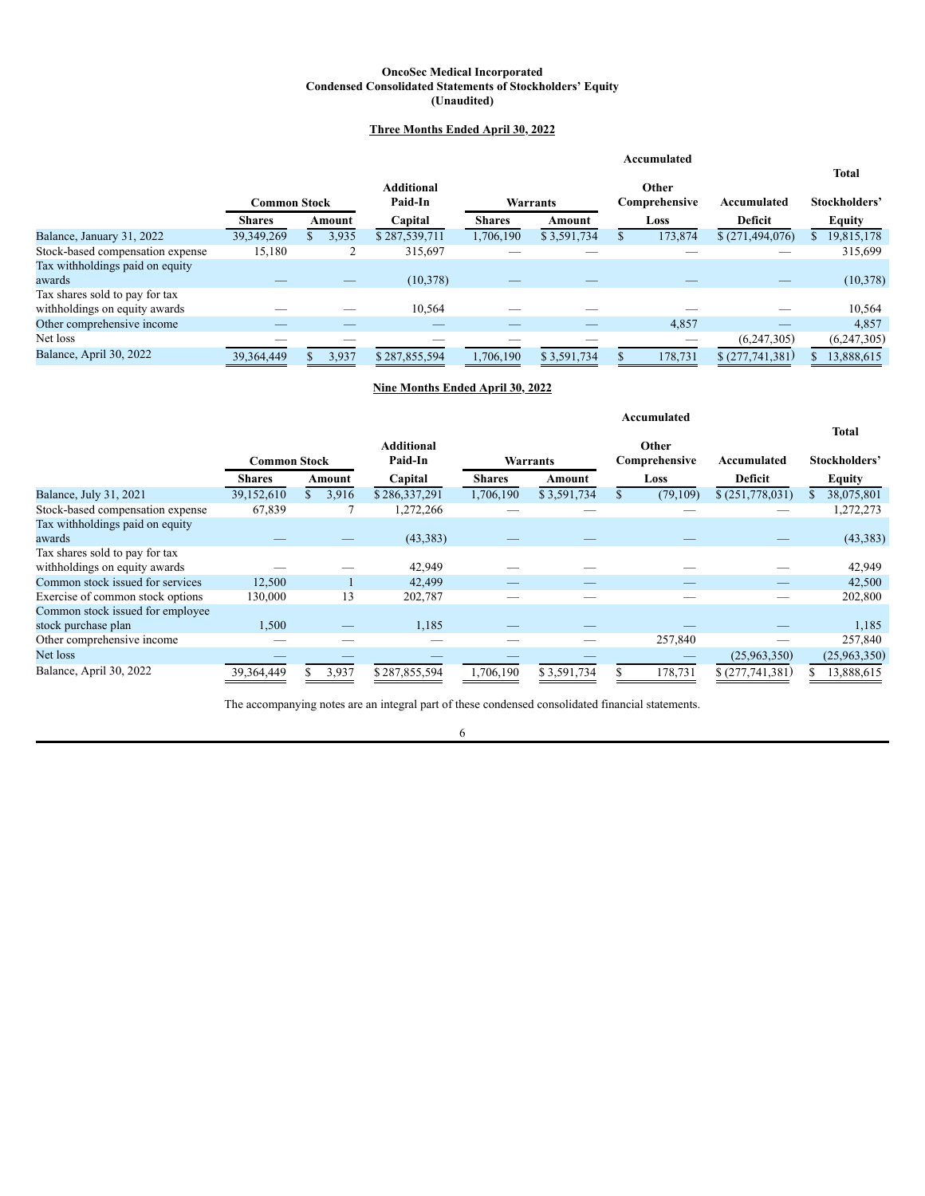**OncoSec Medical Incorporated**
**Condensed Consolidated Statements of Stockholders' Equity**
**(Unaudited)**

**Three Months Ended April 30, 2022**

| | Common Stock | | Additional Paid-In | Warrants | | Accumulated Other Comprehensive | Accumulated | Total Stockholders' |
|---|---|---|---|---|---|---|---|---|
| | Shares | Amount | Capital | Shares | Amount | Loss | Deficit | Equity |
| Balance, January 31, 2022 | 39,349,269 | $ 3,935 | $ 287,539,711 | 1,706,190 | $ 3,591,734 | $ 173,874 | $ (271,494,076) | $ 19,815,178 |
| Stock-based compensation expense | 15,180 | 2 | 315,697 | — | — | — | — | 315,699 |
| Tax withholdings paid on equity awards | — | — | (10,378) | — | — | — | — | (10,378) |
| Tax shares sold to pay for tax withholdings on equity awards | — | — | 10,564 | — | — | — | — | 10,564 |
| Other comprehensive income | — | — | — | — | — | 4,857 | — | 4,857 |
| Net loss | — | — | — | — | — | — | (6,247,305) | (6,247,305) |
| Balance, April 30, 2022 | 39,364,449 | $ 3,937 | $ 287,855,594 | 1,706,190 | $ 3,591,734 | $ 178,731 | $ (277,741,381) | $ 13,888,615 |

**Nine Months Ended April 30, 2022**

| | Common Stock | | Additional Paid-In | Warrants | | Accumulated Other Comprehensive | Accumulated | Total Stockholders' |
|---|---|---|---|---|---|---|---|---|
| | Shares | Amount | Capital | Shares | Amount | Loss | Deficit | Equity |
| Balance, July 31, 2021 | 39,152,610 | $ 3,916 | $ 286,337,291 | 1,706,190 | $ 3,591,734 | $ (79,109) | $ (251,778,031) | $ 38,075,801 |
| Stock-based compensation expense | 67,839 | 7 | 1,272,266 | — | — | — | — | 1,272,273 |
| Tax withholdings paid on equity awards | — | — | (43,383) | — | — | — | — | (43,383) |
| Tax shares sold to pay for tax withholdings on equity awards | — | — | 42,949 | — | — | — | — | 42,949 |
| Common stock issued for services | 12,500 | 1 | 42,499 | — | — | — | — | 42,500 |
| Exercise of common stock options | 130,000 | 13 | 202,787 | — | — | — | — | 202,800 |
| Common stock issued for employee stock purchase plan | 1,500 | — | 1,185 | — | — | — | — | 1,185 |
| Other comprehensive income | — | — | — | — | — | 257,840 | — | 257,840 |
| Net loss | — | — | — | — | — | — | (25,963,350) | (25,963,350) |
| Balance, April 30, 2022 | 39,364,449 | $ 3,937 | $ 287,855,594 | 1,706,190 | $ 3,591,734 | $ 178,731 | $ (277,741,381) | $ 13,888,615 |

The accompanying notes are an integral part of these condensed consolidated financial statements.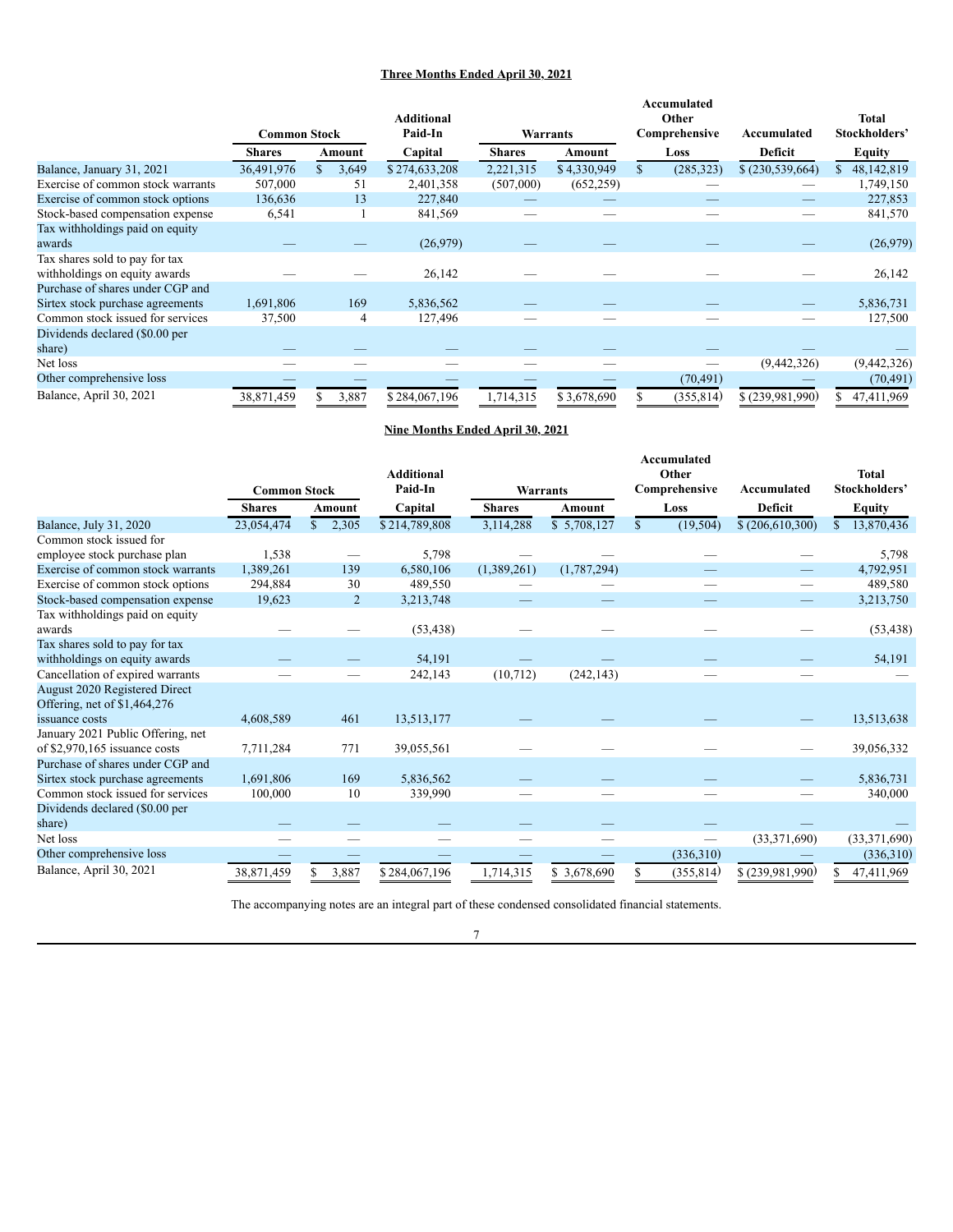**Three Months Ended April 30, 2021**

| | Common Stock | | Additional Paid-In | Warrants | | Accumulated Other Comprehensive | Accumulated | Total Stockholders' |
|---|---|---|---|---|---|---|---|---|
| | Shares | Amount | Capital | Shares | Amount | Loss | Deficit | Equity |
| Balance, January 31, 2021 | 36,491,976 | $ 3,649 | $ 274,633,208 | 2,221,315 | $ 4,330,949 | $ (285,323) | $ (230,539,664) | $ 48,142,819 |
| Exercise of common stock warrants | 507,000 | 51 | 2,401,358 | (507,000) | (652,259) | — | — | 1,749,150 |
| Exercise of common stock options | 136,636 | 13 | 227,840 | — | — | — | — | 227,853 |
| Stock-based compensation expense | 6,541 | 1 | 841,569 | — | — | — | — | 841,570 |
| Tax withholdings paid on equity awards | — | — | (26,979) | — | — | — | — | (26,979) |
| Tax shares sold to pay for tax withholdings on equity awards | — | — | 26,142 | — | — | — | — | 26,142 |
| Purchase of shares under CGP and Sirtex stock purchase agreements | 1,691,806 | 169 | 5,836,562 | — | — | — | — | 5,836,731 |
| Common stock issued for services | 37,500 | 4 | 127,496 | — | — | — | — | 127,500 |
| Dividends declared ($0.00 per share) | — | — | — | — | — | — | — | — |
| Net loss | — | — | — | — | — | — | (9,442,326) | (9,442,326) |
| Other comprehensive loss | — | — | — | — | — | (70,491) | — | (70,491) |
| Balance, April 30, 2021 | 38,871,459 | $ 3,887 | $ 284,067,196 | 1,714,315 | $ 3,678,690 | $ (355,814) | $ (239,981,990) | $ 47,411,969 |

**Nine Months Ended April 30, 2021**

| | Common Stock | | Additional Paid-In | Warrants | | Accumulated Other Comprehensive | Accumulated | Total Stockholders' |
|---|---|---|---|---|---|---|---|---|
| | Shares | Amount | Capital | Shares | Amount | Loss | Deficit | Equity |
| Balance, July 31, 2020 | 23,054,474 | $ 2,305 | $ 214,789,808 | 3,114,288 | $ 5,708,127 | $ (19,504) | $ (206,610,300) | $ 13,870,436 |
| Common stock issued for employee stock purchase plan | 1,538 | — | 5,798 | — | — | — | — | 5,798 |
| Exercise of common stock warrants | 1,389,261 | 139 | 6,580,106 | (1,389,261) | (1,787,294) | — | — | 4,792,951 |
| Exercise of common stock options | 294,884 | 30 | 489,550 | — | — | — | — | 489,580 |
| Stock-based compensation expense | 19,623 | 2 | 3,213,748 | — | — | — | — | 3,213,750 |
| Tax withholdings paid on equity awards | — | — | (53,438) | — | — | — | — | (53,438) |
| Tax shares sold to pay for tax withholdings on equity awards | — | — | 54,191 | — | — | — | — | 54,191 |
| Cancellation of expired warrants | — | — | 242,143 | (10,712) | (242,143) | — | — | — |
| August 2020 Registered Direct Offering, net of $1,464,276 issuance costs | 4,608,589 | 461 | 13,513,177 | — | — | — | — | 13,513,638 |
| January 2021 Public Offering, net of $2,970,165 issuance costs | 7,711,284 | 771 | 39,055,561 | — | — | — | — | 39,056,332 |
| Purchase of shares under CGP and Sirtex stock purchase agreements | 1,691,806 | 169 | 5,836,562 | — | — | — | — | 5,836,731 |
| Common stock issued for services | 100,000 | 10 | 339,990 | — | — | — | — | 340,000 |
| Dividends declared ($0.00 per share) | — | — | — | — | — | — | — | — |
| Net loss | — | — | — | — | — | — | (33,371,690) | (33,371,690) |
| Other comprehensive loss | — | — | — | — | — | (336,310) | — | (336,310) |
| Balance, April 30, 2021 | 38,871,459 | $ 3,887 | $ 284,067,196 | 1,714,315 | $ 3,678,690 | $ (355,814) | $ (239,981,990) | $ 47,411,969 |

The accompanying notes are an integral part of these condensed consolidated financial statements.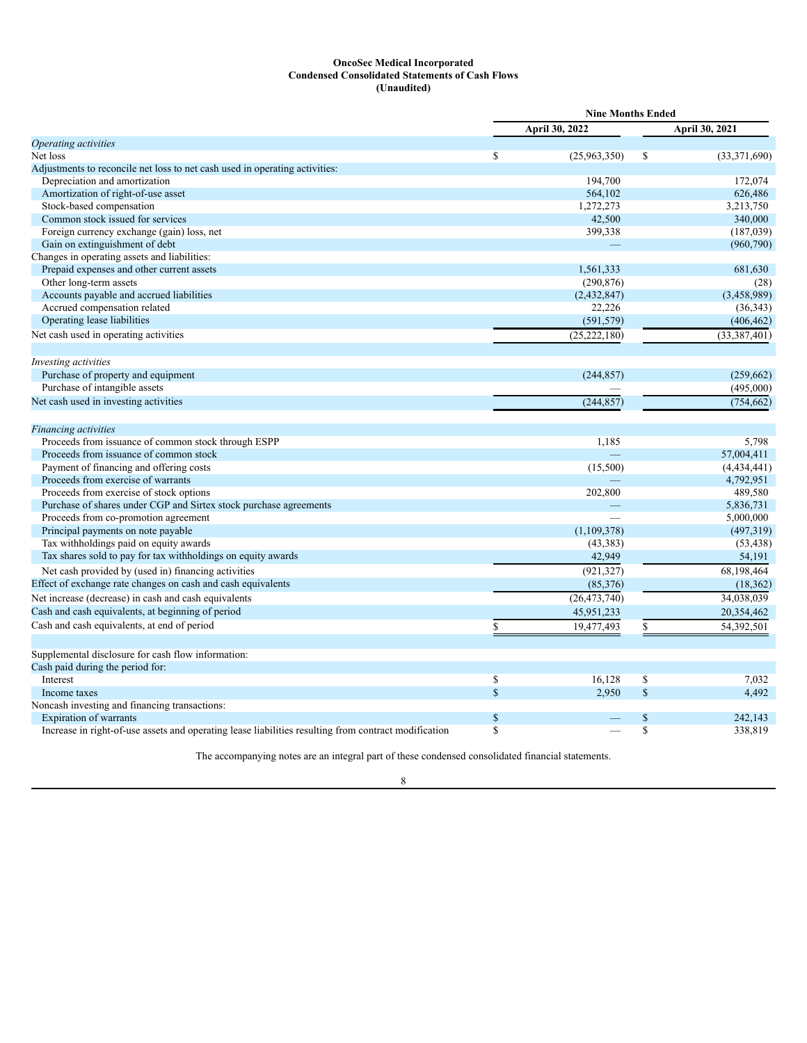**OncoSec Medical Incorporated**
**Condensed Consolidated Statements of Cash Flows**
**(Unaudited)**

| | Nine Months Ended | |
|---|---|---|
| | April 30, 2022 | April 30, 2021 |
| *Operating activities* | | |
| Net loss | $ (25,963,350) | $ (33,371,690) |
| Adjustments to reconcile net loss to net cash used in operating activities: | | |
| Depreciation and amortization | 194,700 | 172,074 |
| Amortization of right-of-use asset | 564,102 | 626,486 |
| Stock-based compensation | 1,272,273 | 3,213,750 |
| Common stock issued for services | 42,500 | 340,000 |
| Foreign currency exchange (gain) loss, net | 399,338 | (187,039) |
| Gain on extinguishment of debt | — | (960,790) |
| Changes in operating assets and liabilities: | | |
| Prepaid expenses and other current assets | 1,561,333 | 681,630 |
| Other long-term assets | (290,876) | (28) |
| Accounts payable and accrued liabilities | (2,432,847) | (3,458,989) |
| Accrued compensation related | 22,226 | (36,343) |
| Operating lease liabilities | (591,579) | (406,462) |
| Net cash used in operating activities | (25,222,180) | (33,387,401) |
| | | |
| *Investing activities* | | |
| Purchase of property and equipment | (244,857) | (259,662) |
| Purchase of intangible assets | — | (495,000) |
| Net cash used in investing activities | (244,857) | (754,662) |
| | | |
| *Financing activities* | | |
| Proceeds from issuance of common stock through ESPP | 1,185 | 5,798 |
| Proceeds from issuance of common stock | — | 57,004,411 |
| Payment of financing and offering costs | (15,500) | (4,434,441) |
| Proceeds from exercise of warrants | — | 4,792,951 |
| Proceeds from exercise of stock options | 202,800 | 489,580 |
| Purchase of shares under CGP and Sirtex stock purchase agreements | — | 5,836,731 |
| Proceeds from co-promotion agreement | — | 5,000,000 |
| Principal payments on note payable | (1,109,378) | (497,319) |
| Tax withholdings paid on equity awards | (43,383) | (53,438) |
| Tax shares sold to pay for tax withholdings on equity awards | 42,949 | 54,191 |
| Net cash provided by (used in) financing activities | (921,327) | 68,198,464 |
| Effect of exchange rate changes on cash and cash equivalents | (85,376) | (18,362) |
| Net increase (decrease) in cash and cash equivalents | (26,473,740) | 34,038,039 |
| Cash and cash equivalents, at beginning of period | 45,951,233 | 20,354,462 |
| Cash and cash equivalents, at end of period | $ 19,477,493 | $ 54,392,501 |
| | | |
| Supplemental disclosure for cash flow information: | | |
| Cash paid during the period for: | | |
| Interest | $ 16,128 | $ 7,032 |
| Income taxes | $ 2,950 | $ 4,492 |
| Noncash investing and financing transactions: | | |
| Expiration of warrants | $ — | $ 242,143 |
| Increase in right-of-use assets and operating lease liabilities resulting from contract modification | $ — | $ 338,819 |

The accompanying notes are an integral part of these condensed consolidated financial statements.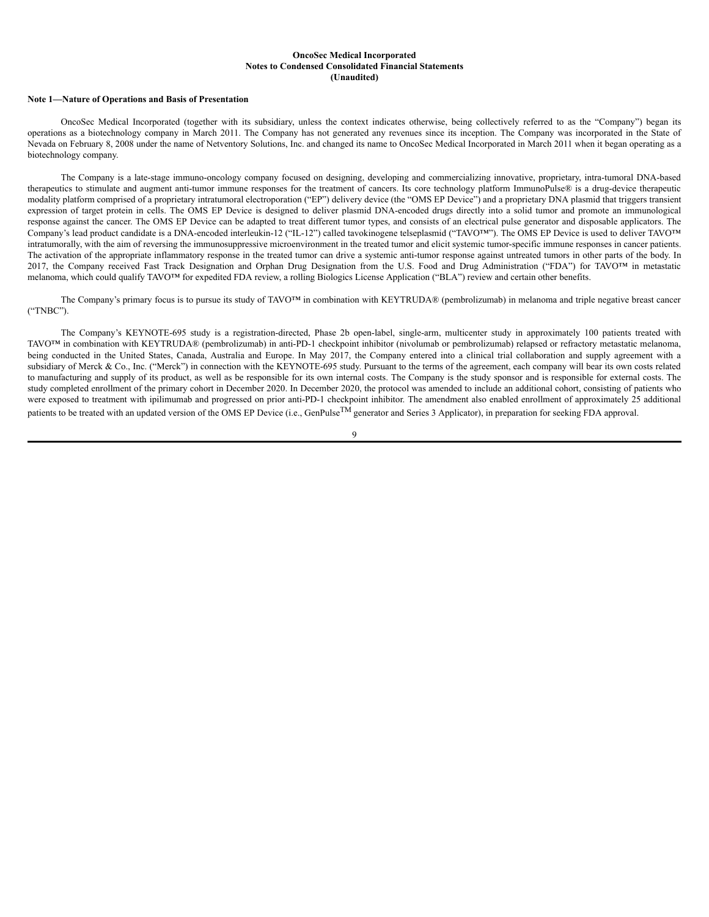**OncoSec Medical Incorporated**
**Notes to Condensed Consolidated Financial Statements**
**(Unaudited)**

**Note 1—Nature of Operations and Basis of Presentation**

OncoSec Medical Incorporated (together with its subsidiary, unless the context indicates otherwise, being collectively referred to as the "Company") began its operations as a biotechnology company in March 2011. The Company has not generated any revenues since its inception. The Company was incorporated in the State of Nevada on February 8, 2008 under the name of Netventory Solutions, Inc. and changed its name to OncoSec Medical Incorporated in March 2011 when it began operating as a biotechnology company.

The Company is a late-stage immuno-oncology company focused on designing, developing and commercializing innovative, proprietary, intra-tumoral DNA-based therapeutics to stimulate and augment anti-tumor immune responses for the treatment of cancers. Its core technology platform ImmunoPulse® is a drug-device therapeutic modality platform comprised of a proprietary intratumoral electroporation ("EP") delivery device (the "OMS EP Device") and a proprietary DNA plasmid that triggers transient expression of target protein in cells. The OMS EP Device is designed to deliver plasmid DNA-encoded drugs directly into a solid tumor and promote an immunological response against the cancer. The OMS EP Device can be adapted to treat different tumor types, and consists of an electrical pulse generator and disposable applicators. The Company's lead product candidate is a DNA-encoded interleukin-12 ("IL-12") called tavokinogene telseplasmid ("TAVO™"). The OMS EP Device is used to deliver TAVO™ intratumorally, with the aim of reversing the immunosuppressive microenvironment in the treated tumor and elicit systemic tumor-specific immune responses in cancer patients. The activation of the appropriate inflammatory response in the treated tumor can drive a systemic anti-tumor response against untreated tumors in other parts of the body. In 2017, the Company received Fast Track Designation and Orphan Drug Designation from the U.S. Food and Drug Administration ("FDA") for TAVO™ in metastatic melanoma, which could qualify TAVO™ for expedited FDA review, a rolling Biologics License Application ("BLA") review and certain other benefits.

The Company's primary focus is to pursue its study of TAVO™ in combination with KEYTRUDA® (pembrolizumab) in melanoma and triple negative breast cancer ("TNBC").

The Company's KEYNOTE-695 study is a registration-directed, Phase 2b open-label, single-arm, multicenter study in approximately 100 patients treated with TAVO™ in combination with KEYTRUDA® (pembrolizumab) in anti-PD-1 checkpoint inhibitor (nivolumab or pembrolizumab) relapsed or refractory metastatic melanoma, being conducted in the United States, Canada, Australia and Europe. In May 2017, the Company entered into a clinical trial collaboration and supply agreement with a subsidiary of Merck & Co., Inc. ("Merck") in connection with the KEYNOTE-695 study. Pursuant to the terms of the agreement, each company will bear its own costs related to manufacturing and supply of its product, as well as be responsible for its own internal costs. The Company is the study sponsor and is responsible for external costs. The study completed enrollment of the primary cohort in December 2020. In December 2020, the protocol was amended to include an additional cohort, consisting of patients who were exposed to treatment with ipilimumab and progressed on prior anti-PD-1 checkpoint inhibitor. The amendment also enabled enrollment of approximately 25 additional patients to be treated with an updated version of the OMS EP Device (i.e., GenPulse™ generator and Series 3 Applicator), in preparation for seeking FDA approval.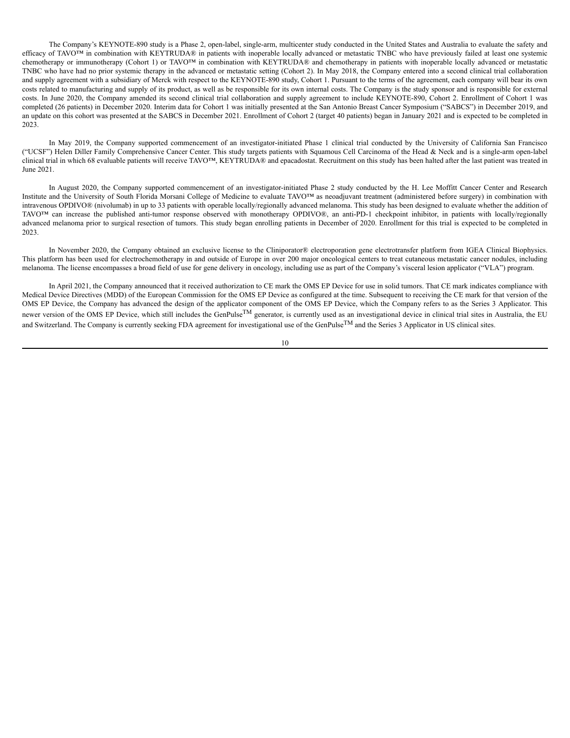The Company's KEYNOTE-890 study is a Phase 2, open-label, single-arm, multicenter study conducted in the United States and Australia to evaluate the safety and efficacy of TAVO™ in combination with KEYTRUDA® in patients with inoperable locally advanced or metastatic TNBC who have previously failed at least one systemic chemotherapy or immunotherapy (Cohort 1) or TAVO™ in combination with KEYTRUDA® and chemotherapy in patients with inoperable locally advanced or metastatic TNBC who have had no prior systemic therapy in the advanced or metastatic setting (Cohort 2). In May 2018, the Company entered into a second clinical trial collaboration and supply agreement with a subsidiary of Merck with respect to the KEYNOTE-890 study, Cohort 1. Pursuant to the terms of the agreement, each company will bear its own costs related to manufacturing and supply of its product, as well as be responsible for its own internal costs. The Company is the study sponsor and is responsible for external costs. In June 2020, the Company amended its second clinical trial collaboration and supply agreement to include KEYNOTE-890, Cohort 2. Enrollment of Cohort 1 was completed (26 patients) in December 2020. Interim data for Cohort 1 was initially presented at the San Antonio Breast Cancer Symposium ("SABCS") in December 2019, and an update on this cohort was presented at the SABCS in December 2021. Enrollment of Cohort 2 (target 40 patients) began in January 2021 and is expected to be completed in 2023.

In May 2019, the Company supported commencement of an investigator-initiated Phase 1 clinical trial conducted by the University of California San Francisco ("UCSF") Helen Diller Family Comprehensive Cancer Center. This study targets patients with Squamous Cell Carcinoma of the Head & Neck and is a single-arm open-label clinical trial in which 68 evaluable patients will receive TAVO™, KEYTRUDA® and epacadostat. Recruitment on this study has been halted after the last patient was treated in June 2021.

In August 2020, the Company supported commencement of an investigator-initiated Phase 2 study conducted by the H. Lee Moffitt Cancer Center and Research Institute and the University of South Florida Morsani College of Medicine to evaluate TAVO™ as neoadjuvant treatment (administered before surgery) in combination with intravenous OPDIVO® (nivolumab) in up to 33 patients with operable locally/regionally advanced melanoma. This study has been designed to evaluate whether the addition of TAVO™ can increase the published anti-tumor response observed with monotherapy OPDIVO®, an anti-PD-1 checkpoint inhibitor, in patients with locally/regionally advanced melanoma prior to surgical resection of tumors. This study began enrolling patients in December of 2020. Enrollment for this trial is expected to be completed in 2023.

In November 2020, the Company obtained an exclusive license to the Cliniporator® electroporation gene electrotransfer platform from IGEA Clinical Biophysics. This platform has been used for electrochemotherapy in and outside of Europe in over 200 major oncological centers to treat cutaneous metastatic cancer nodules, including melanoma. The license encompasses a broad field of use for gene delivery in oncology, including use as part of the Company's visceral lesion applicator ("VLA") program.

In April 2021, the Company announced that it received authorization to CE mark the OMS EP Device for use in solid tumors. That CE mark indicates compliance with Medical Device Directives (MDD) of the European Commission for the OMS EP Device as configured at the time. Subsequent to receiving the CE mark for that version of the OMS EP Device, the Company has advanced the design of the applicator component of the OMS EP Device, which the Company refers to as the Series 3 Applicator. This newer version of the OMS EP Device, which still includes the GenPulse™ generator, is currently used as an investigational device in clinical trial sites in Australia, the EU and Switzerland. The Company is currently seeking FDA agreement for investigational use of the GenPulse™ and the Series 3 Applicator in US clinical sites.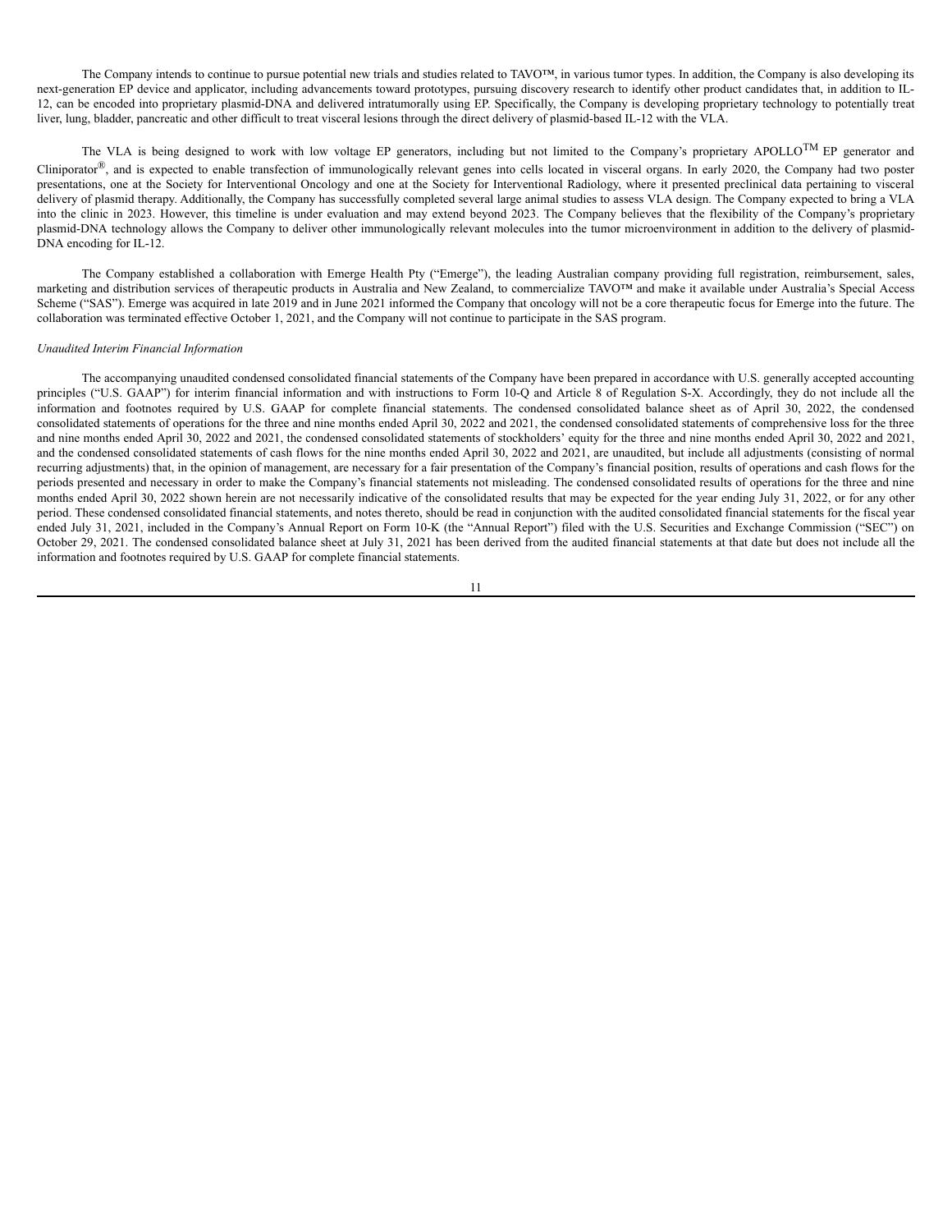The Company intends to continue to pursue potential new trials and studies related to TAVO™, in various tumor types. In addition, the Company is also developing its next-generation EP device and applicator, including advancements toward prototypes, pursuing discovery research to identify other product candidates that, in addition to IL-12, can be encoded into proprietary plasmid-DNA and delivered intratumorally using EP. Specifically, the Company is developing proprietary technology to potentially treat liver, lung, bladder, pancreatic and other difficult to treat visceral lesions through the direct delivery of plasmid-based IL-12 with the VLA.

The VLA is being designed to work with low voltage EP generators, including but not limited to the Company's proprietary APOLLO™ EP generator and Cliniporator®, and is expected to enable transfection of immunologically relevant genes into cells located in visceral organs. In early 2020, the Company had two poster presentations, one at the Society for Interventional Oncology and one at the Society for Interventional Radiology, where it presented preclinical data pertaining to visceral delivery of plasmid therapy. Additionally, the Company has successfully completed several large animal studies to assess VLA design. The Company expected to bring a VLA into the clinic in 2023. However, this timeline is under evaluation and may extend beyond 2023. The Company believes that the flexibility of the Company's proprietary plasmid-DNA technology allows the Company to deliver other immunologically relevant molecules into the tumor microenvironment in addition to the delivery of plasmid-DNA encoding for IL-12.

The Company established a collaboration with Emerge Health Pty ("Emerge"), the leading Australian company providing full registration, reimbursement, sales, marketing and distribution services of therapeutic products in Australia and New Zealand, to commercialize TAVO™ and make it available under Australia's Special Access Scheme ("SAS"). Emerge was acquired in late 2019 and in June 2021 informed the Company that oncology will not be a core therapeutic focus for Emerge into the future. The collaboration was terminated effective October 1, 2021, and the Company will not continue to participate in the SAS program.

*Unaudited Interim Financial Information*

The accompanying unaudited condensed consolidated financial statements of the Company have been prepared in accordance with U.S. generally accepted accounting principles ("U.S. GAAP") for interim financial information and with instructions to Form 10-Q and Article 8 of Regulation S-X. Accordingly, they do not include all the information and footnotes required by U.S. GAAP for complete financial statements. The condensed consolidated balance sheet as of April 30, 2022, the condensed consolidated statements of operations for the three and nine months ended April 30, 2022 and 2021, the condensed consolidated statements of comprehensive loss for the three and nine months ended April 30, 2022 and 2021, the condensed consolidated statements of stockholders' equity for the three and nine months ended April 30, 2022 and 2021, and the condensed consolidated statements of cash flows for the nine months ended April 30, 2022 and 2021, are unaudited, but include all adjustments (consisting of normal recurring adjustments) that, in the opinion of management, are necessary for a fair presentation of the Company's financial position, results of operations and cash flows for the periods presented and necessary in order to make the Company's financial statements not misleading. The condensed consolidated results of operations for the three and nine months ended April 30, 2022 shown herein are not necessarily indicative of the consolidated results that may be expected for the year ending July 31, 2022, or for any other period. These condensed consolidated financial statements, and notes thereto, should be read in conjunction with the audited consolidated financial statements for the fiscal year ended July 31, 2021, included in the Company's Annual Report on Form 10-K (the "Annual Report") filed with the U.S. Securities and Exchange Commission ("SEC") on October 29, 2021. The condensed consolidated balance sheet at July 31, 2021 has been derived from the audited financial statements at that date but does not include all the information and footnotes required by U.S. GAAP for complete financial statements.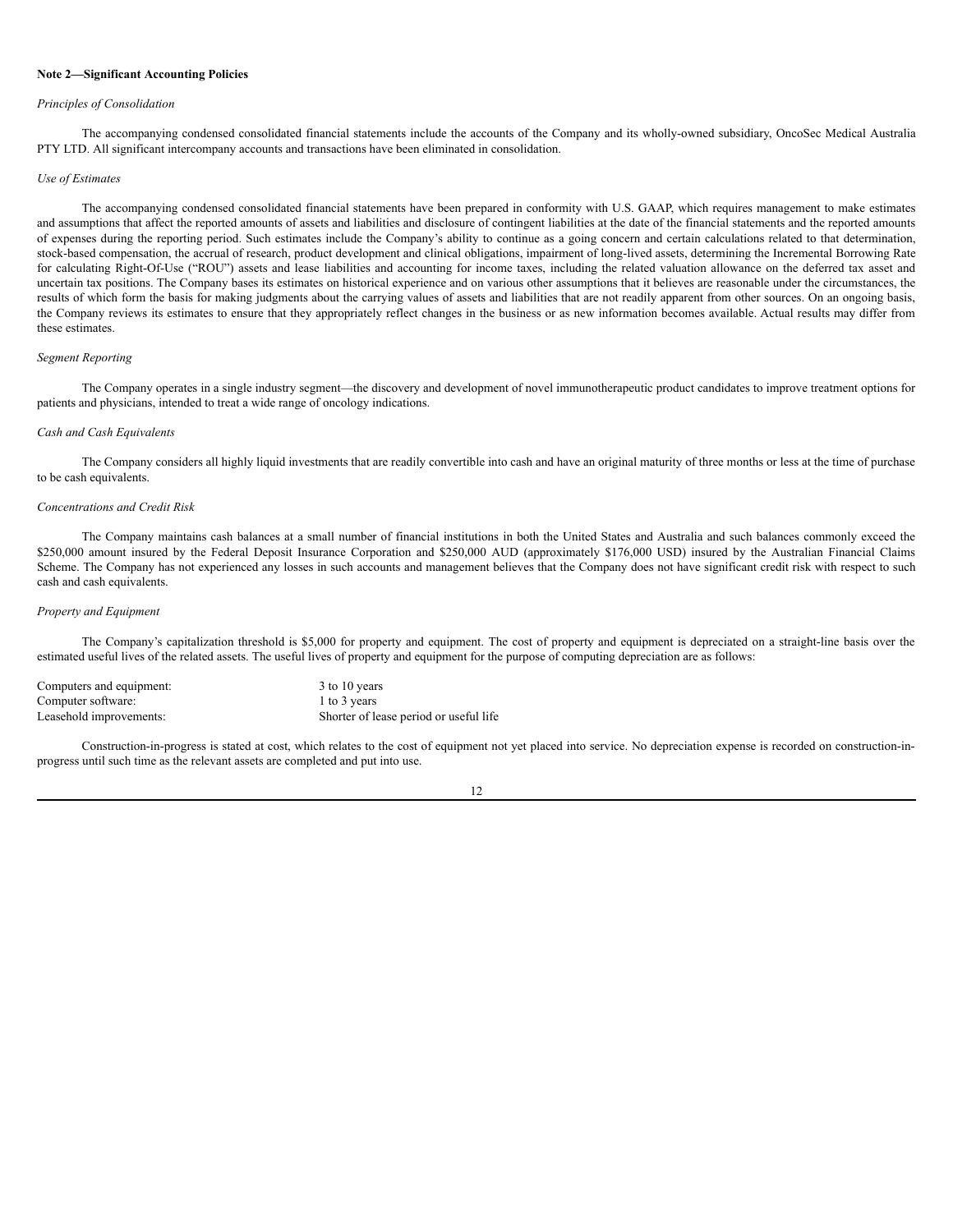**Note 2—Significant Accounting Policies**

*Principles of Consolidation*

The accompanying condensed consolidated financial statements include the accounts of the Company and its wholly-owned subsidiary, OncoSec Medical Australia PTY LTD. All significant intercompany accounts and transactions have been eliminated in consolidation.

*Use of Estimates*

The accompanying condensed consolidated financial statements have been prepared in conformity with U.S. GAAP, which requires management to make estimates and assumptions that affect the reported amounts of assets and liabilities and disclosure of contingent liabilities at the date of the financial statements and the reported amounts of expenses during the reporting period. Such estimates include the Company's ability to continue as a going concern and certain calculations related to that determination, stock-based compensation, the accrual of research, product development and clinical obligations, impairment of long-lived assets, determining the Incremental Borrowing Rate for calculating Right-Of-Use ("ROU") assets and lease liabilities and accounting for income taxes, including the related valuation allowance on the deferred tax asset and uncertain tax positions. The Company bases its estimates on historical experience and on various other assumptions that it believes are reasonable under the circumstances, the results of which form the basis for making judgments about the carrying values of assets and liabilities that are not readily apparent from other sources. On an ongoing basis, the Company reviews its estimates to ensure that they appropriately reflect changes in the business or as new information becomes available. Actual results may differ from these estimates.

*Segment Reporting*

The Company operates in a single industry segment—the discovery and development of novel immunotherapeutic product candidates to improve treatment options for patients and physicians, intended to treat a wide range of oncology indications.

*Cash and Cash Equivalents*

The Company considers all highly liquid investments that are readily convertible into cash and have an original maturity of three months or less at the time of purchase to be cash equivalents.

*Concentrations and Credit Risk*

The Company maintains cash balances at a small number of financial institutions in both the United States and Australia and such balances commonly exceed the $250,000 amount insured by the Federal Deposit Insurance Corporation and $250,000 AUD (approximately $176,000 USD) insured by the Australian Financial Claims Scheme. The Company has not experienced any losses in such accounts and management believes that the Company does not have significant credit risk with respect to such cash and cash equivalents.

*Property and Equipment*

The Company's capitalization threshold is $5,000 for property and equipment. The cost of property and equipment is depreciated on a straight-line basis over the estimated useful lives of the related assets. The useful lives of property and equipment for the purpose of computing depreciation are as follows:

| | |
|---|---|
| Computers and equipment: | 3 to 10 years |
| Computer software: | 1 to 3 years |
| Leasehold improvements: | Shorter of lease period or useful life |

Construction-in-progress is stated at cost, which relates to the cost of equipment not yet placed into service. No depreciation expense is recorded on construction-in-progress until such time as the relevant assets are completed and put into use.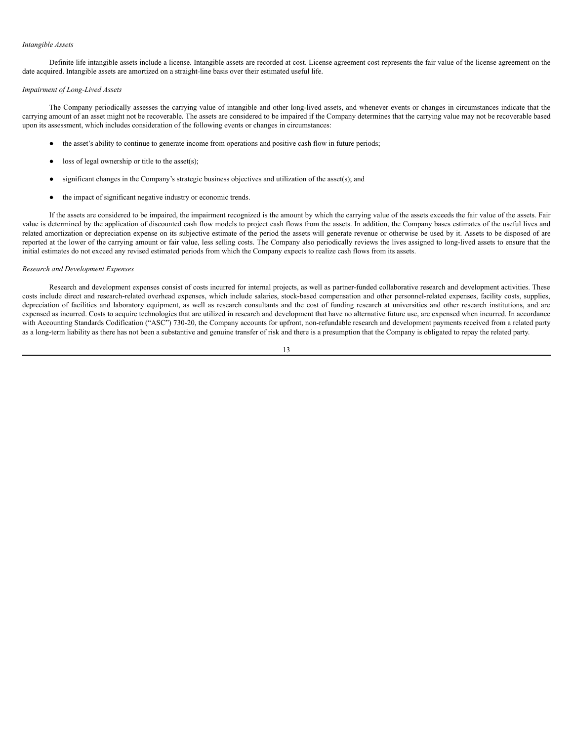*Intangible Assets*

Definite life intangible assets include a license. Intangible assets are recorded at cost. License agreement cost represents the fair value of the license agreement on the date acquired. Intangible assets are amortized on a straight-line basis over their estimated useful life.

*Impairment of Long-Lived Assets*

The Company periodically assesses the carrying value of intangible and other long-lived assets, and whenever events or changes in circumstances indicate that the carrying amount of an asset might not be recoverable. The assets are considered to be impaired if the Company determines that the carrying value may not be recoverable based upon its assessment, which includes consideration of the following events or changes in circumstances:

- the asset's ability to continue to generate income from operations and positive cash flow in future periods;
- loss of legal ownership or title to the asset(s);
- significant changes in the Company's strategic business objectives and utilization of the asset(s); and
- the impact of significant negative industry or economic trends.

If the assets are considered to be impaired, the impairment recognized is the amount by which the carrying value of the assets exceeds the fair value of the assets. Fair value is determined by the application of discounted cash flow models to project cash flows from the assets. In addition, the Company bases estimates of the useful lives and related amortization or depreciation expense on its subjective estimate of the period the assets will generate revenue or otherwise be used by it. Assets to be disposed of are reported at the lower of the carrying amount or fair value, less selling costs. The Company also periodically reviews the lives assigned to long-lived assets to ensure that the initial estimates do not exceed any revised estimated periods from which the Company expects to realize cash flows from its assets.

*Research and Development Expenses*

Research and development expenses consist of costs incurred for internal projects, as well as partner-funded collaborative research and development activities. These costs include direct and research-related overhead expenses, which include salaries, stock-based compensation and other personnel-related expenses, facility costs, supplies, depreciation of facilities and laboratory equipment, as well as research consultants and the cost of funding research at universities and other research institutions, and are expensed as incurred. Costs to acquire technologies that are utilized in research and development that have no alternative future use, are expensed when incurred. In accordance with Accounting Standards Codification ("ASC") 730-20, the Company accounts for upfront, non-refundable research and development payments received from a related party as a long-term liability as there has not been a substantive and genuine transfer of risk and there is a presumption that the Company is obligated to repay the related party.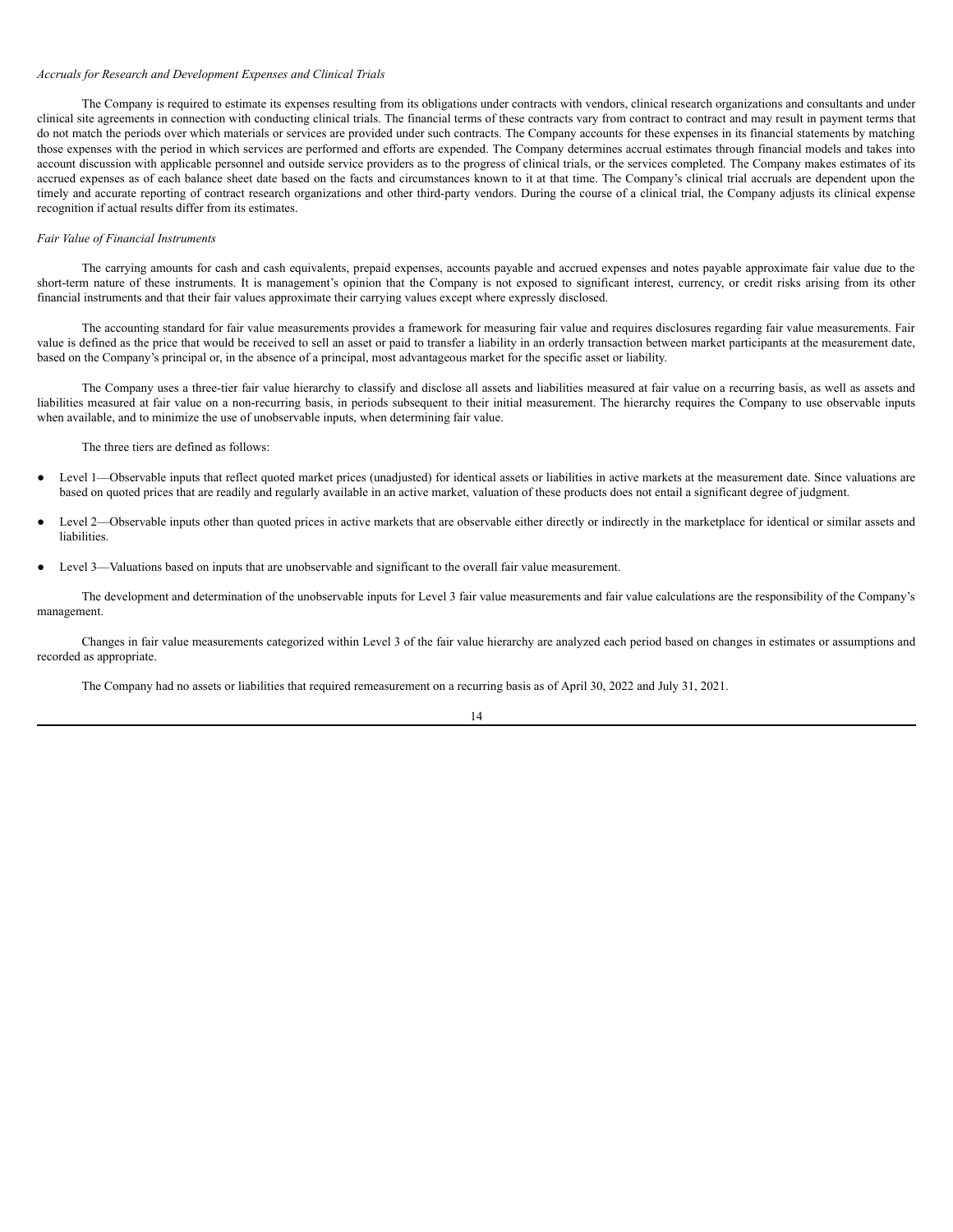*Accruals for Research and Development Expenses and Clinical Trials*

The Company is required to estimate its expenses resulting from its obligations under contracts with vendors, clinical research organizations and consultants and under clinical site agreements in connection with conducting clinical trials. The financial terms of these contracts vary from contract to contract and may result in payment terms that do not match the periods over which materials or services are provided under such contracts. The Company accounts for these expenses in its financial statements by matching those expenses with the period in which services are performed and efforts are expended. The Company determines accrual estimates through financial models and takes into account discussion with applicable personnel and outside service providers as to the progress of clinical trials, or the services completed. The Company makes estimates of its accrued expenses as of each balance sheet date based on the facts and circumstances known to it at that time. The Company's clinical trial accruals are dependent upon the timely and accurate reporting of contract research organizations and other third-party vendors. During the course of a clinical trial, the Company adjusts its clinical expense recognition if actual results differ from its estimates.

*Fair Value of Financial Instruments*

The carrying amounts for cash and cash equivalents, prepaid expenses, accounts payable and accrued expenses and notes payable approximate fair value due to the short-term nature of these instruments. It is management's opinion that the Company is not exposed to significant interest, currency, or credit risks arising from its other financial instruments and that their fair values approximate their carrying values except where expressly disclosed.

The accounting standard for fair value measurements provides a framework for measuring fair value and requires disclosures regarding fair value measurements. Fair value is defined as the price that would be received to sell an asset or paid to transfer a liability in an orderly transaction between market participants at the measurement date, based on the Company's principal or, in the absence of a principal, most advantageous market for the specific asset or liability.

The Company uses a three-tier fair value hierarchy to classify and disclose all assets and liabilities measured at fair value on a recurring basis, as well as assets and liabilities measured at fair value on a non-recurring basis, in periods subsequent to their initial measurement. The hierarchy requires the Company to use observable inputs when available, and to minimize the use of unobservable inputs, when determining fair value.

The three tiers are defined as follows:

- Level 1—Observable inputs that reflect quoted market prices (unadjusted) for identical assets or liabilities in active markets at the measurement date. Since valuations are based on quoted prices that are readily and regularly available in an active market, valuation of these products does not entail a significant degree of judgment.
- Level 2—Observable inputs other than quoted prices in active markets that are observable either directly or indirectly in the marketplace for identical or similar assets and liabilities.
- Level 3—Valuations based on inputs that are unobservable and significant to the overall fair value measurement.

The development and determination of the unobservable inputs for Level 3 fair value measurements and fair value calculations are the responsibility of the Company's management.

Changes in fair value measurements categorized within Level 3 of the fair value hierarchy are analyzed each period based on changes in estimates or assumptions and recorded as appropriate.

The Company had no assets or liabilities that required remeasurement on a recurring basis as of April 30, 2022 and July 31, 2021.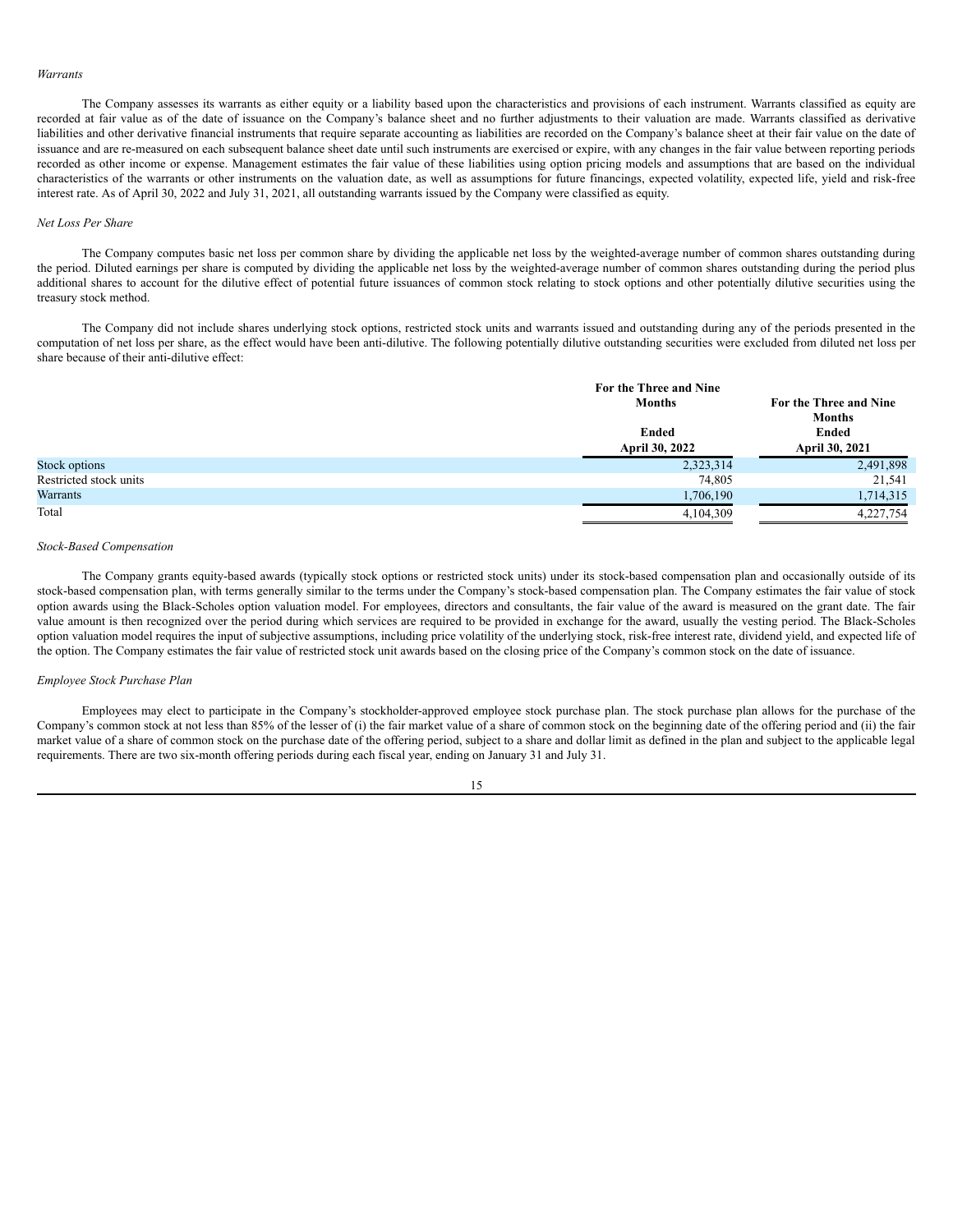*Warrants*

The Company assesses its warrants as either equity or a liability based upon the characteristics and provisions of each instrument. Warrants classified as equity are recorded at fair value as of the date of issuance on the Company's balance sheet and no further adjustments to their valuation are made. Warrants classified as derivative liabilities and other derivative financial instruments that require separate accounting as liabilities are recorded on the Company's balance sheet at their fair value on the date of issuance and are re-measured on each subsequent balance sheet date until such instruments are exercised or expire, with any changes in the fair value between reporting periods recorded as other income or expense. Management estimates the fair value of these liabilities using option pricing models and assumptions that are based on the individual characteristics of the warrants or other instruments on the valuation date, as well as assumptions for future financings, expected volatility, expected life, yield and risk-free interest rate. As of April 30, 2022 and July 31, 2021, all outstanding warrants issued by the Company were classified as equity.

*Net Loss Per Share*

The Company computes basic net loss per common share by dividing the applicable net loss by the weighted-average number of common shares outstanding during the period. Diluted earnings per share is computed by dividing the applicable net loss by the weighted-average number of common shares outstanding during the period plus additional shares to account for the dilutive effect of potential future issuances of common stock relating to stock options and other potentially dilutive securities using the treasury stock method.

The Company did not include shares underlying stock options, restricted stock units and warrants issued and outstanding during any of the periods presented in the computation of net loss per share, as the effect would have been anti-dilutive. The following potentially dilutive outstanding securities were excluded from diluted net loss per share because of their anti-dilutive effect:

| | For the Three and Nine Months Ended April 30, 2022 | For the Three and Nine Months Ended April 30, 2021 |
|---|---|---|
| Stock options | 2,323,314 | 2,491,898 |
| Restricted stock units | 74,805 | 21,541 |
| Warrants | 1,706,190 | 1,714,315 |
| Total | 4,104,309 | 4,227,754 |

*Stock-Based Compensation*

The Company grants equity-based awards (typically stock options or restricted stock units) under its stock-based compensation plan and occasionally outside of its stock-based compensation plan, with terms generally similar to the terms under the Company's stock-based compensation plan. The Company estimates the fair value of stock option awards using the Black-Scholes option valuation model. For employees, directors and consultants, the fair value of the award is measured on the grant date. The fair value amount is then recognized over the period during which services are required to be provided in exchange for the award, usually the vesting period. The Black-Scholes option valuation model requires the input of subjective assumptions, including price volatility of the underlying stock, risk-free interest rate, dividend yield, and expected life of the option. The Company estimates the fair value of restricted stock unit awards based on the closing price of the Company's common stock on the date of issuance.

*Employee Stock Purchase Plan*

Employees may elect to participate in the Company's stockholder-approved employee stock purchase plan. The stock purchase plan allows for the purchase of the Company's common stock at not less than 85% of the lesser of (i) the fair market value of a share of common stock on the beginning date of the offering period and (ii) the fair market value of a share of common stock on the purchase date of the offering period, subject to a share and dollar limit as defined in the plan and subject to the applicable legal requirements. There are two six-month offering periods during each fiscal year, ending on January 31 and July 31.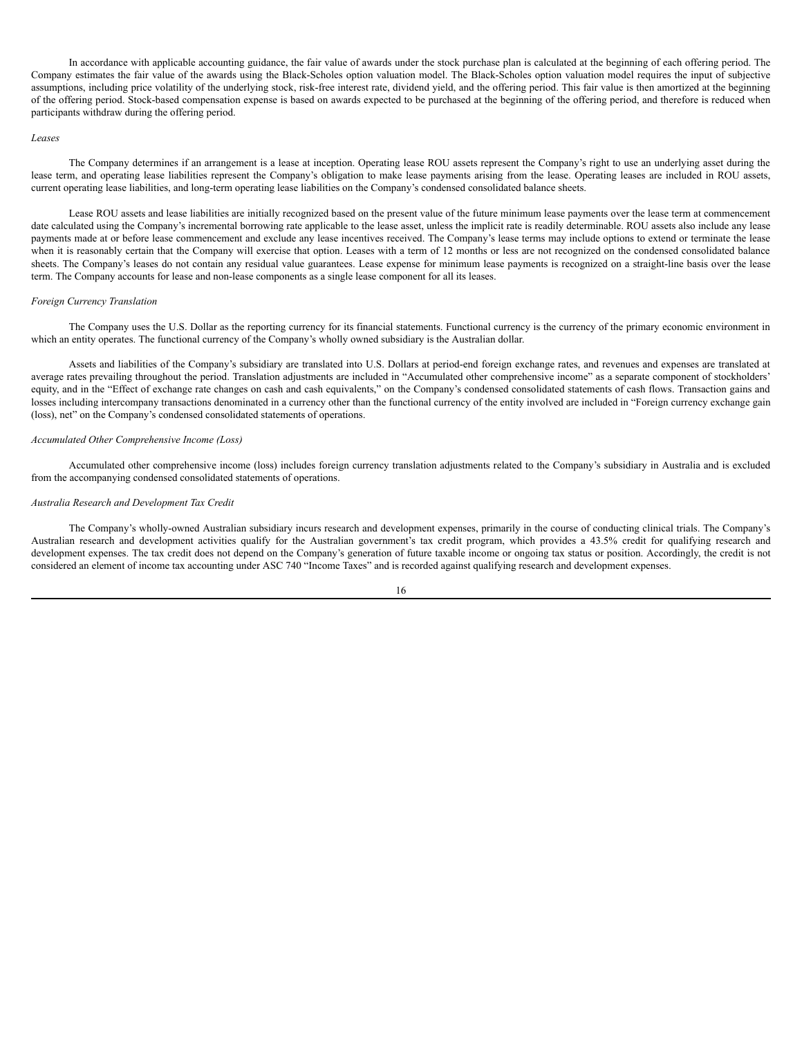In accordance with applicable accounting guidance, the fair value of awards under the stock purchase plan is calculated at the beginning of each offering period. The Company estimates the fair value of the awards using the Black-Scholes option valuation model. The Black-Scholes option valuation model requires the input of subjective assumptions, including price volatility of the underlying stock, risk-free interest rate, dividend yield, and the offering period. This fair value is then amortized at the beginning of the offering period. Stock-based compensation expense is based on awards expected to be purchased at the beginning of the offering period, and therefore is reduced when participants withdraw during the offering period.

*Leases*

The Company determines if an arrangement is a lease at inception. Operating lease ROU assets represent the Company's right to use an underlying asset during the lease term, and operating lease liabilities represent the Company's obligation to make lease payments arising from the lease. Operating leases are included in ROU assets, current operating lease liabilities, and long-term operating lease liabilities on the Company's condensed consolidated balance sheets.

Lease ROU assets and lease liabilities are initially recognized based on the present value of the future minimum lease payments over the lease term at commencement date calculated using the Company's incremental borrowing rate applicable to the lease asset, unless the implicit rate is readily determinable. ROU assets also include any lease payments made at or before lease commencement and exclude any lease incentives received. The Company's lease terms may include options to extend or terminate the lease when it is reasonably certain that the Company will exercise that option. Leases with a term of 12 months or less are not recognized on the condensed consolidated balance sheets. The Company's leases do not contain any residual value guarantees. Lease expense for minimum lease payments is recognized on a straight-line basis over the lease term. The Company accounts for lease and non-lease components as a single lease component for all its leases.

*Foreign Currency Translation*

The Company uses the U.S. Dollar as the reporting currency for its financial statements. Functional currency is the currency of the primary economic environment in which an entity operates. The functional currency of the Company's wholly owned subsidiary is the Australian dollar.

Assets and liabilities of the Company's subsidiary are translated into U.S. Dollars at period-end foreign exchange rates, and revenues and expenses are translated at average rates prevailing throughout the period. Translation adjustments are included in "Accumulated other comprehensive income" as a separate component of stockholders' equity, and in the "Effect of exchange rate changes on cash and cash equivalents," on the Company's condensed consolidated statements of cash flows. Transaction gains and losses including intercompany transactions denominated in a currency other than the functional currency of the entity involved are included in "Foreign currency exchange gain (loss), net" on the Company's condensed consolidated statements of operations.

*Accumulated Other Comprehensive Income (Loss)*

Accumulated other comprehensive income (loss) includes foreign currency translation adjustments related to the Company's subsidiary in Australia and is excluded from the accompanying condensed consolidated statements of operations.

*Australia Research and Development Tax Credit*

The Company's wholly-owned Australian subsidiary incurs research and development expenses, primarily in the course of conducting clinical trials. The Company's Australian research and development activities qualify for the Australian government's tax credit program, which provides a 43.5% credit for qualifying research and development expenses. The tax credit does not depend on the Company's generation of future taxable income or ongoing tax status or position. Accordingly, the credit is not considered an element of income tax accounting under ASC 740 "Income Taxes" and is recorded against qualifying research and development expenses.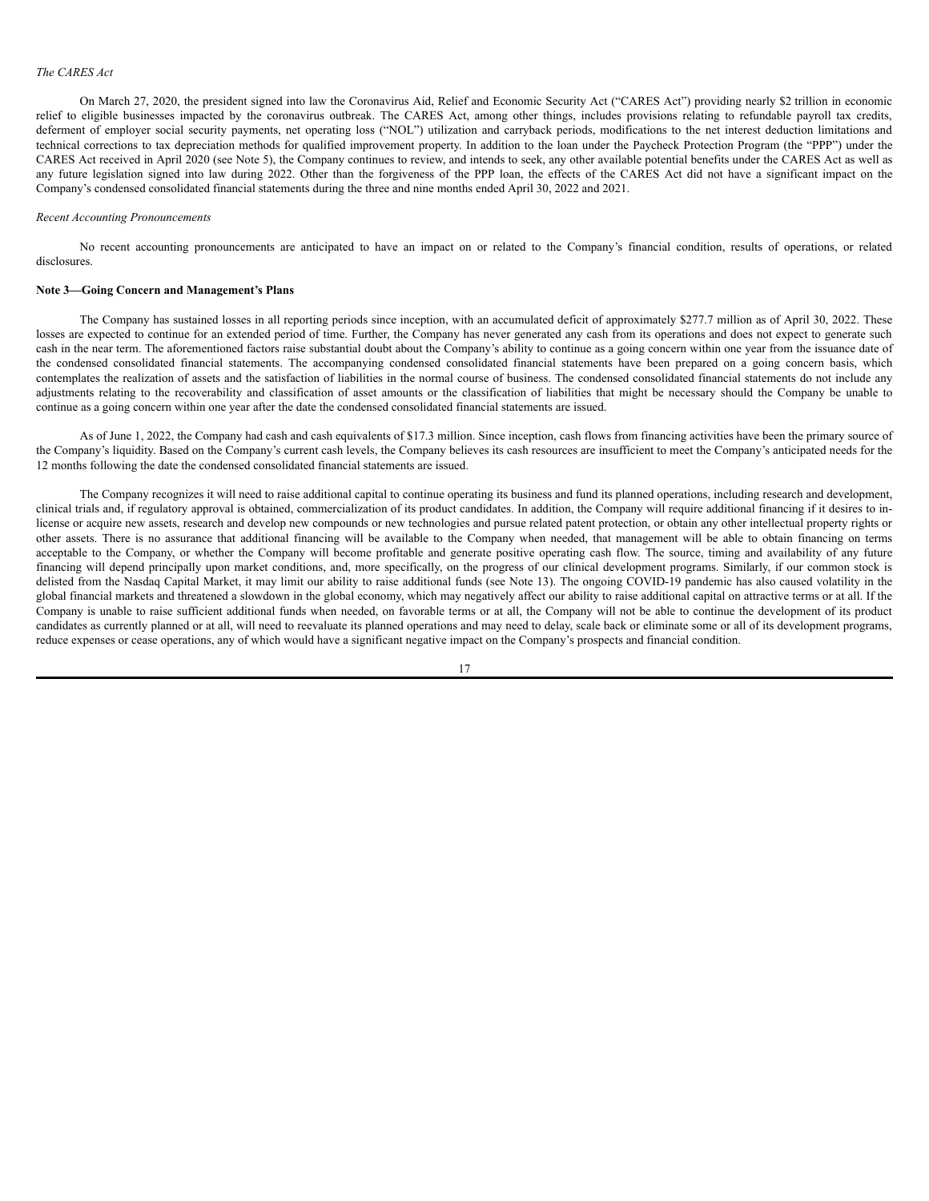*The CARES Act*

On March 27, 2020, the president signed into law the Coronavirus Aid, Relief and Economic Security Act ("CARES Act") providing nearly $2 trillion in economic relief to eligible businesses impacted by the coronavirus outbreak. The CARES Act, among other things, includes provisions relating to refundable payroll tax credits, deferment of employer social security payments, net operating loss ("NOL") utilization and carryback periods, modifications to the net interest deduction limitations and technical corrections to tax depreciation methods for qualified improvement property. In addition to the loan under the Paycheck Protection Program (the "PPP") under the CARES Act received in April 2020 (see Note 5), the Company continues to review, and intends to seek, any other available potential benefits under the CARES Act as well as any future legislation signed into law during 2022. Other than the forgiveness of the PPP loan, the effects of the CARES Act did not have a significant impact on the Company's condensed consolidated financial statements during the three and nine months ended April 30, 2022 and 2021.

*Recent Accounting Pronouncements*

No recent accounting pronouncements are anticipated to have an impact on or related to the Company's financial condition, results of operations, or related disclosures.

**Note 3—Going Concern and Management's Plans**

The Company has sustained losses in all reporting periods since inception, with an accumulated deficit of approximately $277.7 million as of April 30, 2022. These losses are expected to continue for an extended period of time. Further, the Company has never generated any cash from its operations and does not expect to generate such cash in the near term. The aforementioned factors raise substantial doubt about the Company's ability to continue as a going concern within one year from the issuance date of the condensed consolidated financial statements. The accompanying condensed consolidated financial statements have been prepared on a going concern basis, which contemplates the realization of assets and the satisfaction of liabilities in the normal course of business. The condensed consolidated financial statements do not include any adjustments relating to the recoverability and classification of asset amounts or the classification of liabilities that might be necessary should the Company be unable to continue as a going concern within one year after the date the condensed consolidated financial statements are issued.

As of June 1, 2022, the Company had cash and cash equivalents of $17.3 million. Since inception, cash flows from financing activities have been the primary source of the Company's liquidity. Based on the Company's current cash levels, the Company believes its cash resources are insufficient to meet the Company's anticipated needs for the 12 months following the date the condensed consolidated financial statements are issued.

The Company recognizes it will need to raise additional capital to continue operating its business and fund its planned operations, including research and development, clinical trials and, if regulatory approval is obtained, commercialization of its product candidates. In addition, the Company will require additional financing if it desires to in-license or acquire new assets, research and develop new compounds or new technologies and pursue related patent protection, or obtain any other intellectual property rights or other assets. There is no assurance that additional financing will be available to the Company when needed, that management will be able to obtain financing on terms acceptable to the Company, or whether the Company will become profitable and generate positive operating cash flow. The source, timing and availability of any future financing will depend principally upon market conditions, and, more specifically, on the progress of our clinical development programs. Similarly, if our common stock is delisted from the Nasdaq Capital Market, it may limit our ability to raise additional funds (see Note 13). The ongoing COVID-19 pandemic has also caused volatility in the global financial markets and threatened a slowdown in the global economy, which may negatively affect our ability to raise additional capital on attractive terms or at all. If the Company is unable to raise sufficient additional funds when needed, on favorable terms or at all, the Company will not be able to continue the development of its product candidates as currently planned or at all, will need to reevaluate its planned operations and may need to delay, scale back or eliminate some or all of its development programs, reduce expenses or cease operations, any of which would have a significant negative impact on the Company's prospects and financial condition.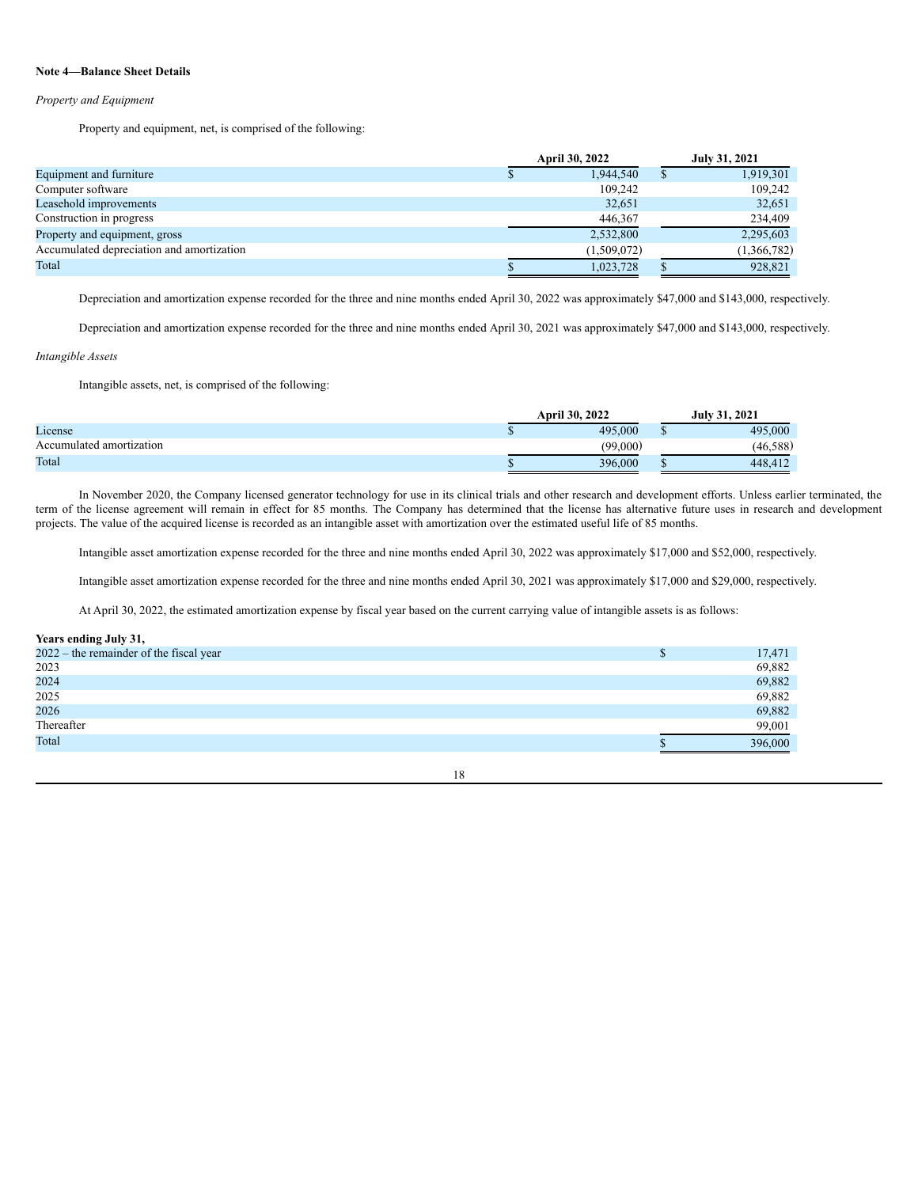**Note 4—Balance Sheet Details**

*Property and Equipment*

Property and equipment, net, is comprised of the following:

| | April 30, 2022 | July 31, 2021 |
|---|---|---|
| Equipment and furniture | $ 1,944,540 | $ 1,919,301 |
| Computer software | 109,242 | 109,242 |
| Leasehold improvements | 32,651 | 32,651 |
| Construction in progress | 446,367 | 234,409 |
| Property and equipment, gross | 2,532,800 | 2,295,603 |
| Accumulated depreciation and amortization | (1,509,072) | (1,366,782) |
| Total | $ 1,023,728 | $ 928,821 |

Depreciation and amortization expense recorded for the three and nine months ended April 30, 2022 was approximately $47,000 and $143,000, respectively.

Depreciation and amortization expense recorded for the three and nine months ended April 30, 2021 was approximately $47,000 and $143,000, respectively.

*Intangible Assets*

Intangible assets, net, is comprised of the following:

| | April 30, 2022 | July 31, 2021 |
|---|---|---|
| License | $ 495,000 | $ 495,000 |
| Accumulated amortization | (99,000) | (46,588) |
| Total | $ 396,000 | $ 448,412 |

In November 2020, the Company licensed generator technology for use in its clinical trials and other research and development efforts. Unless earlier terminated, the term of the license agreement will remain in effect for 85 months. The Company has determined that the license has alternative future uses in research and development projects. The value of the acquired license is recorded as an intangible asset with amortization over the estimated useful life of 85 months.

Intangible asset amortization expense recorded for the three and nine months ended April 30, 2022 was approximately $17,000 and $52,000, respectively.

Intangible asset amortization expense recorded for the three and nine months ended April 30, 2021 was approximately $17,000 and $29,000, respectively.

At April 30, 2022, the estimated amortization expense by fiscal year based on the current carrying value of intangible assets is as follows:

| **Years ending July 31,** | |
|---|---|
| 2022 – the remainder of the fiscal year | $ 17,471 |
| 2023 | 69,882 |
| 2024 | 69,882 |
| 2025 | 69,882 |
| 2026 | 69,882 |
| Thereafter | 99,001 |
| Total | $ 396,000 |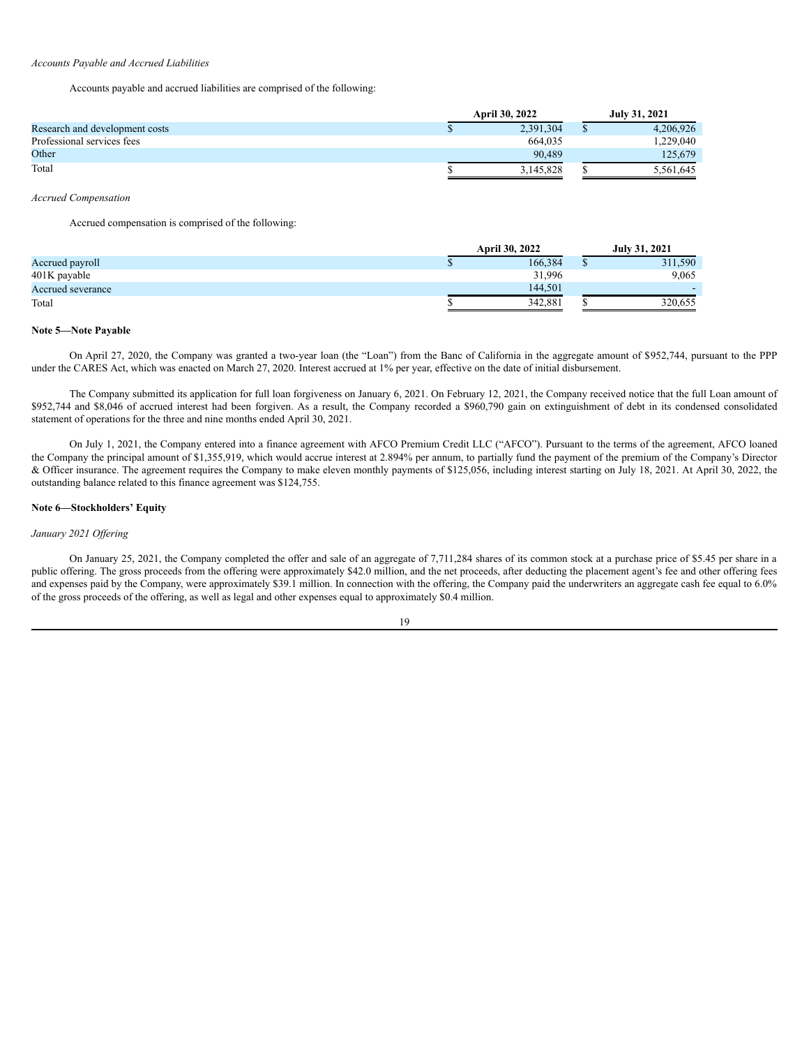*Accounts Payable and Accrued Liabilities*

Accounts payable and accrued liabilities are comprised of the following:

| | April 30, 2022 | July 31, 2021 |
|---|---|---|
| Research and development costs | $ 2,391,304 | $ 4,206,926 |
| Professional services fees | 664,035 | 1,229,040 |
| Other | 90,489 | 125,679 |
| Total | $ 3,145,828 | $ 5,561,645 |

*Accrued Compensation*

Accrued compensation is comprised of the following:

| | April 30, 2022 | July 31, 2021 |
|---|---|---|
| Accrued payroll | $ 166,384 | $ 311,590 |
| 401K payable | 31,996 | 9,065 |
| Accrued severance | 144,501 | - |
| Total | $ 342,881 | $ 320,655 |

**Note 5—Note Payable**

On April 27, 2020, the Company was granted a two-year loan (the "Loan") from the Banc of California in the aggregate amount of $952,744, pursuant to the PPP under the CARES Act, which was enacted on March 27, 2020. Interest accrued at 1% per year, effective on the date of initial disbursement.

The Company submitted its application for full loan forgiveness on January 6, 2021. On February 12, 2021, the Company received notice that the full Loan amount of $952,744 and $8,046 of accrued interest had been forgiven. As a result, the Company recorded a $960,790 gain on extinguishment of debt in its condensed consolidated statement of operations for the three and nine months ended April 30, 2021.

On July 1, 2021, the Company entered into a finance agreement with AFCO Premium Credit LLC ("AFCO"). Pursuant to the terms of the agreement, AFCO loaned the Company the principal amount of $1,355,919, which would accrue interest at 2.894% per annum, to partially fund the payment of the premium of the Company's Director & Officer insurance. The agreement requires the Company to make eleven monthly payments of $125,056, including interest starting on July 18, 2021. At April 30, 2022, the outstanding balance related to this finance agreement was $124,755.

**Note 6—Stockholders' Equity**

*January 2021 Offering*

On January 25, 2021, the Company completed the offer and sale of an aggregate of 7,711,284 shares of its common stock at a purchase price of $5.45 per share in a public offering. The gross proceeds from the offering were approximately $42.0 million, and the net proceeds, after deducting the placement agent's fee and other offering fees and expenses paid by the Company, were approximately $39.1 million. In connection with the offering, the Company paid the underwriters an aggregate cash fee equal to 6.0% of the gross proceeds of the offering, as well as legal and other expenses equal to approximately $0.4 million.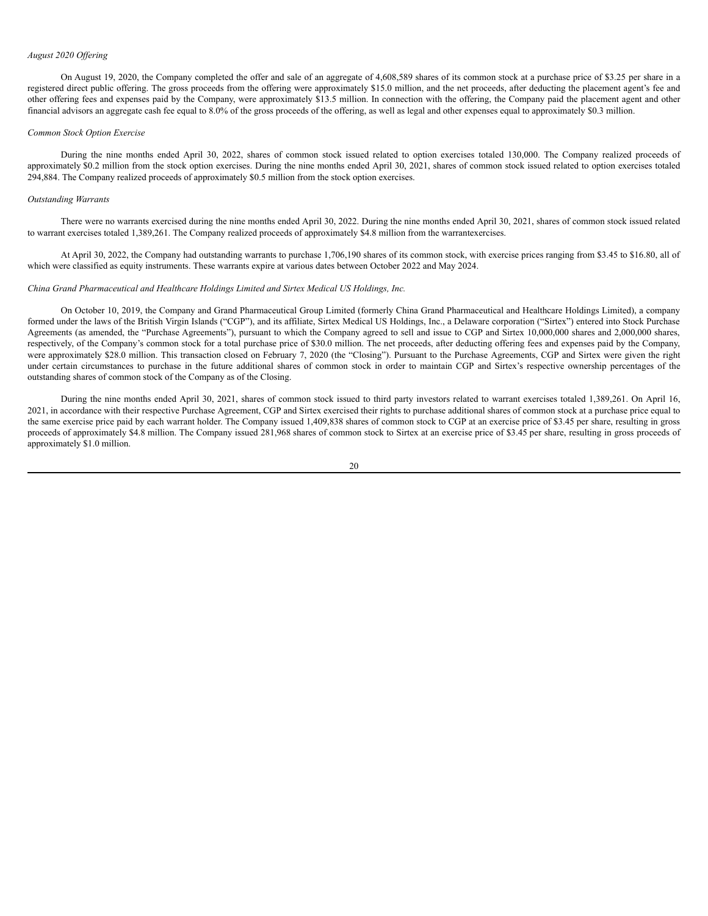*August 2020 Offering*

On August 19, 2020, the Company completed the offer and sale of an aggregate of 4,608,589 shares of its common stock at a purchase price of $3.25 per share in a registered direct public offering. The gross proceeds from the offering were approximately $15.0 million, and the net proceeds, after deducting the placement agent's fee and other offering fees and expenses paid by the Company, were approximately $13.5 million. In connection with the offering, the Company paid the placement agent and other financial advisors an aggregate cash fee equal to 8.0% of the gross proceeds of the offering, as well as legal and other expenses equal to approximately $0.3 million.

*Common Stock Option Exercise*

During the nine months ended April 30, 2022, shares of common stock issued related to option exercises totaled 130,000. The Company realized proceeds of approximately $0.2 million from the stock option exercises. During the nine months ended April 30, 2021, shares of common stock issued related to option exercises totaled 294,884. The Company realized proceeds of approximately $0.5 million from the stock option exercises.

*Outstanding Warrants*

There were no warrants exercised during the nine months ended April 30, 2022. During the nine months ended April 30, 2021, shares of common stock issued related to warrant exercises totaled 1,389,261. The Company realized proceeds of approximately $4.8 million from the warrantexercises.

At April 30, 2022, the Company had outstanding warrants to purchase 1,706,190 shares of its common stock, with exercise prices ranging from $3.45 to $16.80, all of which were classified as equity instruments. These warrants expire at various dates between October 2022 and May 2024.

*China Grand Pharmaceutical and Healthcare Holdings Limited and Sirtex Medical US Holdings, Inc.*

On October 10, 2019, the Company and Grand Pharmaceutical Group Limited (formerly China Grand Pharmaceutical and Healthcare Holdings Limited), a company formed under the laws of the British Virgin Islands ("CGP"), and its affiliate, Sirtex Medical US Holdings, Inc., a Delaware corporation ("Sirtex") entered into Stock Purchase Agreements (as amended, the "Purchase Agreements"), pursuant to which the Company agreed to sell and issue to CGP and Sirtex 10,000,000 shares and 2,000,000 shares, respectively, of the Company's common stock for a total purchase price of $30.0 million. The net proceeds, after deducting offering fees and expenses paid by the Company, were approximately $28.0 million. This transaction closed on February 7, 2020 (the "Closing"). Pursuant to the Purchase Agreements, CGP and Sirtex were given the right under certain circumstances to purchase in the future additional shares of common stock in order to maintain CGP and Sirtex's respective ownership percentages of the outstanding shares of common stock of the Company as of the Closing.

During the nine months ended April 30, 2021, shares of common stock issued to third party investors related to warrant exercises totaled 1,389,261. On April 16, 2021, in accordance with their respective Purchase Agreement, CGP and Sirtex exercised their rights to purchase additional shares of common stock at a purchase price equal to the same exercise price paid by each warrant holder. The Company issued 1,409,838 shares of common stock to CGP at an exercise price of $3.45 per share, resulting in gross proceeds of approximately $4.8 million. The Company issued 281,968 shares of common stock to Sirtex at an exercise price of $3.45 per share, resulting in gross proceeds of approximately $1.0 million.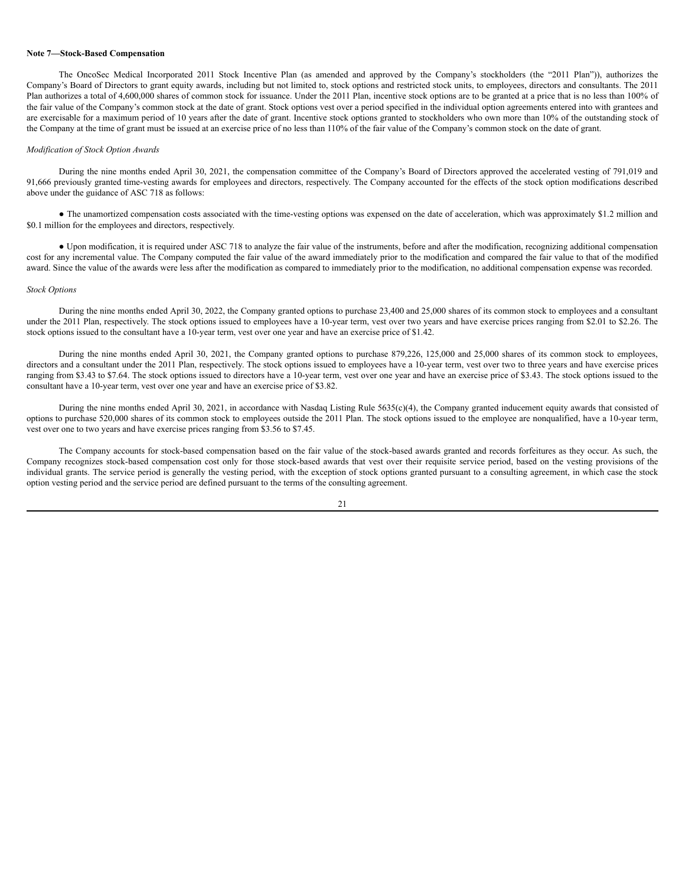**Note 7—Stock-Based Compensation**

The OncoSec Medical Incorporated 2011 Stock Incentive Plan (as amended and approved by the Company's stockholders (the "2011 Plan")), authorizes the Company's Board of Directors to grant equity awards, including but not limited to, stock options and restricted stock units, to employees, directors and consultants. The 2011 Plan authorizes a total of 4,600,000 shares of common stock for issuance. Under the 2011 Plan, incentive stock options are to be granted at a price that is no less than 100% of the fair value of the Company's common stock at the date of grant. Stock options vest over a period specified in the individual option agreements entered into with grantees and are exercisable for a maximum period of 10 years after the date of grant. Incentive stock options granted to stockholders who own more than 10% of the outstanding stock of the Company at the time of grant must be issued at an exercise price of no less than 110% of the fair value of the Company's common stock on the date of grant.

*Modification of Stock Option Awards*

During the nine months ended April 30, 2021, the compensation committee of the Company's Board of Directors approved the accelerated vesting of 791,019 and 91,666 previously granted time-vesting awards for employees and directors, respectively. The Company accounted for the effects of the stock option modifications described above under the guidance of ASC 718 as follows:

● The unamortized compensation costs associated with the time-vesting options was expensed on the date of acceleration, which was approximately $1.2 million and $0.1 million for the employees and directors, respectively.

● Upon modification, it is required under ASC 718 to analyze the fair value of the instruments, before and after the modification, recognizing additional compensation cost for any incremental value. The Company computed the fair value of the award immediately prior to the modification and compared the fair value to that of the modified award. Since the value of the awards were less after the modification as compared to immediately prior to the modification, no additional compensation expense was recorded.

*Stock Options*

During the nine months ended April 30, 2022, the Company granted options to purchase 23,400 and 25,000 shares of its common stock to employees and a consultant under the 2011 Plan, respectively. The stock options issued to employees have a 10-year term, vest over two years and have exercise prices ranging from $2.01 to $2.26. The stock options issued to the consultant have a 10-year term, vest over one year and have an exercise price of $1.42.

During the nine months ended April 30, 2021, the Company granted options to purchase 879,226, 125,000 and 25,000 shares of its common stock to employees, directors and a consultant under the 2011 Plan, respectively. The stock options issued to employees have a 10-year term, vest over two to three years and have exercise prices ranging from $3.43 to $7.64. The stock options issued to directors have a 10-year term, vest over one year and have an exercise price of $3.43. The stock options issued to the consultant have a 10-year term, vest over one year and have an exercise price of $3.82.

During the nine months ended April 30, 2021, in accordance with Nasdaq Listing Rule 5635(c)(4), the Company granted inducement equity awards that consisted of options to purchase 520,000 shares of its common stock to employees outside the 2011 Plan. The stock options issued to the employee are nonqualified, have a 10-year term, vest over one to two years and have exercise prices ranging from $3.56 to $7.45.

The Company accounts for stock-based compensation based on the fair value of the stock-based awards granted and records forfeitures as they occur. As such, the Company recognizes stock-based compensation cost only for those stock-based awards that vest over their requisite service period, based on the vesting provisions of the individual grants. The service period is generally the vesting period, with the exception of stock options granted pursuant to a consulting agreement, in which case the stock option vesting period and the service period are defined pursuant to the terms of the consulting agreement.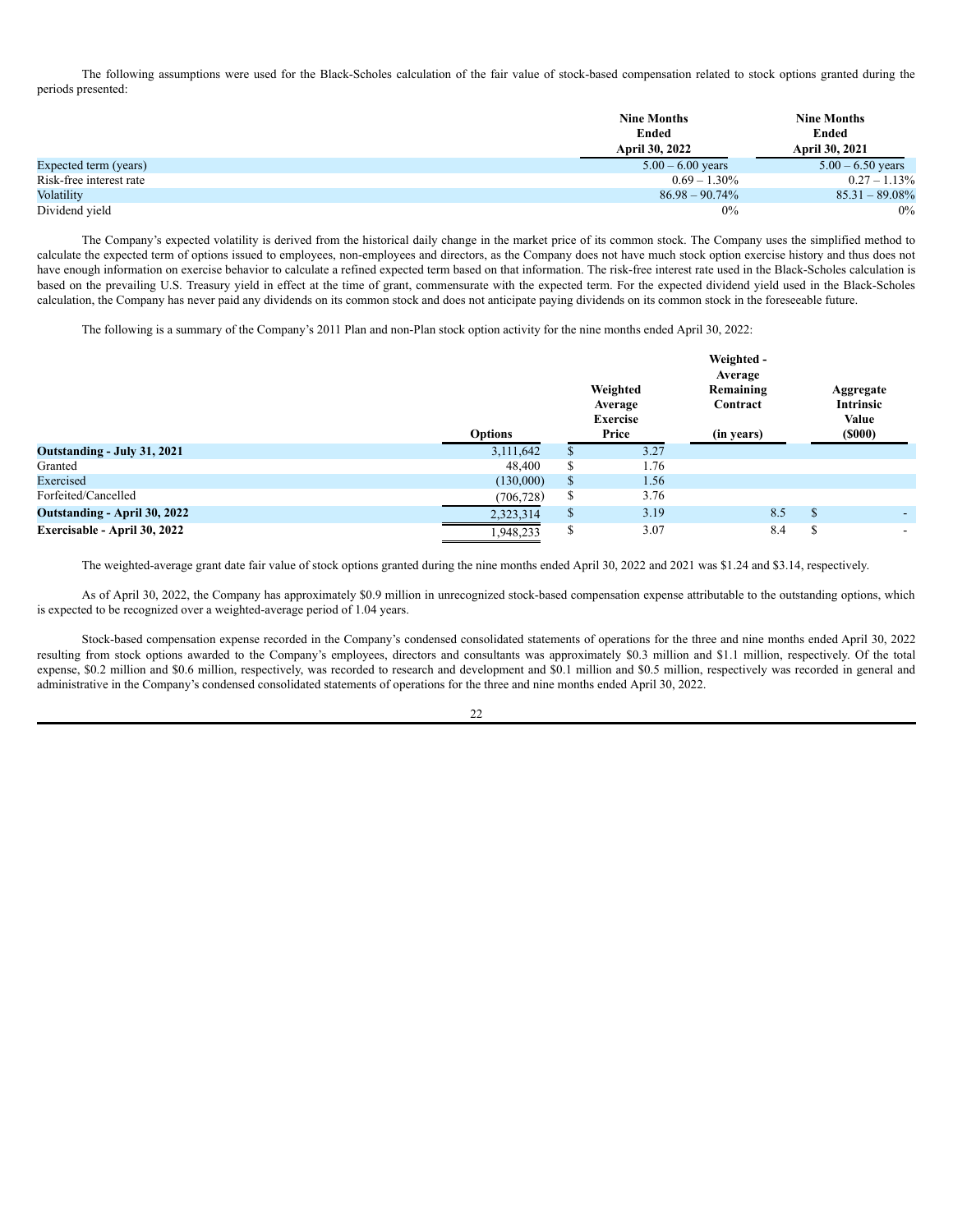The following assumptions were used for the Black-Scholes calculation of the fair value of stock-based compensation related to stock options granted during the periods presented:

| | Nine Months Ended April 30, 2022 | Nine Months Ended April 30, 2021 |
|---|---|---|
| Expected term (years) | 5.00 – 6.00 years | 5.00 – 6.50 years |
| Risk-free interest rate | 0.69 – 1.30% | 0.27 – 1.13% |
| Volatility | 86.98 – 90.74% | 85.31 – 89.08% |
| Dividend yield | 0% | 0% |

The Company's expected volatility is derived from the historical daily change in the market price of its common stock. The Company uses the simplified method to calculate the expected term of options issued to employees, non-employees and directors, as the Company does not have much stock option exercise history and thus does not have enough information on exercise behavior to calculate a refined expected term based on that information. The risk-free interest rate used in the Black-Scholes calculation is based on the prevailing U.S. Treasury yield in effect at the time of grant, commensurate with the expected term. For the expected dividend yield used in the Black-Scholes calculation, the Company has never paid any dividends on its common stock and does not anticipate paying dividends on its common stock in the foreseeable future.

The following is a summary of the Company's 2011 Plan and non-Plan stock option activity for the nine months ended April 30, 2022:

| | Options | Weighted Average Exercise Price | Weighted - Average Remaining Contract (in years) | Aggregate Intrinsic Value ($000) |
|---|---|---|---|---|
| **Outstanding - July 31, 2021** | 3,111,642 | $ 3.27 | | |
| Granted | 48,400 | $ 1.76 | | |
| Exercised | (130,000) | $ 1.56 | | |
| Forfeited/Cancelled | (706,728) | $ 3.76 | | |
| **Outstanding - April 30, 2022** | 2,323,314 | $ 3.19 | 8.5 | $ - |
| **Exercisable - April 30, 2022** | 1,948,233 | $ 3.07 | 8.4 | $ - |

The weighted-average grant date fair value of stock options granted during the nine months ended April 30, 2022 and 2021 was $1.24 and $3.14, respectively.

As of April 30, 2022, the Company has approximately $0.9 million in unrecognized stock-based compensation expense attributable to the outstanding options, which is expected to be recognized over a weighted-average period of 1.04 years.

Stock-based compensation expense recorded in the Company's condensed consolidated statements of operations for the three and nine months ended April 30, 2022 resulting from stock options awarded to the Company's employees, directors and consultants was approximately $0.3 million and $1.1 million, respectively. Of the total expense, $0.2 million and $0.6 million, respectively, was recorded to research and development and $0.1 million and $0.5 million, respectively was recorded in general and administrative in the Company's condensed consolidated statements of operations for the three and nine months ended April 30, 2022.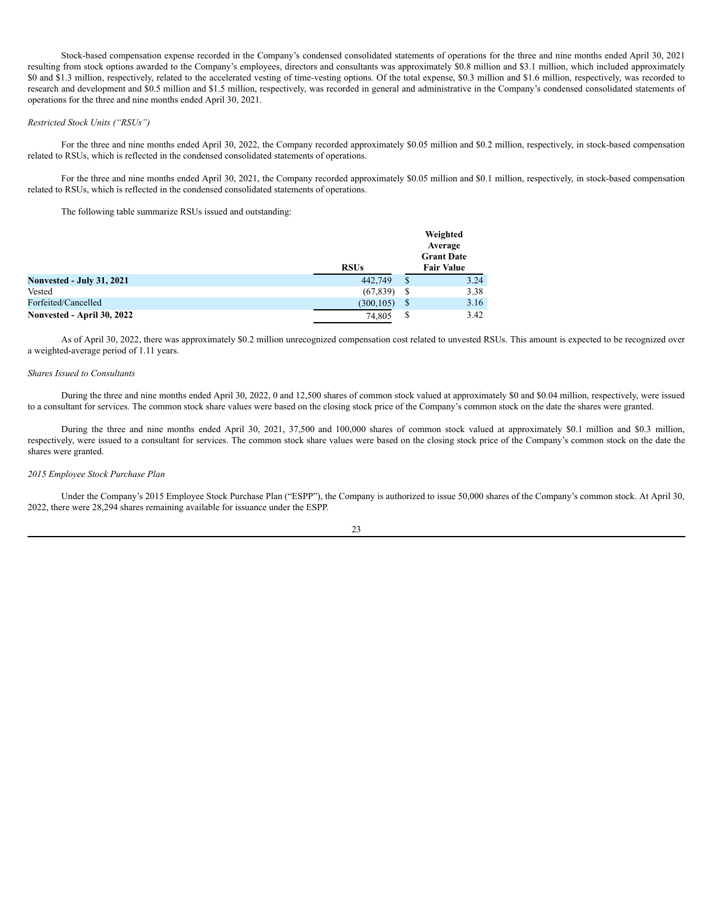Stock-based compensation expense recorded in the Company's condensed consolidated statements of operations for the three and nine months ended April 30, 2021 resulting from stock options awarded to the Company's employees, directors and consultants was approximately $0.8 million and $3.1 million, which included approximately $0 and $1.3 million, respectively, related to the accelerated vesting of time-vesting options. Of the total expense, $0.3 million and $1.6 million, respectively, was recorded to research and development and $0.5 million and $1.5 million, respectively, was recorded in general and administrative in the Company's condensed consolidated statements of operations for the three and nine months ended April 30, 2021.

*Restricted Stock Units ("RSUs")*

For the three and nine months ended April 30, 2022, the Company recorded approximately $0.05 million and $0.2 million, respectively, in stock-based compensation related to RSUs, which is reflected in the condensed consolidated statements of operations.

For the three and nine months ended April 30, 2021, the Company recorded approximately $0.05 million and $0.1 million, respectively, in stock-based compensation related to RSUs, which is reflected in the condensed consolidated statements of operations.

The following table summarize RSUs issued and outstanding:

| | RSUs | Weighted Average Grant Date Fair Value |
|---|---|---|
| **Nonvested - July 31, 2021** | 442,749 | $ 3.24 |
| Vested | (67,839) | $ 3.38 |
| Forfeited/Cancelled | (300,105) | $ 3.16 |
| **Nonvested - April 30, 2022** | 74,805 | $ 3.42 |

As of April 30, 2022, there was approximately $0.2 million unrecognized compensation cost related to unvested RSUs. This amount is expected to be recognized over a weighted-average period of 1.11 years.

*Shares Issued to Consultants*

During the three and nine months ended April 30, 2022, 0 and 12,500 shares of common stock valued at approximately $0 and $0.04 million, respectively, were issued to a consultant for services. The common stock share values were based on the closing stock price of the Company's common stock on the date the shares were granted.

During the three and nine months ended April 30, 2021, 37,500 and 100,000 shares of common stock valued at approximately $0.1 million and $0.3 million, respectively, were issued to a consultant for services. The common stock share values were based on the closing stock price of the Company's common stock on the date the shares were granted.

*2015 Employee Stock Purchase Plan*

Under the Company's 2015 Employee Stock Purchase Plan ("ESPP"), the Company is authorized to issue 50,000 shares of the Company's common stock. At April 30, 2022, there were 28,294 shares remaining available for issuance under the ESPP.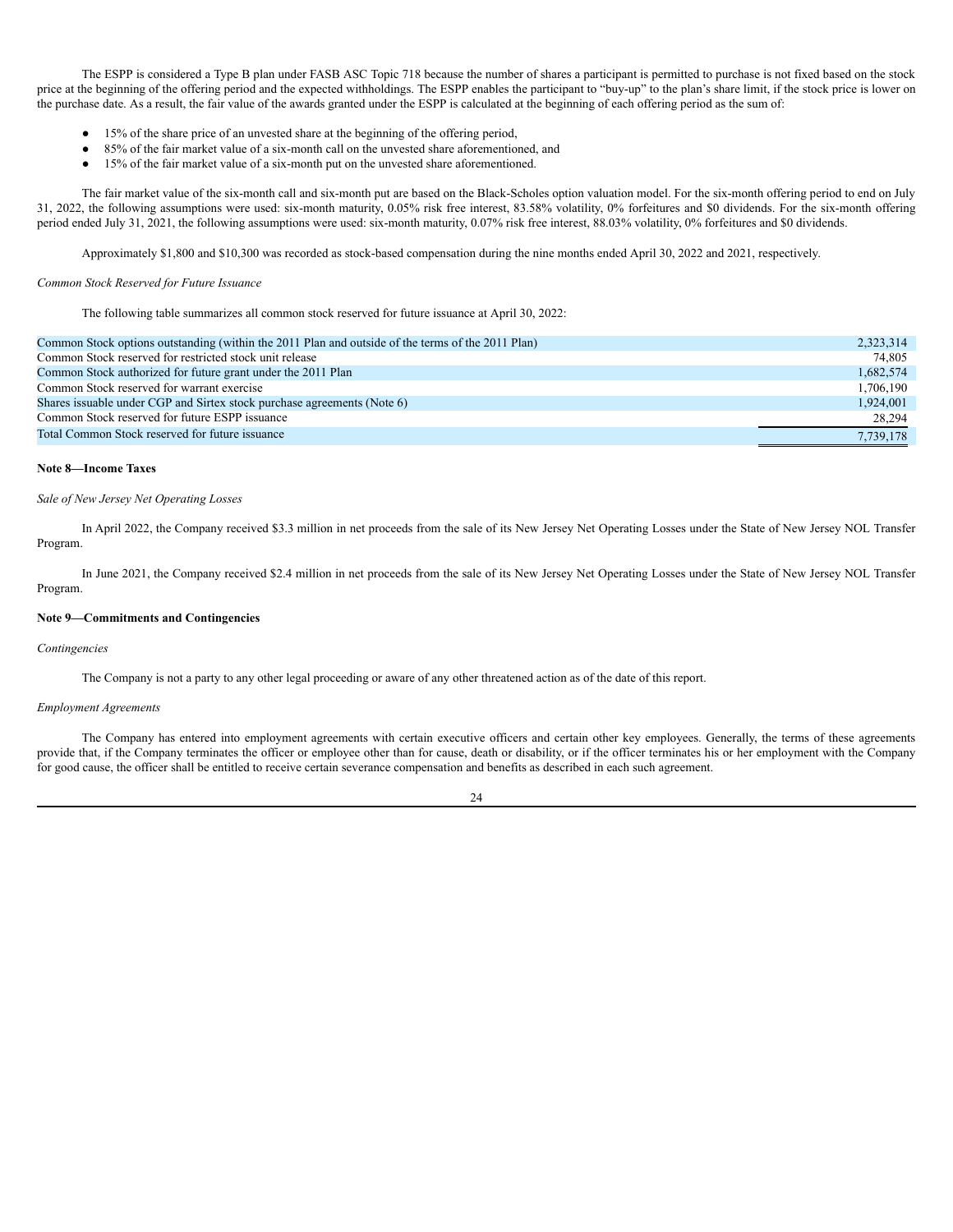The ESPP is considered a Type B plan under FASB ASC Topic 718 because the number of shares a participant is permitted to purchase is not fixed based on the stock price at the beginning of the offering period and the expected withholdings. The ESPP enables the participant to "buy-up" to the plan's share limit, if the stock price is lower on the purchase date. As a result, the fair value of the awards granted under the ESPP is calculated at the beginning of each offering period as the sum of:

- 15% of the share price of an unvested share at the beginning of the offering period,
- 85% of the fair market value of a six-month call on the unvested share aforementioned, and
- 15% of the fair market value of a six-month put on the unvested share aforementioned.

The fair market value of the six-month call and six-month put are based on the Black-Scholes option valuation model. For the six-month offering period to end on July 31, 2022, the following assumptions were used: six-month maturity, 0.05% risk free interest, 83.58% volatility, 0% forfeitures and $0 dividends. For the six-month offering period ended July 31, 2021, the following assumptions were used: six-month maturity, 0.07% risk free interest, 88.03% volatility, 0% forfeitures and $0 dividends.

Approximately $1,800 and $10,300 was recorded as stock-based compensation during the nine months ended April 30, 2022 and 2021, respectively.

*Common Stock Reserved for Future Issuance*

The following table summarizes all common stock reserved for future issuance at April 30, 2022:

| | |
|---|---|
| Common Stock options outstanding (within the 2011 Plan and outside of the terms of the 2011 Plan) | 2,323,314 |
| Common Stock reserved for restricted stock unit release | 74,805 |
| Common Stock authorized for future grant under the 2011 Plan | 1,682,574 |
| Common Stock reserved for warrant exercise | 1,706,190 |
| Shares issuable under CGP and Sirtex stock purchase agreements (Note 6) | 1,924,001 |
| Common Stock reserved for future ESPP issuance | 28,294 |
| Total Common Stock reserved for future issuance | 7,739,178 |

**Note 8—Income Taxes**

*Sale of New Jersey Net Operating Losses*

In April 2022, the Company received $3.3 million in net proceeds from the sale of its New Jersey Net Operating Losses under the State of New Jersey NOL Transfer Program.

In June 2021, the Company received $2.4 million in net proceeds from the sale of its New Jersey Net Operating Losses under the State of New Jersey NOL Transfer Program.

**Note 9—Commitments and Contingencies**

*Contingencies*

The Company is not a party to any other legal proceeding or aware of any other threatened action as of the date of this report.

*Employment Agreements*

The Company has entered into employment agreements with certain executive officers and certain other key employees. Generally, the terms of these agreements provide that, if the Company terminates the officer or employee other than for cause, death or disability, or if the officer terminates his or her employment with the Company for good cause, the officer shall be entitled to receive certain severance compensation and benefits as described in each such agreement.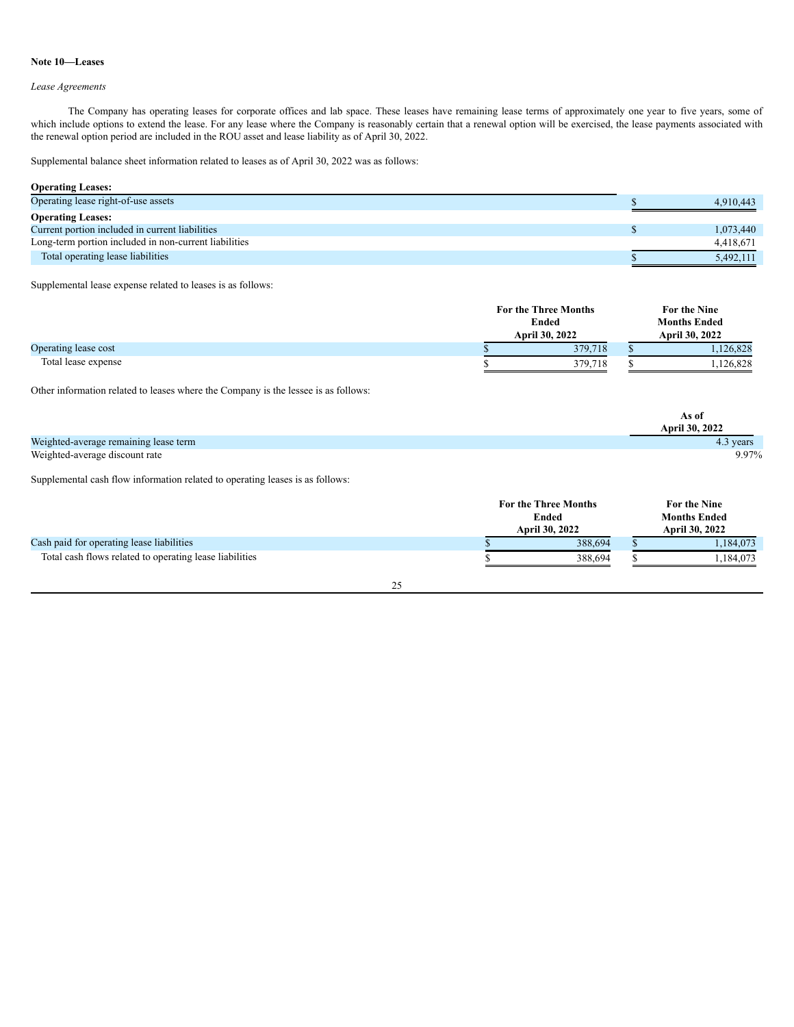**Note 10—Leases**

*Lease Agreements*

The Company has operating leases for corporate offices and lab space. These leases have remaining lease terms of approximately one year to five years, some of which include options to extend the lease. For any lease where the Company is reasonably certain that a renewal option will be exercised, the lease payments associated with the renewal option period are included in the ROU asset and lease liability as of April 30, 2022.

Supplemental balance sheet information related to leases as of April 30, 2022 was as follows:

| | |
|---|---|
| **Operating Leases:** | |
| Operating lease right-of-use assets | $ 4,910,443 |
| **Operating Leases:** | |
| Current portion included in current liabilities | $ 1,073,440 |
| Long-term portion included in non-current liabilities | 4,418,671 |
| Total operating lease liabilities | $ 5,492,111 |

Supplemental lease expense related to leases is as follows:

| | For the Three Months Ended April 30, 2022 | For the Nine Months Ended April 30, 2022 |
|---|---|---|
| Operating lease cost | $ 379,718 | $ 1,126,828 |
| Total lease expense | $ 379,718 | $ 1,126,828 |

Other information related to leases where the Company is the lessee is as follows:

| | As of April 30, 2022 |
|---|---|
| Weighted-average remaining lease term | 4.3 years |
| Weighted-average discount rate | 9.97% |

Supplemental cash flow information related to operating leases is as follows:

| | For the Three Months Ended April 30, 2022 | For the Nine Months Ended April 30, 2022 |
|---|---|---|
| Cash paid for operating lease liabilities | $ 388,694 | $ 1,184,073 |
| Total cash flows related to operating lease liabilities | $ 388,694 | $ 1,184,073 |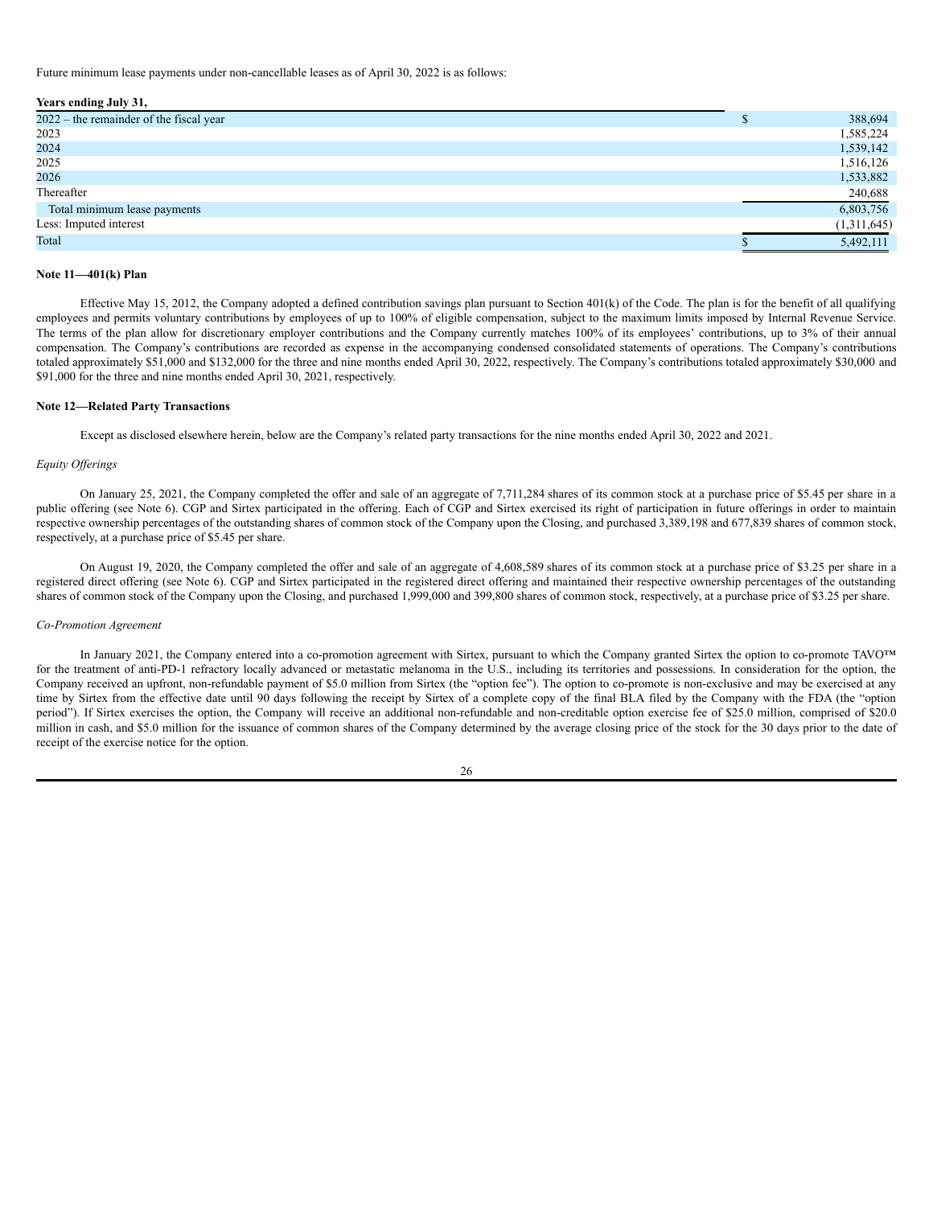Future minimum lease payments under non-cancellable leases as of April 30, 2022 is as follows:

| Years ending July 31, | |
|---|---|
| 2022 – the remainder of the fiscal year | $ 388,694 |
| 2023 | 1,585,224 |
| 2024 | 1,539,142 |
| 2025 | 1,516,126 |
| 2026 | 1,533,882 |
| Thereafter | 240,688 |
| Total minimum lease payments | 6,803,756 |
| Less: Imputed interest | (1,311,645) |
| Total | $ 5,492,111 |

**Note 11—401(k) Plan**

Effective May 15, 2012, the Company adopted a defined contribution savings plan pursuant to Section 401(k) of the Code. The plan is for the benefit of all qualifying employees and permits voluntary contributions by employees of up to 100% of eligible compensation, subject to the maximum limits imposed by Internal Revenue Service. The terms of the plan allow for discretionary employer contributions and the Company currently matches 100% of its employees' contributions, up to 3% of their annual compensation. The Company's contributions are recorded as expense in the accompanying condensed consolidated statements of operations. The Company's contributions totaled approximately $51,000 and $132,000 for the three and nine months ended April 30, 2022, respectively. The Company's contributions totaled approximately $30,000 and $91,000 for the three and nine months ended April 30, 2021, respectively.

**Note 12—Related Party Transactions**

Except as disclosed elsewhere herein, below are the Company's related party transactions for the nine months ended April 30, 2022 and 2021.

*Equity Offerings*

On January 25, 2021, the Company completed the offer and sale of an aggregate of 7,711,284 shares of its common stock at a purchase price of $5.45 per share in a public offering (see Note 6). CGP and Sirtex participated in the offering. Each of CGP and Sirtex exercised its right of participation in future offerings in order to maintain respective ownership percentages of the outstanding shares of common stock of the Company upon the Closing, and purchased 3,389,198 and 677,839 shares of common stock, respectively, at a purchase price of $5.45 per share.

On August 19, 2020, the Company completed the offer and sale of an aggregate of 4,608,589 shares of its common stock at a purchase price of $3.25 per share in a registered direct offering (see Note 6). CGP and Sirtex participated in the registered direct offering and maintained their respective ownership percentages of the outstanding shares of common stock of the Company upon the Closing, and purchased 1,999,000 and 399,800 shares of common stock, respectively, at a purchase price of $3.25 per share.

*Co-Promotion Agreement*

In January 2021, the Company entered into a co-promotion agreement with Sirtex, pursuant to which the Company granted Sirtex the option to co-promote TAVO™ for the treatment of anti-PD-1 refractory locally advanced or metastatic melanoma in the U.S., including its territories and possessions. In consideration for the option, the Company received an upfront, non-refundable payment of $5.0 million from Sirtex (the "option fee"). The option to co-promote is non-exclusive and may be exercised at any time by Sirtex from the effective date until 90 days following the receipt by Sirtex of a complete copy of the final BLA filed by the Company with the FDA (the "option period"). If Sirtex exercises the option, the Company will receive an additional non-refundable and non-creditable option exercise fee of $25.0 million, comprised of $20.0 million in cash, and $5.0 million for the issuance of common shares of the Company determined by the average closing price of the stock for the 30 days prior to the date of receipt of the exercise notice for the option.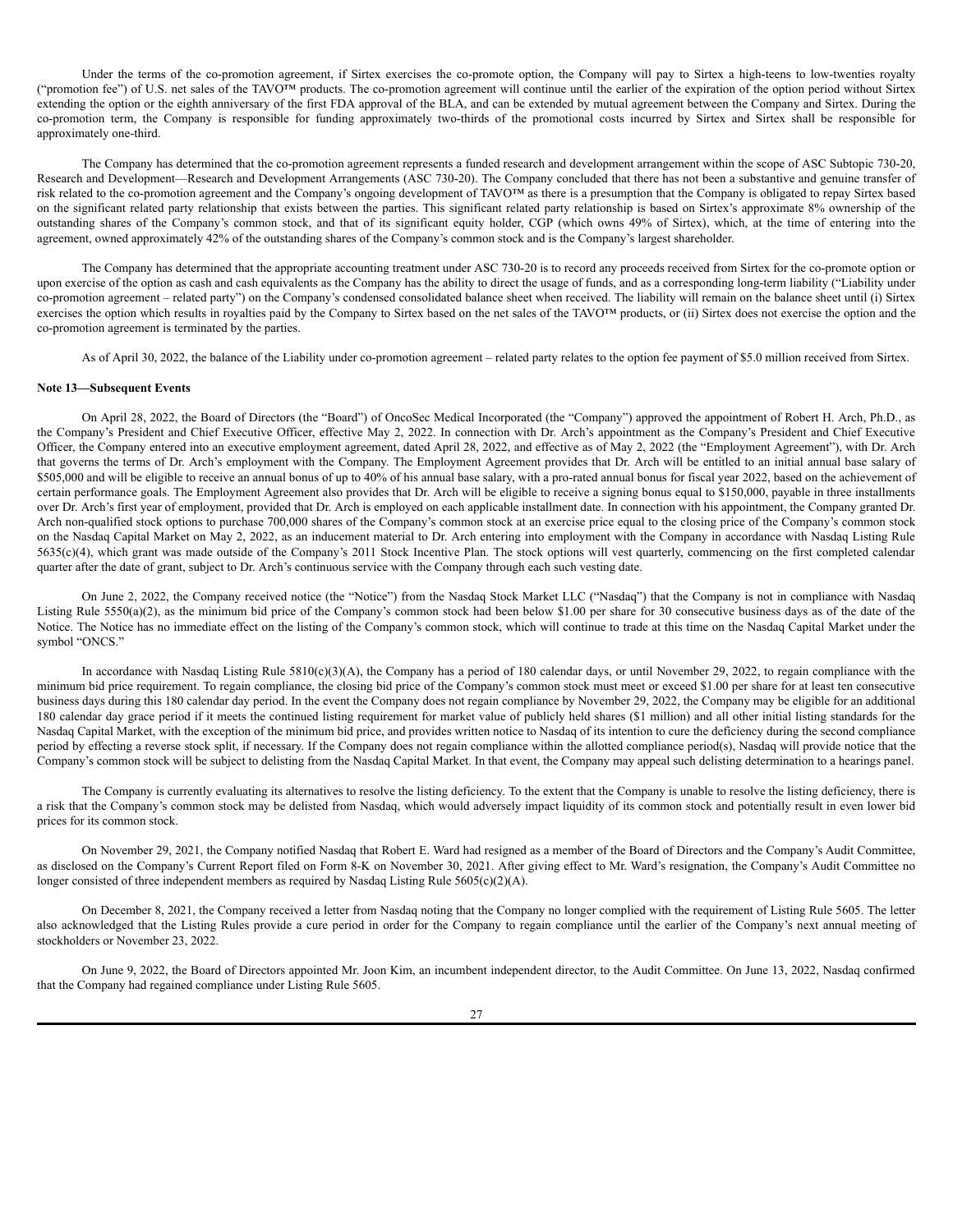Under the terms of the co-promotion agreement, if Sirtex exercises the co-promote option, the Company will pay to Sirtex a high-teens to low-twenties royalty ("promotion fee") of U.S. net sales of the TAVO™ products. The co-promotion agreement will continue until the earlier of the expiration of the option period without Sirtex extending the option or the eighth anniversary of the first FDA approval of the BLA, and can be extended by mutual agreement between the Company and Sirtex. During the co-promotion term, the Company is responsible for funding approximately two-thirds of the promotional costs incurred by Sirtex and Sirtex shall be responsible for approximately one-third.

The Company has determined that the co-promotion agreement represents a funded research and development arrangement within the scope of ASC Subtopic 730-20, Research and Development—Research and Development Arrangements (ASC 730-20). The Company concluded that there has not been a substantive and genuine transfer of risk related to the co-promotion agreement and the Company's ongoing development of TAVO™ as there is a presumption that the Company is obligated to repay Sirtex based on the significant related party relationship that exists between the parties. This significant related party relationship is based on Sirtex's approximate 8% ownership of the outstanding shares of the Company's common stock, and that of its significant equity holder, CGP (which owns 49% of Sirtex), which, at the time of entering into the agreement, owned approximately 42% of the outstanding shares of the Company's common stock and is the Company's largest shareholder.

The Company has determined that the appropriate accounting treatment under ASC 730-20 is to record any proceeds received from Sirtex for the co-promote option or upon exercise of the option as cash and cash equivalents as the Company has the ability to direct the usage of funds, and as a corresponding long-term liability ("Liability under co-promotion agreement – related party") on the Company's condensed consolidated balance sheet when received. The liability will remain on the balance sheet until (i) Sirtex exercises the option which results in royalties paid by the Company to Sirtex based on the net sales of the TAVO™ products, or (ii) Sirtex does not exercise the option and the co-promotion agreement is terminated by the parties.

As of April 30, 2022, the balance of the Liability under co-promotion agreement – related party relates to the option fee payment of $5.0 million received from Sirtex.

**Note 13—Subsequent Events**

On April 28, 2022, the Board of Directors (the "Board") of OncoSec Medical Incorporated (the "Company") approved the appointment of Robert H. Arch, Ph.D., as the Company's President and Chief Executive Officer, effective May 2, 2022. In connection with Dr. Arch's appointment as the Company's President and Chief Executive Officer, the Company entered into an executive employment agreement, dated April 28, 2022, and effective as of May 2, 2022 (the "Employment Agreement"), with Dr. Arch that governs the terms of Dr. Arch's employment with the Company. The Employment Agreement provides that Dr. Arch will be entitled to an initial annual base salary of $505,000 and will be eligible to receive an annual bonus of up to 40% of his annual base salary, with a pro-rated annual bonus for fiscal year 2022, based on the achievement of certain performance goals. The Employment Agreement also provides that Dr. Arch will be eligible to receive a signing bonus equal to $150,000, payable in three installments over Dr. Arch's first year of employment, provided that Dr. Arch is employed on each applicable installment date. In connection with his appointment, the Company granted Dr. Arch non-qualified stock options to purchase 700,000 shares of the Company's common stock at an exercise price equal to the closing price of the Company's common stock on the Nasdaq Capital Market on May 2, 2022, as an inducement material to Dr. Arch entering into employment with the Company in accordance with Nasdaq Listing Rule 5635(c)(4), which grant was made outside of the Company's 2011 Stock Incentive Plan. The stock options will vest quarterly, commencing on the first completed calendar quarter after the date of grant, subject to Dr. Arch's continuous service with the Company through each such vesting date.

On June 2, 2022, the Company received notice (the "Notice") from the Nasdaq Stock Market LLC ("Nasdaq") that the Company is not in compliance with Nasdaq Listing Rule 5550(a)(2), as the minimum bid price of the Company's common stock had been below $1.00 per share for 30 consecutive business days as of the date of the Notice. The Notice has no immediate effect on the listing of the Company's common stock, which will continue to trade at this time on the Nasdaq Capital Market under the symbol "ONCS."

In accordance with Nasdaq Listing Rule 5810(c)(3)(A), the Company has a period of 180 calendar days, or until November 29, 2022, to regain compliance with the minimum bid price requirement. To regain compliance, the closing bid price of the Company's common stock must meet or exceed $1.00 per share for at least ten consecutive business days during this 180 calendar day period. In the event the Company does not regain compliance by November 29, 2022, the Company may be eligible for an additional 180 calendar day grace period if it meets the continued listing requirement for market value of publicly held shares ($1 million) and all other initial listing standards for the Nasdaq Capital Market, with the exception of the minimum bid price, and provides written notice to Nasdaq of its intention to cure the deficiency during the second compliance period by effecting a reverse stock split, if necessary. If the Company does not regain compliance within the allotted compliance period(s), Nasdaq will provide notice that the Company's common stock will be subject to delisting from the Nasdaq Capital Market. In that event, the Company may appeal such delisting determination to a hearings panel.

The Company is currently evaluating its alternatives to resolve the listing deficiency. To the extent that the Company is unable to resolve the listing deficiency, there is a risk that the Company's common stock may be delisted from Nasdaq, which would adversely impact liquidity of its common stock and potentially result in even lower bid prices for its common stock.

On November 29, 2021, the Company notified Nasdaq that Robert E. Ward had resigned as a member of the Board of Directors and the Company's Audit Committee, as disclosed on the Company's Current Report filed on Form 8-K on November 30, 2021. After giving effect to Mr. Ward's resignation, the Company's Audit Committee no longer consisted of three independent members as required by Nasdaq Listing Rule 5605(c)(2)(A).

On December 8, 2021, the Company received a letter from Nasdaq noting that the Company no longer complied with the requirement of Listing Rule 5605. The letter also acknowledged that the Listing Rules provide a cure period in order for the Company to regain compliance until the earlier of the Company's next annual meeting of stockholders or November 23, 2022.

On June 9, 2022, the Board of Directors appointed Mr. Joon Kim, an incumbent independent director, to the Audit Committee. On June 13, 2022, Nasdaq confirmed that the Company had regained compliance under Listing Rule 5605.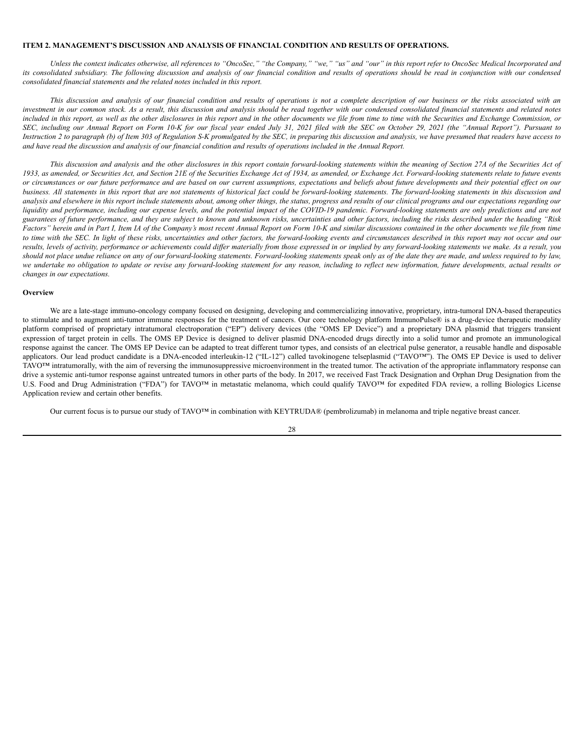**ITEM 2. MANAGEMENT'S DISCUSSION AND ANALYSIS OF FINANCIAL CONDITION AND RESULTS OF OPERATIONS.**

*Unless the context indicates otherwise, all references to "OncoSec," "the Company," "we," "us" and "our" in this report refer to OncoSec Medical Incorporated and its consolidated subsidiary. The following discussion and analysis of our financial condition and results of operations should be read in conjunction with our condensed consolidated financial statements and the related notes included in this report.*

*This discussion and analysis of our financial condition and results of operations is not a complete description of our business or the risks associated with an investment in our common stock. As a result, this discussion and analysis should be read together with our condensed consolidated financial statements and related notes included in this report, as well as the other disclosures in this report and in the other documents we file from time to time with the Securities and Exchange Commission, or SEC, including our Annual Report on Form 10-K for our fiscal year ended July 31, 2021 filed with the SEC on October 29, 2021 (the "Annual Report"). Pursuant to Instruction 2 to paragraph (b) of Item 303 of Regulation S-K promulgated by the SEC, in preparing this discussion and analysis, we have presumed that readers have access to and have read the discussion and analysis of our financial condition and results of operations included in the Annual Report.*

*This discussion and analysis and the other disclosures in this report contain forward-looking statements within the meaning of Section 27A of the Securities Act of 1933, as amended, or Securities Act, and Section 21E of the Securities Exchange Act of 1934, as amended, or Exchange Act. Forward-looking statements relate to future events or circumstances or our future performance and are based on our current assumptions, expectations and beliefs about future developments and their potential effect on our business. All statements in this report that are not statements of historical fact could be forward-looking statements. The forward-looking statements in this discussion and analysis and elsewhere in this report include statements about, among other things, the status, progress and results of our clinical programs and our expectations regarding our liquidity and performance, including our expense levels, and the potential impact of the COVID-19 pandemic. Forward-looking statements are only predictions and are not guarantees of future performance, and they are subject to known and unknown risks, uncertainties and other factors, including the risks described under the heading "Risk Factors" herein and in Part I, Item IA of the Company's most recent Annual Report on Form 10-K and similar discussions contained in the other documents we file from time to time with the SEC. In light of these risks, uncertainties and other factors, the forward-looking events and circumstances described in this report may not occur and our results, levels of activity, performance or achievements could differ materially from those expressed in or implied by any forward-looking statements we make. As a result, you should not place undue reliance on any of our forward-looking statements. Forward-looking statements speak only as of the date they are made, and unless required to by law, we undertake no obligation to update or revise any forward-looking statement for any reason, including to reflect new information, future developments, actual results or changes in our expectations.*

**Overview**

We are a late-stage immuno-oncology company focused on designing, developing and commercializing innovative, proprietary, intra-tumoral DNA-based therapeutics to stimulate and to augment anti-tumor immune responses for the treatment of cancers. Our core technology platform ImmunoPulse® is a drug-device therapeutic modality platform comprised of proprietary intratumoral electroporation ("EP") delivery devices (the "OMS EP Device") and a proprietary DNA plasmid that triggers transient expression of target protein in cells. The OMS EP Device is designed to deliver plasmid DNA-encoded drugs directly into a solid tumor and promote an immunological response against the cancer. The OMS EP Device can be adapted to treat different tumor types, and consists of an electrical pulse generator, a reusable handle and disposable applicators. Our lead product candidate is a DNA-encoded interleukin-12 ("IL-12") called tavokinogene telseplasmid ("TAVO™"). The OMS EP Device is used to deliver TAVO™ intratumorally, with the aim of reversing the immunosuppressive microenvironment in the treated tumor. The activation of the appropriate inflammatory response can drive a systemic anti-tumor response against untreated tumors in other parts of the body. In 2017, we received Fast Track Designation and Orphan Drug Designation from the U.S. Food and Drug Administration ("FDA") for TAVO™ in metastatic melanoma, which could qualify TAVO™ for expedited FDA review, a rolling Biologics License Application review and certain other benefits.

Our current focus is to pursue our study of TAVO™ in combination with KEYTRUDA® (pembrolizumab) in melanoma and triple negative breast cancer.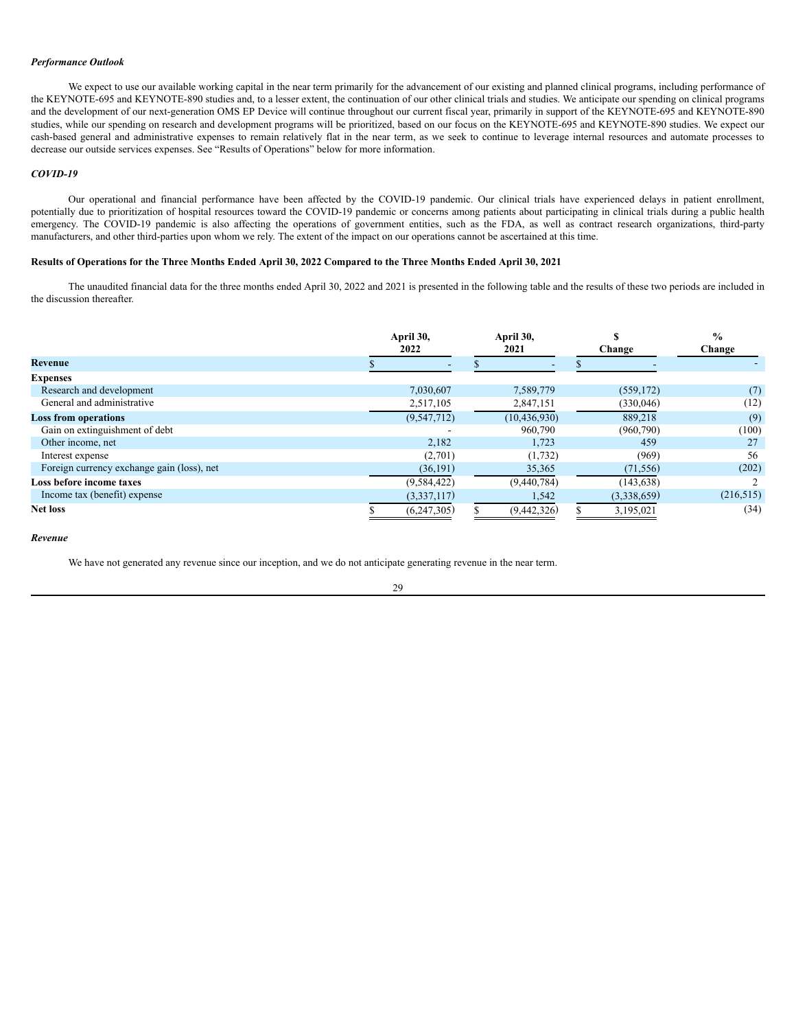*Performance Outlook*

We expect to use our available working capital in the near term primarily for the advancement of our existing and planned clinical programs, including performance of the KEYNOTE-695 and KEYNOTE-890 studies and, to a lesser extent, the continuation of our other clinical trials and studies. We anticipate our spending on clinical programs and the development of our next-generation OMS EP Device will continue throughout our current fiscal year, primarily in support of the KEYNOTE-695 and KEYNOTE-890 studies, while our spending on research and development programs will be prioritized, based on our focus on the KEYNOTE-695 and KEYNOTE-890 studies. We expect our cash-based general and administrative expenses to remain relatively flat in the near term, as we seek to continue to leverage internal resources and automate processes to decrease our outside services expenses. See "Results of Operations" below for more information.

*COVID-19*

Our operational and financial performance have been affected by the COVID-19 pandemic. Our clinical trials have experienced delays in patient enrollment, potentially due to prioritization of hospital resources toward the COVID-19 pandemic or concerns among patients about participating in clinical trials during a public health emergency. The COVID-19 pandemic is also affecting the operations of government entities, such as the FDA, as well as contract research organizations, third-party manufacturers, and other third-parties upon whom we rely. The extent of the impact on our operations cannot be ascertained at this time.

**Results of Operations for the Three Months Ended April 30, 2022 Compared to the Three Months Ended April 30, 2021**

The unaudited financial data for the three months ended April 30, 2022 and 2021 is presented in the following table and the results of these two periods are included in the discussion thereafter.

| | April 30, 2022 | April 30, 2021 | $ Change | % Change |
|---|---|---|---|---|
| **Revenue** | $ - | $ - | $ - | - |
| **Expenses** | | | | |
| Research and development | 7,030,607 | 7,589,779 | (559,172) | (7) |
| General and administrative | 2,517,105 | 2,847,151 | (330,046) | (12) |
| **Loss from operations** | (9,547,712) | (10,436,930) | 889,218 | (9) |
| Gain on extinguishment of debt | - | 960,790 | (960,790) | (100) |
| Other income, net | 2,182 | 1,723 | 459 | 27 |
| Interest expense | (2,701) | (1,732) | (969) | 56 |
| Foreign currency exchange gain (loss), net | (36,191) | 35,365 | (71,556) | (202) |
| **Loss before income taxes** | (9,584,422) | (9,440,784) | (143,638) | 2 |
| Income tax (benefit) expense | (3,337,117) | 1,542 | (3,338,659) | (216,515) |
| **Net loss** | $ (6,247,305) | $ (9,442,326) | $ 3,195,021 | (34) |

*Revenue*

We have not generated any revenue since our inception, and we do not anticipate generating revenue in the near term.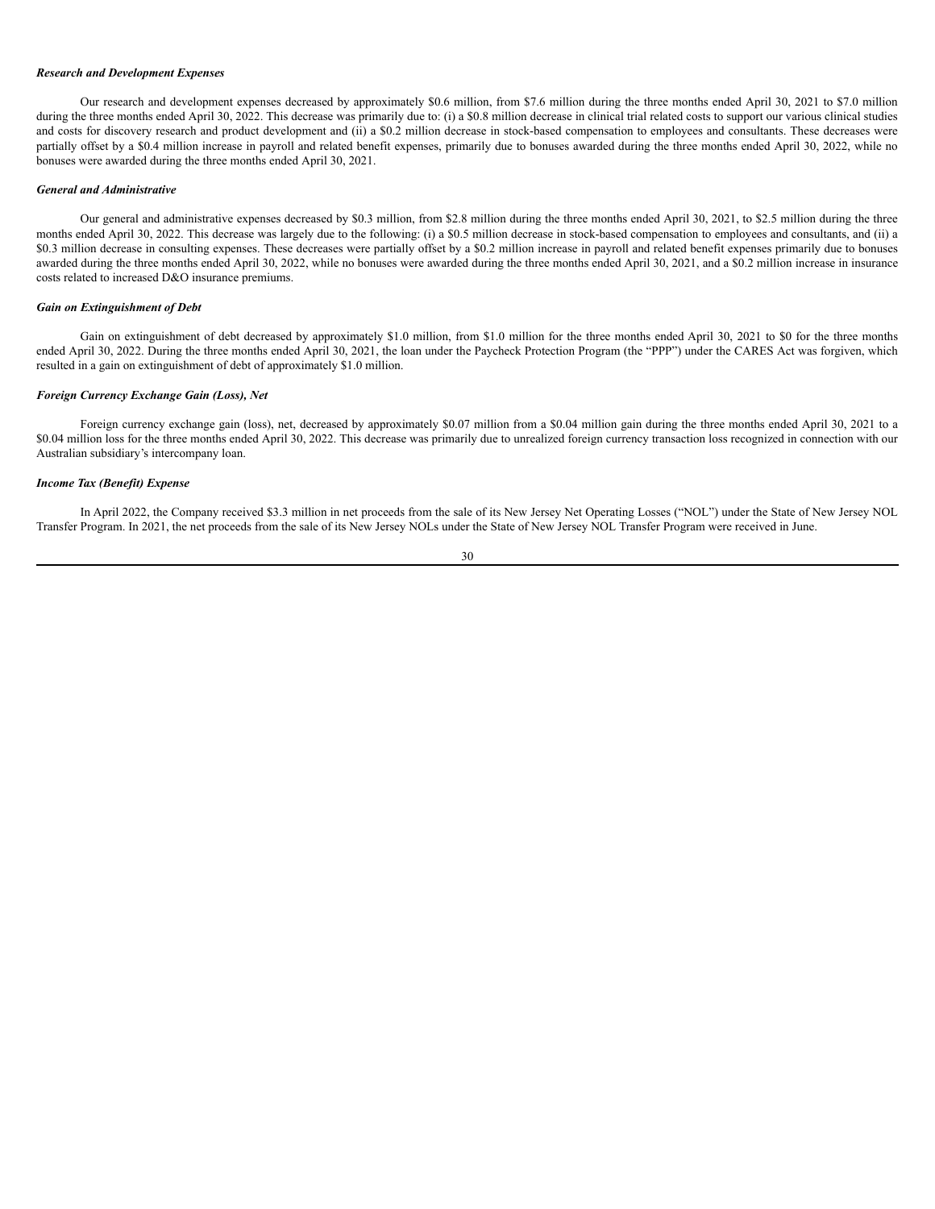***Research and Development Expenses***

Our research and development expenses decreased by approximately $0.6 million, from $7.6 million during the three months ended April 30, 2021 to $7.0 million during the three months ended April 30, 2022. This decrease was primarily due to: (i) a $0.8 million decrease in clinical trial related costs to support our various clinical studies and costs for discovery research and product development and (ii) a $0.2 million decrease in stock-based compensation to employees and consultants. These decreases were partially offset by a $0.4 million increase in payroll and related benefit expenses, primarily due to bonuses awarded during the three months ended April 30, 2022, while no bonuses were awarded during the three months ended April 30, 2021.

***General and Administrative***

Our general and administrative expenses decreased by $0.3 million, from $2.8 million during the three months ended April 30, 2021, to $2.5 million during the three months ended April 30, 2022. This decrease was largely due to the following: (i) a $0.5 million decrease in stock-based compensation to employees and consultants, and (ii) a $0.3 million decrease in consulting expenses. These decreases were partially offset by a $0.2 million increase in payroll and related benefit expenses primarily due to bonuses awarded during the three months ended April 30, 2022, while no bonuses were awarded during the three months ended April 30, 2021, and a $0.2 million increase in insurance costs related to increased D&O insurance premiums.

***Gain on Extinguishment of Debt***

Gain on extinguishment of debt decreased by approximately $1.0 million, from $1.0 million for the three months ended April 30, 2021 to $0 for the three months ended April 30, 2022. During the three months ended April 30, 2021, the loan under the Paycheck Protection Program (the "PPP") under the CARES Act was forgiven, which resulted in a gain on extinguishment of debt of approximately $1.0 million.

***Foreign Currency Exchange Gain (Loss), Net***

Foreign currency exchange gain (loss), net, decreased by approximately $0.07 million from a $0.04 million gain during the three months ended April 30, 2021 to a $0.04 million loss for the three months ended April 30, 2022. This decrease was primarily due to unrealized foreign currency transaction loss recognized in connection with our Australian subsidiary's intercompany loan.

***Income Tax (Benefit) Expense***

In April 2022, the Company received $3.3 million in net proceeds from the sale of its New Jersey Net Operating Losses ("NOL") under the State of New Jersey NOL Transfer Program. In 2021, the net proceeds from the sale of its New Jersey NOLs under the State of New Jersey NOL Transfer Program were received in June.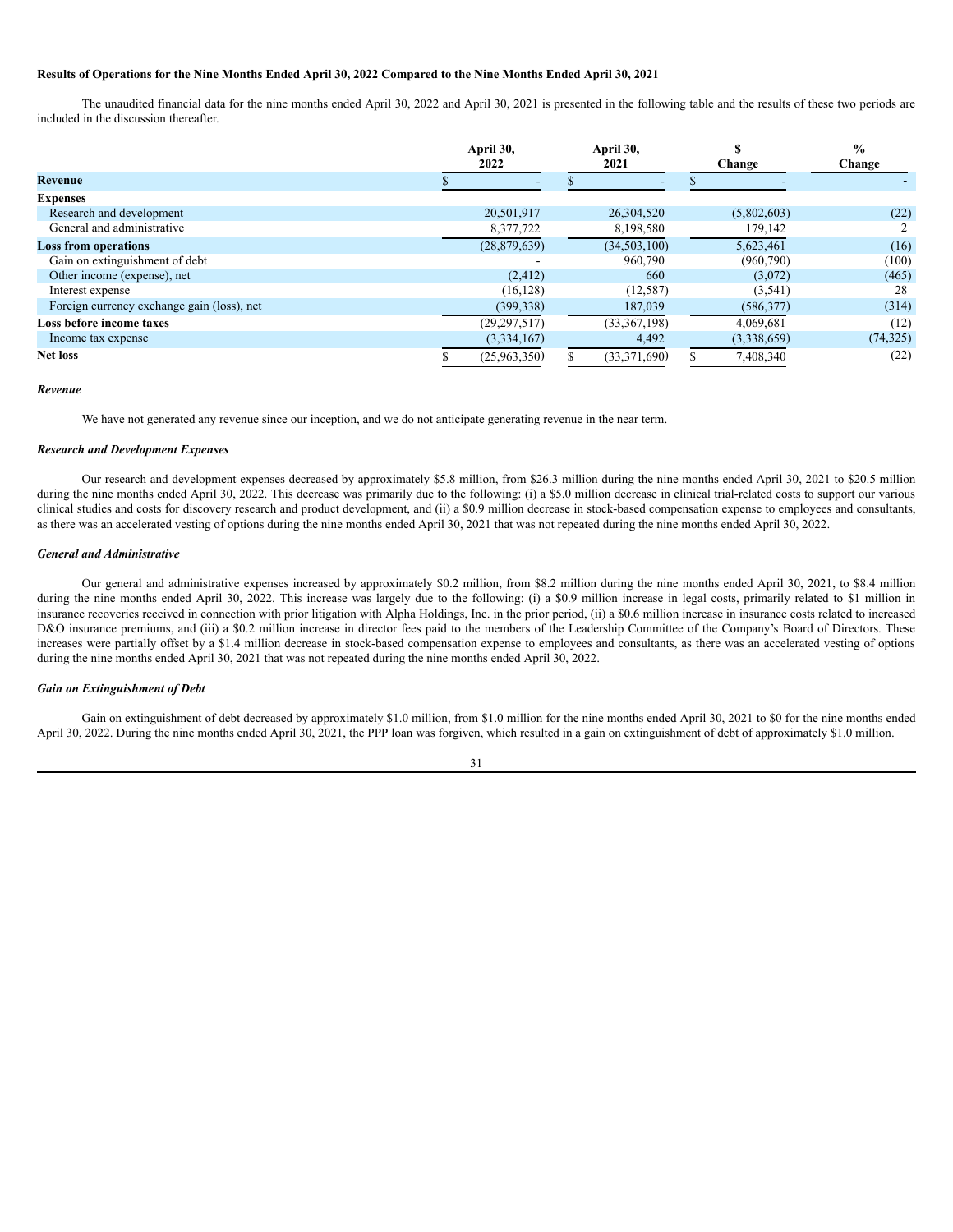**Results of Operations for the Nine Months Ended April 30, 2022 Compared to the Nine Months Ended April 30, 2021**

The unaudited financial data for the nine months ended April 30, 2022 and April 30, 2021 is presented in the following table and the results of these two periods are included in the discussion thereafter.

| | April 30, 2022 | April 30, 2021 | $ Change | % Change |
|---|---|---|---|---|
| **Revenue** | $ - | $ - | $ - | - |
| **Expenses** | | | | |
| Research and development | 20,501,917 | 26,304,520 | (5,802,603) | (22) |
| General and administrative | 8,377,722 | 8,198,580 | 179,142 | 2 |
| **Loss from operations** | (28,879,639) | (34,503,100) | 5,623,461 | (16) |
| Gain on extinguishment of debt | - | 960,790 | (960,790) | (100) |
| Other income (expense), net | (2,412) | 660 | (3,072) | (465) |
| Interest expense | (16,128) | (12,587) | (3,541) | 28 |
| Foreign currency exchange gain (loss), net | (399,338) | 187,039 | (586,377) | (314) |
| **Loss before income taxes** | (29,297,517) | (33,367,198) | 4,069,681 | (12) |
| Income tax expense | (3,334,167) | 4,492 | (3,338,659) | (74,325) |
| **Net loss** | $ (25,963,350) | $ (33,371,690) | $ 7,408,340 | (22) |

***Revenue***

We have not generated any revenue since our inception, and we do not anticipate generating revenue in the near term.

***Research and Development Expenses***

Our research and development expenses decreased by approximately $5.8 million, from $26.3 million during the nine months ended April 30, 2021 to $20.5 million during the nine months ended April 30, 2022. This decrease was primarily due to the following: (i) a $5.0 million decrease in clinical trial-related costs to support our various clinical studies and costs for discovery research and product development, and (ii) a $0.9 million decrease in stock-based compensation expense to employees and consultants, as there was an accelerated vesting of options during the nine months ended April 30, 2021 that was not repeated during the nine months ended April 30, 2022.

***General and Administrative***

Our general and administrative expenses increased by approximately $0.2 million, from $8.2 million during the nine months ended April 30, 2021, to $8.4 million during the nine months ended April 30, 2022. This increase was largely due to the following: (i) a $0.9 million increase in legal costs, primarily related to $1 million in insurance recoveries received in connection with prior litigation with Alpha Holdings, Inc. in the prior period, (ii) a $0.6 million increase in insurance costs related to increased D&O insurance premiums, and (iii) a $0.2 million increase in director fees paid to the members of the Leadership Committee of the Company's Board of Directors. These increases were partially offset by a $1.4 million decrease in stock-based compensation expense to employees and consultants, as there was an accelerated vesting of options during the nine months ended April 30, 2021 that was not repeated during the nine months ended April 30, 2022.

***Gain on Extinguishment of Debt***

Gain on extinguishment of debt decreased by approximately $1.0 million, from $1.0 million for the nine months ended April 30, 2021 to $0 for the nine months ended April 30, 2022. During the nine months ended April 30, 2021, the PPP loan was forgiven, which resulted in a gain on extinguishment of debt of approximately $1.0 million.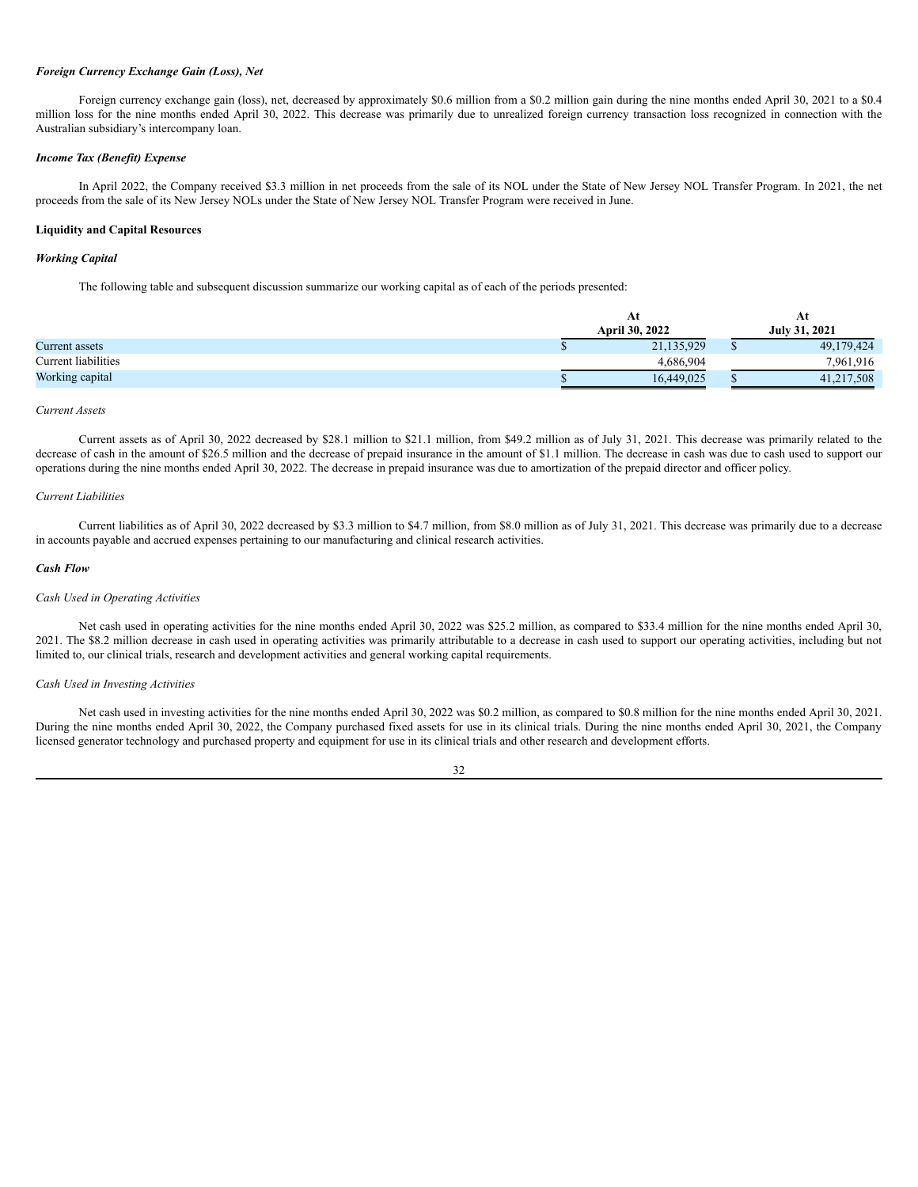***Foreign Currency Exchange Gain (Loss), Net***

Foreign currency exchange gain (loss), net, decreased by approximately $0.6 million from a $0.2 million gain during the nine months ended April 30, 2021 to a $0.4 million loss for the nine months ended April 30, 2022. This decrease was primarily due to unrealized foreign currency transaction loss recognized in connection with the Australian subsidiary's intercompany loan.

***Income Tax (Benefit) Expense***

In April 2022, the Company received $3.3 million in net proceeds from the sale of its NOL under the State of New Jersey NOL Transfer Program. In 2021, the net proceeds from the sale of its New Jersey NOLs under the State of New Jersey NOL Transfer Program were received in June.

**Liquidity and Capital Resources**

***Working Capital***

The following table and subsequent discussion summarize our working capital as of each of the periods presented:

| | At April 30, 2022 | At July 31, 2021 |
|---|---|---|
| Current assets | $ 21,135,929 | $ 49,179,424 |
| Current liabilities | 4,686,904 | 7,961,916 |
| Working capital | $ 16,449,025 | $ 41,217,508 |

*Current Assets*

Current assets as of April 30, 2022 decreased by $28.1 million to $21.1 million, from $49.2 million as of July 31, 2021. This decrease was primarily related to the decrease of cash in the amount of $26.5 million and the decrease of prepaid insurance in the amount of $1.1 million. The decrease in cash was due to cash used to support our operations during the nine months ended April 30, 2022. The decrease in prepaid insurance was due to amortization of the prepaid director and officer policy.

*Current Liabilities*

Current liabilities as of April 30, 2022 decreased by $3.3 million to $4.7 million, from $8.0 million as of July 31, 2021. This decrease was primarily due to a decrease in accounts payable and accrued expenses pertaining to our manufacturing and clinical research activities.

***Cash Flow***

*Cash Used in Operating Activities*

Net cash used in operating activities for the nine months ended April 30, 2022 was $25.2 million, as compared to $33.4 million for the nine months ended April 30, 2021. The $8.2 million decrease in cash used in operating activities was primarily attributable to a decrease in cash used to support our operating activities, including but not limited to, our clinical trials, research and development activities and general working capital requirements.

*Cash Used in Investing Activities*

Net cash used in investing activities for the nine months ended April 30, 2022 was $0.2 million, as compared to $0.8 million for the nine months ended April 30, 2021. During the nine months ended April 30, 2022, the Company purchased fixed assets for use in its clinical trials. During the nine months ended April 30, 2021, the Company licensed generator technology and purchased property and equipment for use in its clinical trials and other research and development efforts.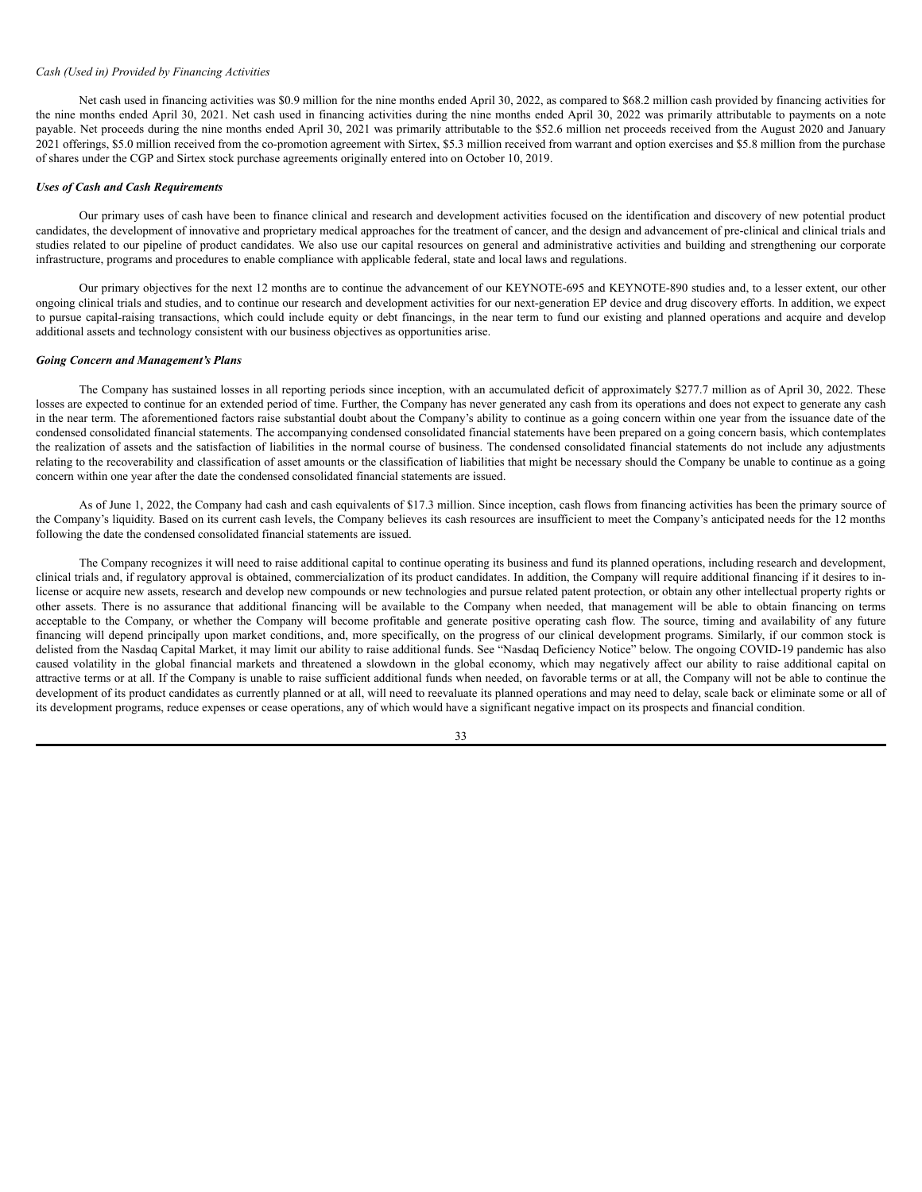*Cash (Used in) Provided by Financing Activities*

Net cash used in financing activities was $0.9 million for the nine months ended April 30, 2022, as compared to $68.2 million cash provided by financing activities for the nine months ended April 30, 2021. Net cash used in financing activities during the nine months ended April 30, 2022 was primarily attributable to payments on a note payable. Net proceeds during the nine months ended April 30, 2021 was primarily attributable to the $52.6 million net proceeds received from the August 2020 and January 2021 offerings, $5.0 million received from the co-promotion agreement with Sirtex, $5.3 million received from warrant and option exercises and $5.8 million from the purchase of shares under the CGP and Sirtex stock purchase agreements originally entered into on October 10, 2019.

***Uses of Cash and Cash Requirements***

Our primary uses of cash have been to finance clinical and research and development activities focused on the identification and discovery of new potential product candidates, the development of innovative and proprietary medical approaches for the treatment of cancer, and the design and advancement of pre-clinical and clinical trials and studies related to our pipeline of product candidates. We also use our capital resources on general and administrative activities and building and strengthening our corporate infrastructure, programs and procedures to enable compliance with applicable federal, state and local laws and regulations.

Our primary objectives for the next 12 months are to continue the advancement of our KEYNOTE-695 and KEYNOTE-890 studies and, to a lesser extent, our other ongoing clinical trials and studies, and to continue our research and development activities for our next-generation EP device and drug discovery efforts. In addition, we expect to pursue capital-raising transactions, which could include equity or debt financings, in the near term to fund our existing and planned operations and acquire and develop additional assets and technology consistent with our business objectives as opportunities arise.

***Going Concern and Management's Plans***

The Company has sustained losses in all reporting periods since inception, with an accumulated deficit of approximately $277.7 million as of April 30, 2022. These losses are expected to continue for an extended period of time. Further, the Company has never generated any cash from its operations and does not expect to generate any cash in the near term. The aforementioned factors raise substantial doubt about the Company's ability to continue as a going concern within one year from the issuance date of the condensed consolidated financial statements. The accompanying condensed consolidated financial statements have been prepared on a going concern basis, which contemplates the realization of assets and the satisfaction of liabilities in the normal course of business. The condensed consolidated financial statements do not include any adjustments relating to the recoverability and classification of asset amounts or the classification of liabilities that might be necessary should the Company be unable to continue as a going concern within one year after the date the condensed consolidated financial statements are issued.

As of June 1, 2022, the Company had cash and cash equivalents of $17.3 million. Since inception, cash flows from financing activities has been the primary source of the Company's liquidity. Based on its current cash levels, the Company believes its cash resources are insufficient to meet the Company's anticipated needs for the 12 months following the date the condensed consolidated financial statements are issued.

The Company recognizes it will need to raise additional capital to continue operating its business and fund its planned operations, including research and development, clinical trials and, if regulatory approval is obtained, commercialization of its product candidates. In addition, the Company will require additional financing if it desires to in-license or acquire new assets, research and develop new compounds or new technologies and pursue related patent protection, or obtain any other intellectual property rights or other assets. There is no assurance that additional financing will be available to the Company when needed, that management will be able to obtain financing on terms acceptable to the Company, or whether the Company will become profitable and generate positive operating cash flow. The source, timing and availability of any future financing will depend principally upon market conditions, and, more specifically, on the progress of our clinical development programs. Similarly, if our common stock is delisted from the Nasdaq Capital Market, it may limit our ability to raise additional funds. See "Nasdaq Deficiency Notice" below. The ongoing COVID-19 pandemic has also caused volatility in the global financial markets and threatened a slowdown in the global economy, which may negatively affect our ability to raise additional capital on attractive terms or at all. If the Company is unable to raise sufficient additional funds when needed, on favorable terms or at all, the Company will not be able to continue the development of its product candidates as currently planned or at all, will need to reevaluate its planned operations and may need to delay, scale back or eliminate some or all of its development programs, reduce expenses or cease operations, any of which would have a significant negative impact on its prospects and financial condition.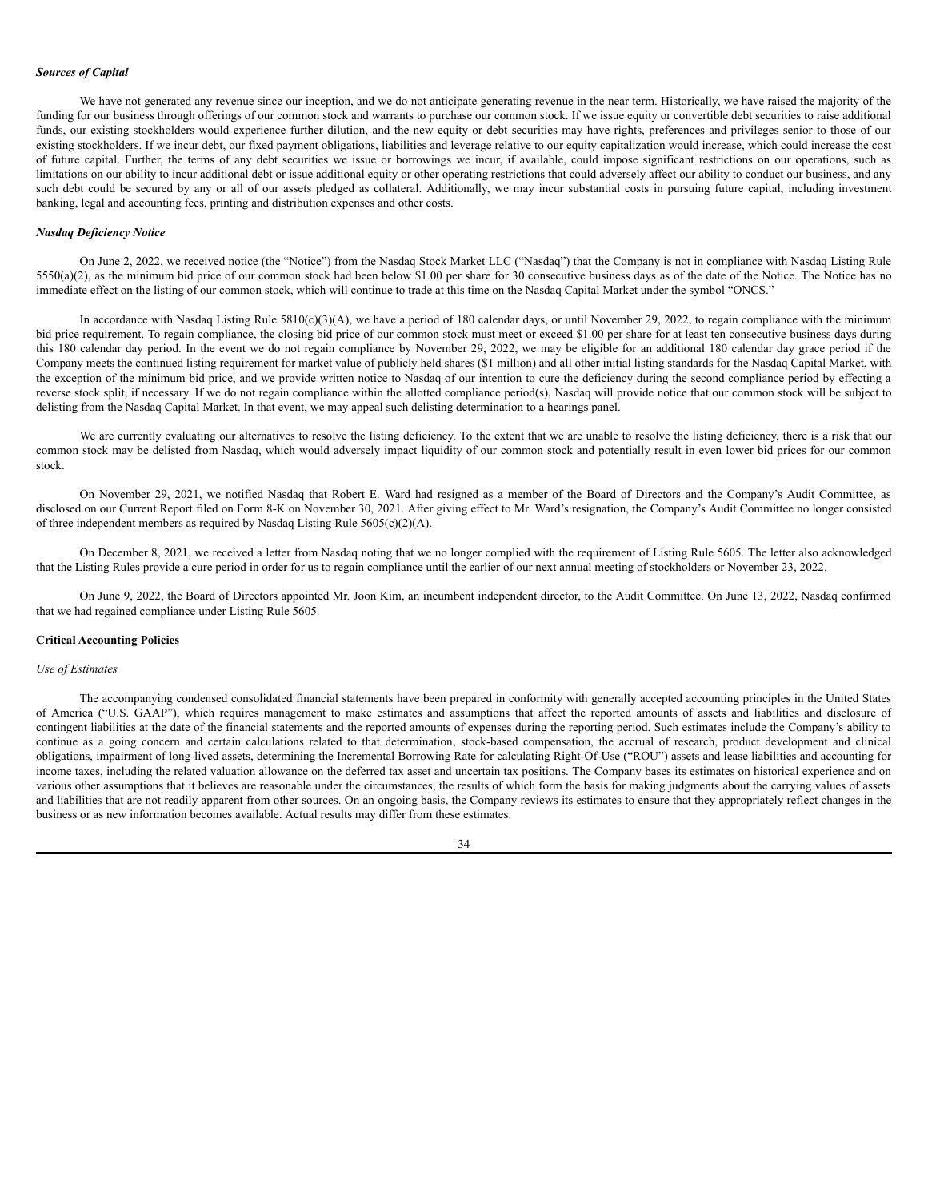***Sources of Capital***

We have not generated any revenue since our inception, and we do not anticipate generating revenue in the near term. Historically, we have raised the majority of the funding for our business through offerings of our common stock and warrants to purchase our common stock. If we issue equity or convertible debt securities to raise additional funds, our existing stockholders would experience further dilution, and the new equity or debt securities may have rights, preferences and privileges senior to those of our existing stockholders. If we incur debt, our fixed payment obligations, liabilities and leverage relative to our equity capitalization would increase, which could increase the cost of future capital. Further, the terms of any debt securities we issue or borrowings we incur, if available, could impose significant restrictions on our operations, such as limitations on our ability to incur additional debt or issue additional equity or other operating restrictions that could adversely affect our ability to conduct our business, and any such debt could be secured by any or all of our assets pledged as collateral. Additionally, we may incur substantial costs in pursuing future capital, including investment banking, legal and accounting fees, printing and distribution expenses and other costs.

***Nasdaq Deficiency Notice***

On June 2, 2022, we received notice (the "Notice") from the Nasdaq Stock Market LLC ("Nasdaq") that the Company is not in compliance with Nasdaq Listing Rule 5550(a)(2), as the minimum bid price of our common stock had been below $1.00 per share for 30 consecutive business days as of the date of the Notice. The Notice has no immediate effect on the listing of our common stock, which will continue to trade at this time on the Nasdaq Capital Market under the symbol "ONCS."

In accordance with Nasdaq Listing Rule 5810(c)(3)(A), we have a period of 180 calendar days, or until November 29, 2022, to regain compliance with the minimum bid price requirement. To regain compliance, the closing bid price of our common stock must meet or exceed $1.00 per share for at least ten consecutive business days during this 180 calendar day period. In the event we do not regain compliance by November 29, 2022, we may be eligible for an additional 180 calendar day grace period if the Company meets the continued listing requirement for market value of publicly held shares ($1 million) and all other initial listing standards for the Nasdaq Capital Market, with the exception of the minimum bid price, and we provide written notice to Nasdaq of our intention to cure the deficiency during the second compliance period by effecting a reverse stock split, if necessary. If we do not regain compliance within the allotted compliance period(s), Nasdaq will provide notice that our common stock will be subject to delisting from the Nasdaq Capital Market. In that event, we may appeal such delisting determination to a hearings panel.

We are currently evaluating our alternatives to resolve the listing deficiency. To the extent that we are unable to resolve the listing deficiency, there is a risk that our common stock may be delisted from Nasdaq, which would adversely impact liquidity of our common stock and potentially result in even lower bid prices for our common stock.

On November 29, 2021, we notified Nasdaq that Robert E. Ward had resigned as a member of the Board of Directors and the Company's Audit Committee, as disclosed on our Current Report filed on Form 8-K on November 30, 2021. After giving effect to Mr. Ward's resignation, the Company's Audit Committee no longer consisted of three independent members as required by Nasdaq Listing Rule 5605(c)(2)(A).

On December 8, 2021, we received a letter from Nasdaq noting that we no longer complied with the requirement of Listing Rule 5605. The letter also acknowledged that the Listing Rules provide a cure period in order for us to regain compliance until the earlier of our next annual meeting of stockholders or November 23, 2022.

On June 9, 2022, the Board of Directors appointed Mr. Joon Kim, an incumbent independent director, to the Audit Committee. On June 13, 2022, Nasdaq confirmed that we had regained compliance under Listing Rule 5605.

**Critical Accounting Policies**

*Use of Estimates*

The accompanying condensed consolidated financial statements have been prepared in conformity with generally accepted accounting principles in the United States of America ("U.S. GAAP"), which requires management to make estimates and assumptions that affect the reported amounts of assets and liabilities and disclosure of contingent liabilities at the date of the financial statements and the reported amounts of expenses during the reporting period. Such estimates include the Company's ability to continue as a going concern and certain calculations related to that determination, stock-based compensation, the accrual of research, product development and clinical obligations, impairment of long-lived assets, determining the Incremental Borrowing Rate for calculating Right-Of-Use ("ROU") assets and lease liabilities and accounting for income taxes, including the related valuation allowance on the deferred tax asset and uncertain tax positions. The Company bases its estimates on historical experience and on various other assumptions that it believes are reasonable under the circumstances, the results of which form the basis for making judgments about the carrying values of assets and liabilities that are not readily apparent from other sources. On an ongoing basis, the Company reviews its estimates to ensure that they appropriately reflect changes in the business or as new information becomes available. Actual results may differ from these estimates.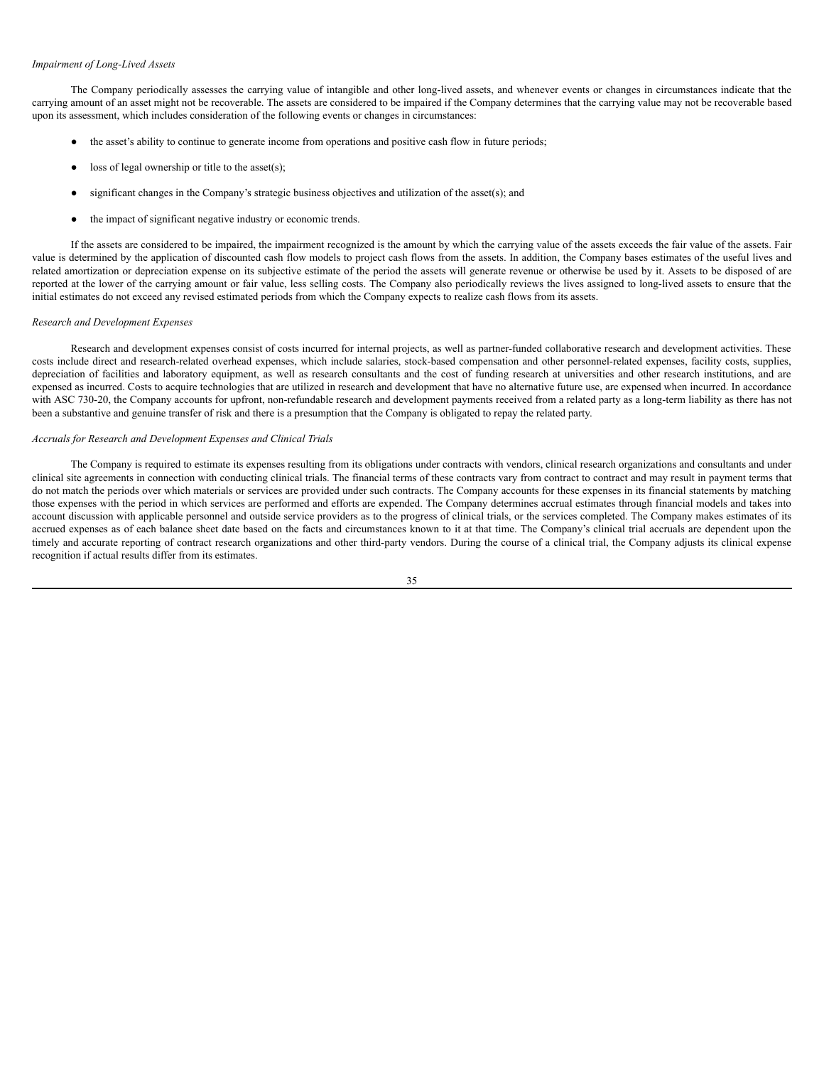*Impairment of Long-Lived Assets*

The Company periodically assesses the carrying value of intangible and other long-lived assets, and whenever events or changes in circumstances indicate that the carrying amount of an asset might not be recoverable. The assets are considered to be impaired if the Company determines that the carrying value may not be recoverable based upon its assessment, which includes consideration of the following events or changes in circumstances:

- the asset's ability to continue to generate income from operations and positive cash flow in future periods;
- loss of legal ownership or title to the asset(s);
- significant changes in the Company's strategic business objectives and utilization of the asset(s); and
- the impact of significant negative industry or economic trends.

If the assets are considered to be impaired, the impairment recognized is the amount by which the carrying value of the assets exceeds the fair value of the assets. Fair value is determined by the application of discounted cash flow models to project cash flows from the assets. In addition, the Company bases estimates of the useful lives and related amortization or depreciation expense on its subjective estimate of the period the assets will generate revenue or otherwise be used by it. Assets to be disposed of are reported at the lower of the carrying amount or fair value, less selling costs. The Company also periodically reviews the lives assigned to long-lived assets to ensure that the initial estimates do not exceed any revised estimated periods from which the Company expects to realize cash flows from its assets.

*Research and Development Expenses*

Research and development expenses consist of costs incurred for internal projects, as well as partner-funded collaborative research and development activities. These costs include direct and research-related overhead expenses, which include salaries, stock-based compensation and other personnel-related expenses, facility costs, supplies, depreciation of facilities and laboratory equipment, as well as research consultants and the cost of funding research at universities and other research institutions, and are expensed as incurred. Costs to acquire technologies that are utilized in research and development that have no alternative future use, are expensed when incurred. In accordance with ASC 730-20, the Company accounts for upfront, non-refundable research and development payments received from a related party as a long-term liability as there has not been a substantive and genuine transfer of risk and there is a presumption that the Company is obligated to repay the related party.

*Accruals for Research and Development Expenses and Clinical Trials*

The Company is required to estimate its expenses resulting from its obligations under contracts with vendors, clinical research organizations and consultants and under clinical site agreements in connection with conducting clinical trials. The financial terms of these contracts vary from contract to contract and may result in payment terms that do not match the periods over which materials or services are provided under such contracts. The Company accounts for these expenses in its financial statements by matching those expenses with the period in which services are performed and efforts are expended. The Company determines accrual estimates through financial models and takes into account discussion with applicable personnel and outside service providers as to the progress of clinical trials, or the services completed. The Company makes estimates of its accrued expenses as of each balance sheet date based on the facts and circumstances known to it at that time. The Company's clinical trial accruals are dependent upon the timely and accurate reporting of contract research organizations and other third-party vendors. During the course of a clinical trial, the Company adjusts its clinical expense recognition if actual results differ from its estimates.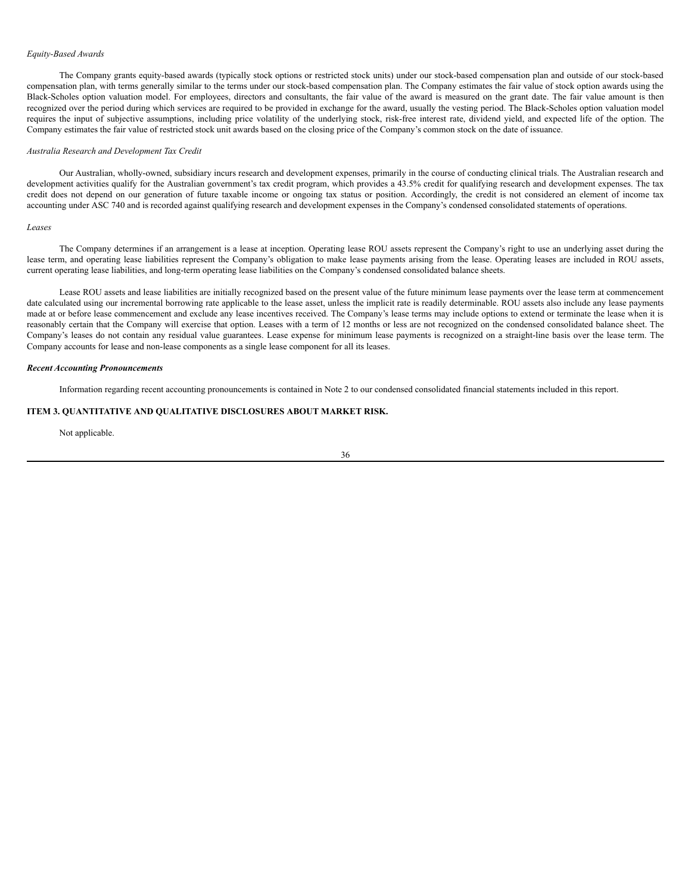*Equity-Based Awards*

The Company grants equity-based awards (typically stock options or restricted stock units) under our stock-based compensation plan and outside of our stock-based compensation plan, with terms generally similar to the terms under our stock-based compensation plan. The Company estimates the fair value of stock option awards using the Black-Scholes option valuation model. For employees, directors and consultants, the fair value of the award is measured on the grant date. The fair value amount is then recognized over the period during which services are required to be provided in exchange for the award, usually the vesting period. The Black-Scholes option valuation model requires the input of subjective assumptions, including price volatility of the underlying stock, risk-free interest rate, dividend yield, and expected life of the option. The Company estimates the fair value of restricted stock unit awards based on the closing price of the Company's common stock on the date of issuance.

*Australia Research and Development Tax Credit*

Our Australian, wholly-owned, subsidiary incurs research and development expenses, primarily in the course of conducting clinical trials. The Australian research and development activities qualify for the Australian government's tax credit program, which provides a 43.5% credit for qualifying research and development expenses. The tax credit does not depend on our generation of future taxable income or ongoing tax status or position. Accordingly, the credit is not considered an element of income tax accounting under ASC 740 and is recorded against qualifying research and development expenses in the Company's condensed consolidated statements of operations.

*Leases*

The Company determines if an arrangement is a lease at inception. Operating lease ROU assets represent the Company's right to use an underlying asset during the lease term, and operating lease liabilities represent the Company's obligation to make lease payments arising from the lease. Operating leases are included in ROU assets, current operating lease liabilities, and long-term operating lease liabilities on the Company's condensed consolidated balance sheets.

Lease ROU assets and lease liabilities are initially recognized based on the present value of the future minimum lease payments over the lease term at commencement date calculated using our incremental borrowing rate applicable to the lease asset, unless the implicit rate is readily determinable. ROU assets also include any lease payments made at or before lease commencement and exclude any lease incentives received. The Company's lease terms may include options to extend or terminate the lease when it is reasonably certain that the Company will exercise that option. Leases with a term of 12 months or less are not recognized on the condensed consolidated balance sheet. The Company's leases do not contain any residual value guarantees. Lease expense for minimum lease payments is recognized on a straight-line basis over the lease term. The Company accounts for lease and non-lease components as a single lease component for all its leases.

***Recent Accounting Pronouncements***

Information regarding recent accounting pronouncements is contained in Note 2 to our condensed consolidated financial statements included in this report.

## ITEM 3. QUANTITATIVE AND QUALITATIVE DISCLOSURES ABOUT MARKET RISK.

Not applicable.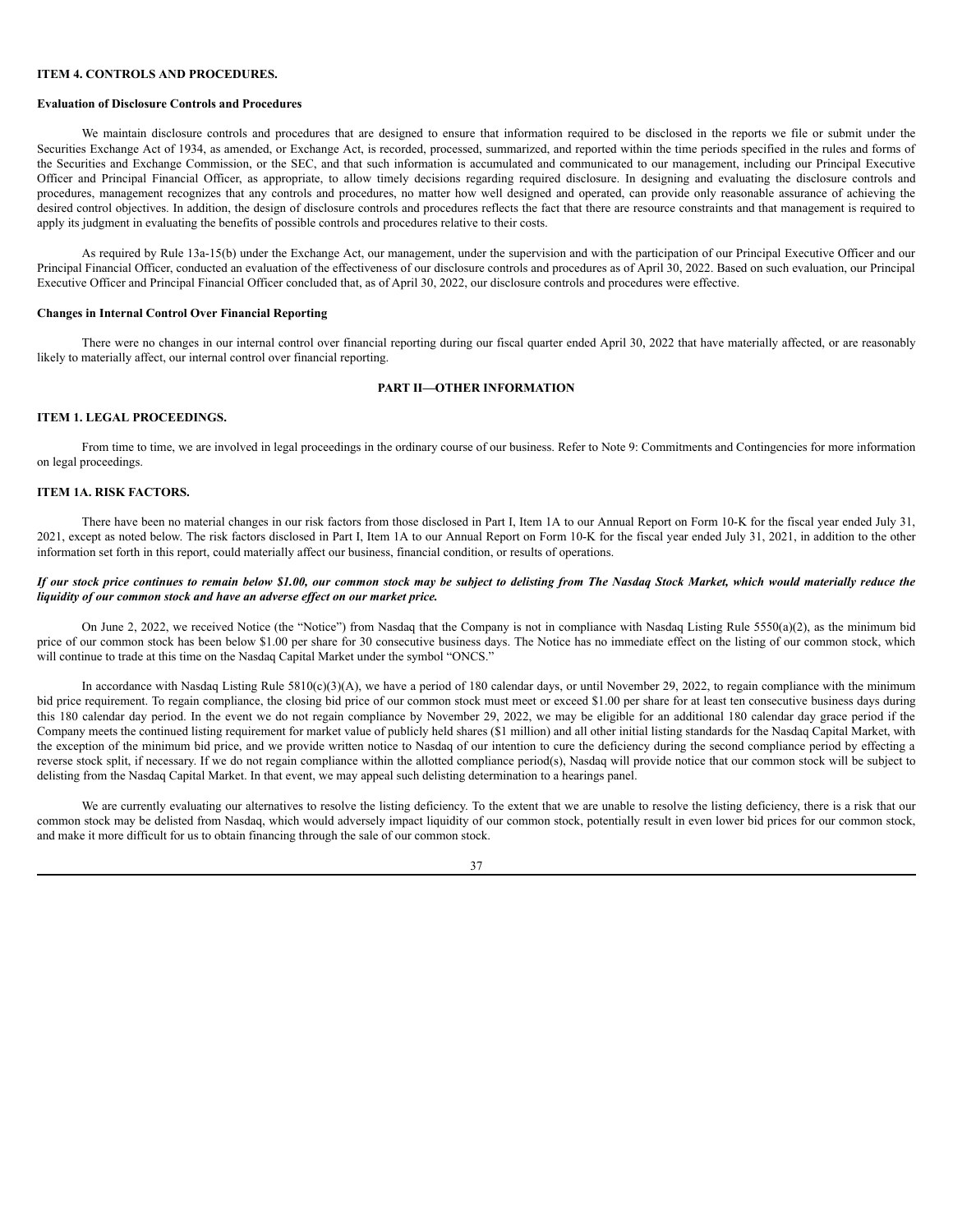## ITEM 4. CONTROLS AND PROCEDURES.

### Evaluation of Disclosure Controls and Procedures

We maintain disclosure controls and procedures that are designed to ensure that information required to be disclosed in the reports we file or submit under the Securities Exchange Act of 1934, as amended, or Exchange Act, is recorded, processed, summarized, and reported within the time periods specified in the rules and forms of the Securities and Exchange Commission, or the SEC, and that such information is accumulated and communicated to our management, including our Principal Executive Officer and Principal Financial Officer, as appropriate, to allow timely decisions regarding required disclosure. In designing and evaluating the disclosure controls and procedures, management recognizes that any controls and procedures, no matter how well designed and operated, can provide only reasonable assurance of achieving the desired control objectives. In addition, the design of disclosure controls and procedures reflects the fact that there are resource constraints and that management is required to apply its judgment in evaluating the benefits of possible controls and procedures relative to their costs.

As required by Rule 13a-15(b) under the Exchange Act, our management, under the supervision and with the participation of our Principal Executive Officer and our Principal Financial Officer, conducted an evaluation of the effectiveness of our disclosure controls and procedures as of April 30, 2022. Based on such evaluation, our Principal Executive Officer and Principal Financial Officer concluded that, as of April 30, 2022, our disclosure controls and procedures were effective.

### Changes in Internal Control Over Financial Reporting

There were no changes in our internal control over financial reporting during our fiscal quarter ended April 30, 2022 that have materially affected, or are reasonably likely to materially affect, our internal control over financial reporting.

# PART II—OTHER INFORMATION

## ITEM 1. LEGAL PROCEEDINGS.

From time to time, we are involved in legal proceedings in the ordinary course of our business. Refer to Note 9: Commitments and Contingencies for more information on legal proceedings.

## ITEM 1A. RISK FACTORS.

There have been no material changes in our risk factors from those disclosed in Part I, Item 1A to our Annual Report on Form 10-K for the fiscal year ended July 31, 2021, except as noted below. The risk factors disclosed in Part I, Item 1A to our Annual Report on Form 10-K for the fiscal year ended July 31, 2021, in addition to the other information set forth in this report, could materially affect our business, financial condition, or results of operations.

***If our stock price continues to remain below $1.00, our common stock may be subject to delisting from The Nasdaq Stock Market, which would materially reduce the liquidity of our common stock and have an adverse effect on our market price.***

On June 2, 2022, we received Notice (the "Notice") from Nasdaq that the Company is not in compliance with Nasdaq Listing Rule 5550(a)(2), as the minimum bid price of our common stock has been below $1.00 per share for 30 consecutive business days. The Notice has no immediate effect on the listing of our common stock, which will continue to trade at this time on the Nasdaq Capital Market under the symbol "ONCS."

In accordance with Nasdaq Listing Rule 5810(c)(3)(A), we have a period of 180 calendar days, or until November 29, 2022, to regain compliance with the minimum bid price requirement. To regain compliance, the closing bid price of our common stock must meet or exceed $1.00 per share for at least ten consecutive business days during this 180 calendar day period. In the event we do not regain compliance by November 29, 2022, we may be eligible for an additional 180 calendar day grace period if the Company meets the continued listing requirement for market value of publicly held shares ($1 million) and all other initial listing standards for the Nasdaq Capital Market, with the exception of the minimum bid price, and we provide written notice to Nasdaq of our intention to cure the deficiency during the second compliance period by effecting a reverse stock split, if necessary. If we do not regain compliance within the allotted compliance period(s), Nasdaq will provide notice that our common stock will be subject to delisting from the Nasdaq Capital Market. In that event, we may appeal such delisting determination to a hearings panel.

We are currently evaluating our alternatives to resolve the listing deficiency. To the extent that we are unable to resolve the listing deficiency, there is a risk that our common stock may be delisted from Nasdaq, which would adversely impact liquidity of our common stock, potentially result in even lower bid prices for our common stock, and make it more difficult for us to obtain financing through the sale of our common stock.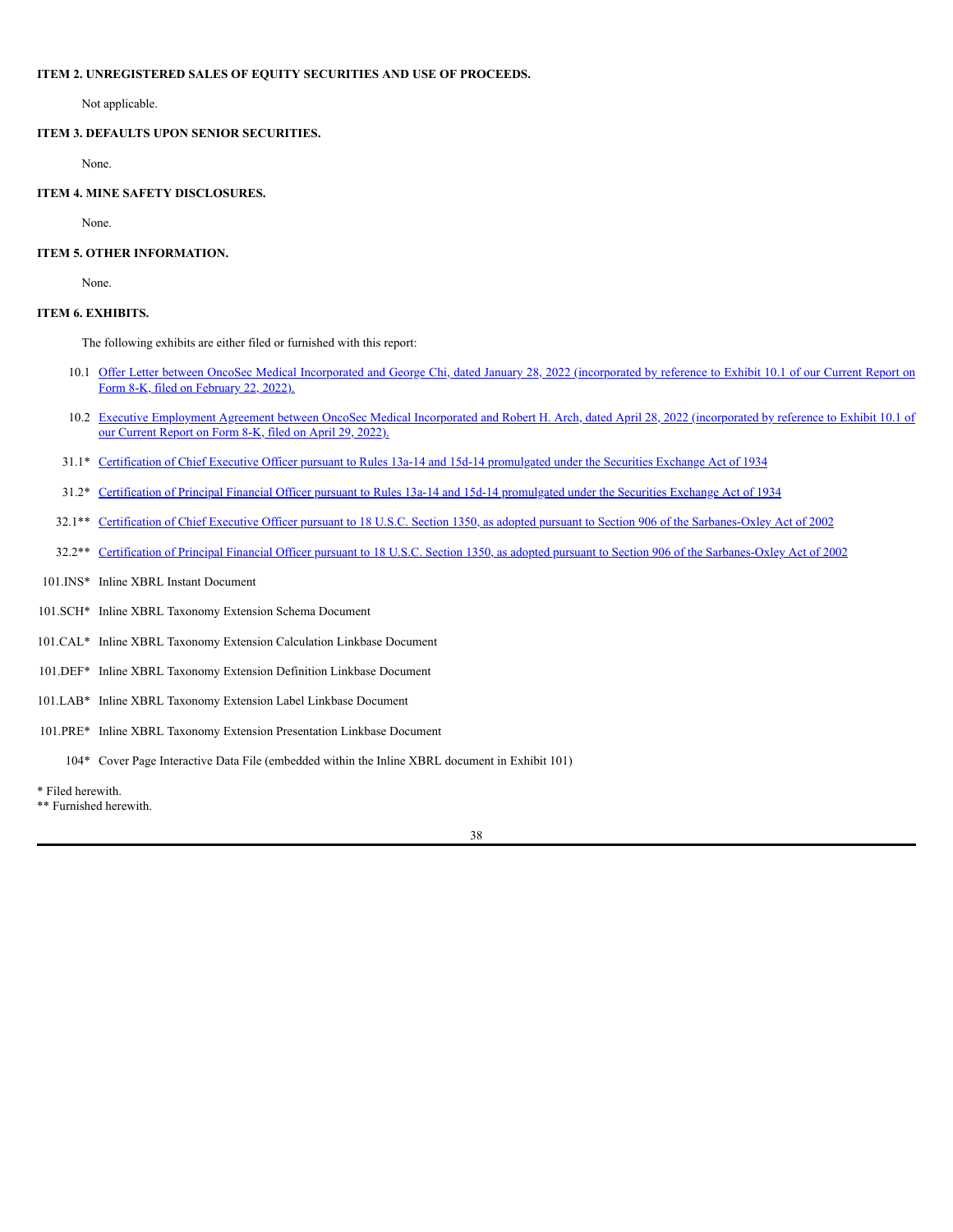### ITEM 2. UNREGISTERED SALES OF EQUITY SECURITIES AND USE OF PROCEEDS.

Not applicable.

### ITEM 3. DEFAULTS UPON SENIOR SECURITIES.

None.

### ITEM 4. MINE SAFETY DISCLOSURES.

None.

### ITEM 5. OTHER INFORMATION.

None.

### ITEM 6. EXHIBITS.

The following exhibits are either filed or furnished with this report:

| | |
|---|---|
| 10.1 | Offer Letter between OncoSec Medical Incorporated and George Chi, dated January 28, 2022 (incorporated by reference to Exhibit 10.1 of our Current Report on Form 8-K, filed on February 22, 2022). |
| 10.2 | Executive Employment Agreement between OncoSec Medical Incorporated and Robert H. Arch, dated April 28, 2022 (incorporated by reference to Exhibit 10.1 of our Current Report on Form 8-K, filed on April 29, 2022). |
| 31.1* | Certification of Chief Executive Officer pursuant to Rules 13a-14 and 15d-14 promulgated under the Securities Exchange Act of 1934 |
| 31.2* | Certification of Principal Financial Officer pursuant to Rules 13a-14 and 15d-14 promulgated under the Securities Exchange Act of 1934 |
| 32.1** | Certification of Chief Executive Officer pursuant to 18 U.S.C. Section 1350, as adopted pursuant to Section 906 of the Sarbanes-Oxley Act of 2002 |
| 32.2** | Certification of Principal Financial Officer pursuant to 18 U.S.C. Section 1350, as adopted pursuant to Section 906 of the Sarbanes-Oxley Act of 2002 |
| 101.INS* | Inline XBRL Instant Document |
| 101.SCH* | Inline XBRL Taxonomy Extension Schema Document |
| 101.CAL* | Inline XBRL Taxonomy Extension Calculation Linkbase Document |
| 101.DEF* | Inline XBRL Taxonomy Extension Definition Linkbase Document |
| 101.LAB* | Inline XBRL Taxonomy Extension Label Linkbase Document |
| 101.PRE* | Inline XBRL Taxonomy Extension Presentation Linkbase Document |
| 104* | Cover Page Interactive Data File (embedded within the Inline XBRL document in Exhibit 101) |

\* Filed herewith.
\** Furnished herewith.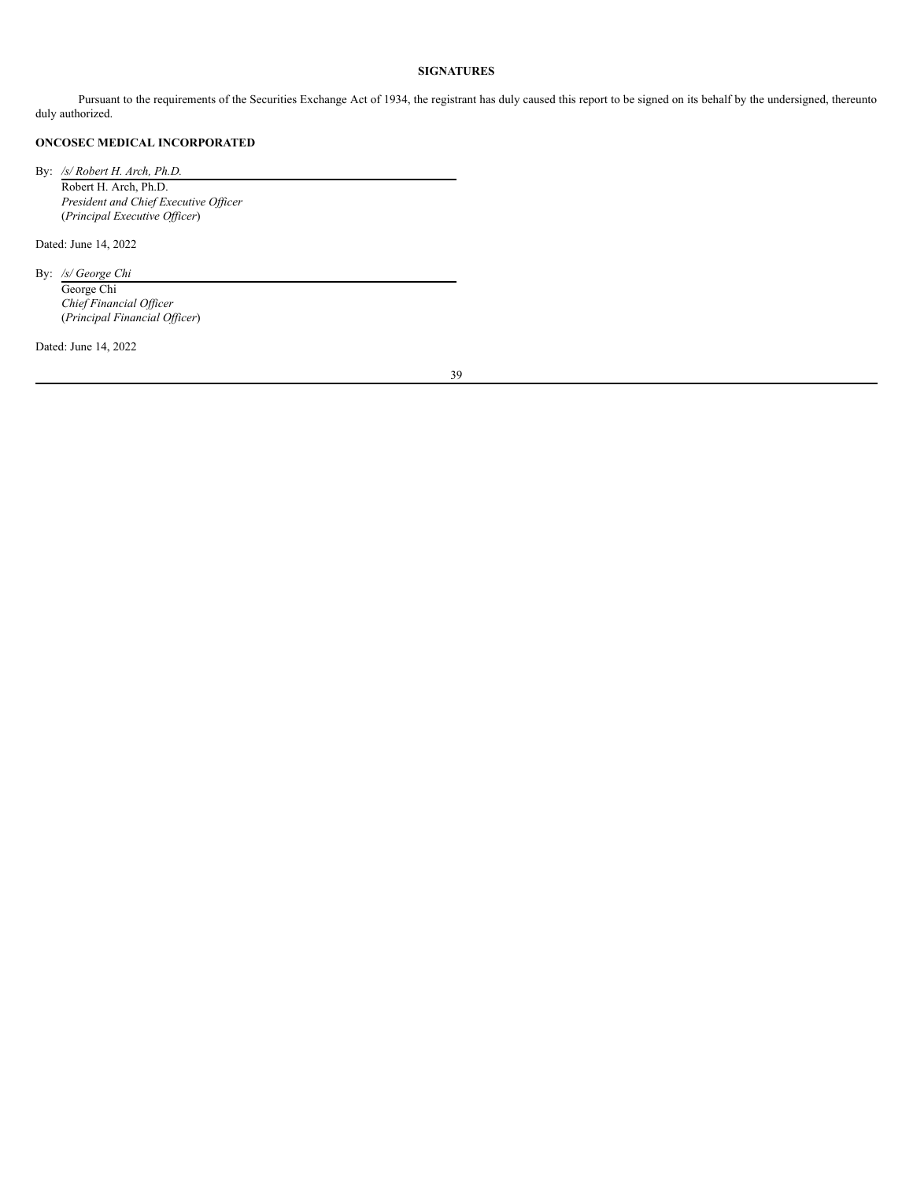**SIGNATURES**

Pursuant to the requirements of the Securities Exchange Act of 1934, the registrant has duly caused this report to be signed on its behalf by the undersigned, thereunto duly authorized.

**ONCOSEC MEDICAL INCORPORATED**

By: */s/ Robert H. Arch, Ph.D.*
Robert H. Arch, Ph.D.
*President and Chief Executive Officer*
(*Principal Executive Officer*)

Dated: June 14, 2022

By: */s/ George Chi*
George Chi
*Chief Financial Officer*
(*Principal Financial Officer*)

Dated: June 14, 2022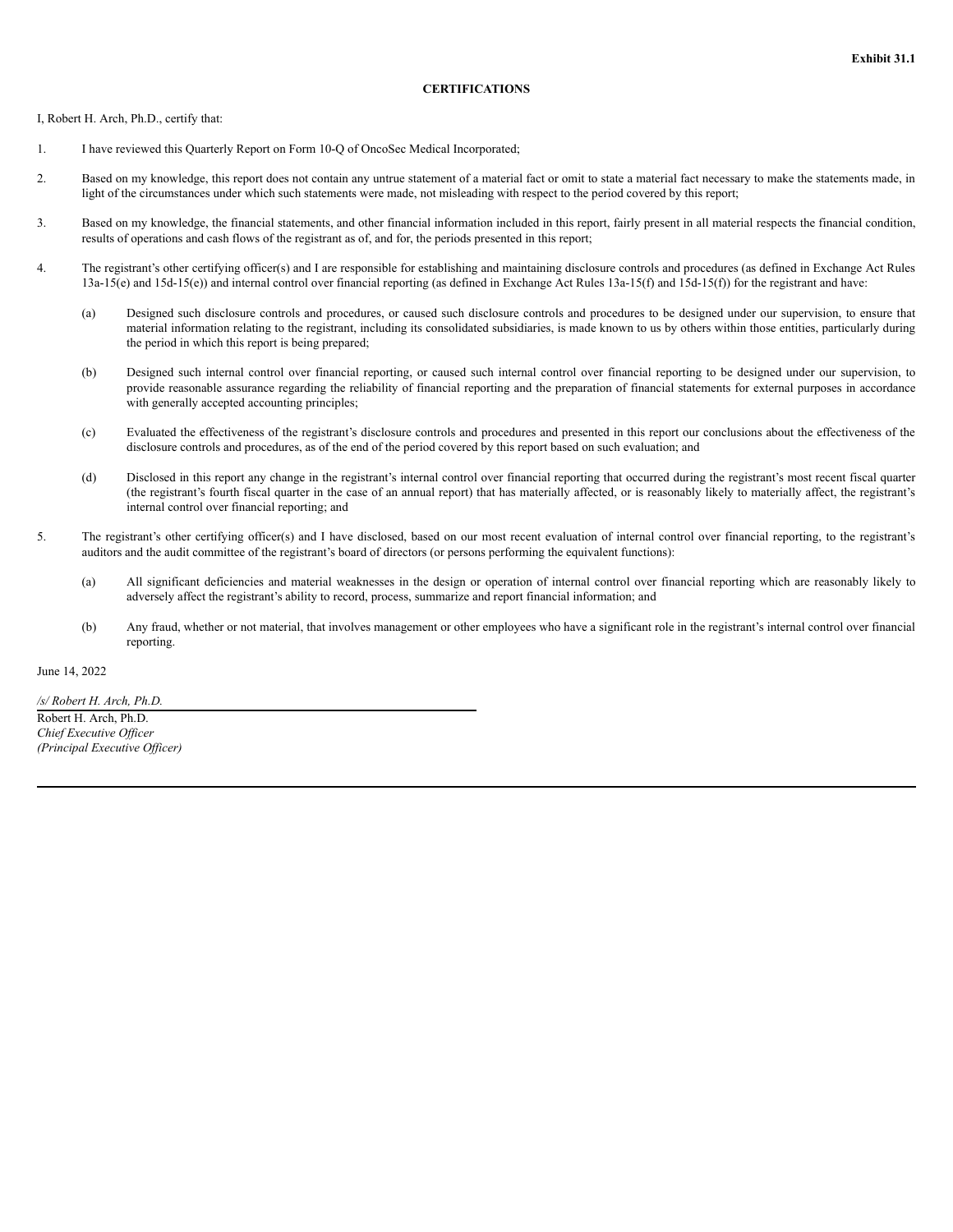**Exhibit 31.1**

**CERTIFICATIONS**

I, Robert H. Arch, Ph.D., certify that:

1. I have reviewed this Quarterly Report on Form 10-Q of OncoSec Medical Incorporated;

2. Based on my knowledge, this report does not contain any untrue statement of a material fact or omit to state a material fact necessary to make the statements made, in light of the circumstances under which such statements were made, not misleading with respect to the period covered by this report;

3. Based on my knowledge, the financial statements, and other financial information included in this report, fairly present in all material respects the financial condition, results of operations and cash flows of the registrant as of, and for, the periods presented in this report;

4. The registrant's other certifying officer(s) and I are responsible for establishing and maintaining disclosure controls and procedures (as defined in Exchange Act Rules 13a-15(e) and 15d-15(e)) and internal control over financial reporting (as defined in Exchange Act Rules 13a-15(f) and 15d-15(f)) for the registrant and have:

   (a) Designed such disclosure controls and procedures, or caused such disclosure controls and procedures to be designed under our supervision, to ensure that material information relating to the registrant, including its consolidated subsidiaries, is made known to us by others within those entities, particularly during the period in which this report is being prepared;

   (b) Designed such internal control over financial reporting, or caused such internal control over financial reporting to be designed under our supervision, to provide reasonable assurance regarding the reliability of financial reporting and the preparation of financial statements for external purposes in accordance with generally accepted accounting principles;

   (c) Evaluated the effectiveness of the registrant's disclosure controls and procedures and presented in this report our conclusions about the effectiveness of the disclosure controls and procedures, as of the end of the period covered by this report based on such evaluation; and

   (d) Disclosed in this report any change in the registrant's internal control over financial reporting that occurred during the registrant's most recent fiscal quarter (the registrant's fourth fiscal quarter in the case of an annual report) that has materially affected, or is reasonably likely to materially affect, the registrant's internal control over financial reporting; and

5. The registrant's other certifying officer(s) and I have disclosed, based on our most recent evaluation of internal control over financial reporting, to the registrant's auditors and the audit committee of the registrant's board of directors (or persons performing the equivalent functions):

   (a) All significant deficiencies and material weaknesses in the design or operation of internal control over financial reporting which are reasonably likely to adversely affect the registrant's ability to record, process, summarize and report financial information; and

   (b) Any fraud, whether or not material, that involves management or other employees who have a significant role in the registrant's internal control over financial reporting.

June 14, 2022

*/s/ Robert H. Arch, Ph.D.*

Robert H. Arch, Ph.D.
*Chief Executive Officer*
*(Principal Executive Officer)*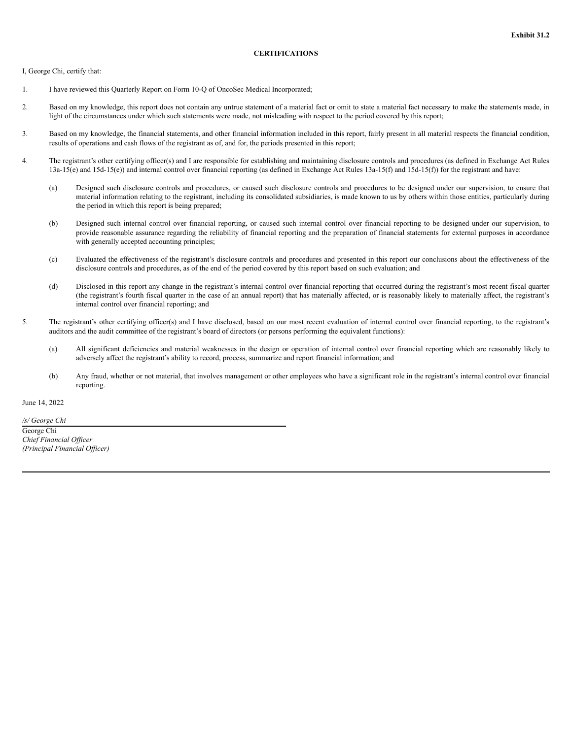**Exhibit 31.2**

**CERTIFICATIONS**

I, George Chi, certify that:

1. I have reviewed this Quarterly Report on Form 10-Q of OncoSec Medical Incorporated;

2. Based on my knowledge, this report does not contain any untrue statement of a material fact or omit to state a material fact necessary to make the statements made, in light of the circumstances under which such statements were made, not misleading with respect to the period covered by this report;

3. Based on my knowledge, the financial statements, and other financial information included in this report, fairly present in all material respects the financial condition, results of operations and cash flows of the registrant as of, and for, the periods presented in this report;

4. The registrant's other certifying officer(s) and I are responsible for establishing and maintaining disclosure controls and procedures (as defined in Exchange Act Rules 13a-15(e) and 15d-15(e)) and internal control over financial reporting (as defined in Exchange Act Rules 13a-15(f) and 15d-15(f)) for the registrant and have:

   (a) Designed such disclosure controls and procedures, or caused such disclosure controls and procedures to be designed under our supervision, to ensure that material information relating to the registrant, including its consolidated subsidiaries, is made known to us by others within those entities, particularly during the period in which this report is being prepared;

   (b) Designed such internal control over financial reporting, or caused such internal control over financial reporting to be designed under our supervision, to provide reasonable assurance regarding the reliability of financial reporting and the preparation of financial statements for external purposes in accordance with generally accepted accounting principles;

   (c) Evaluated the effectiveness of the registrant's disclosure controls and procedures and presented in this report our conclusions about the effectiveness of the disclosure controls and procedures, as of the end of the period covered by this report based on such evaluation; and

   (d) Disclosed in this report any change in the registrant's internal control over financial reporting that occurred during the registrant's most recent fiscal quarter (the registrant's fourth fiscal quarter in the case of an annual report) that has materially affected, or is reasonably likely to materially affect, the registrant's internal control over financial reporting; and

5. The registrant's other certifying officer(s) and I have disclosed, based on our most recent evaluation of internal control over financial reporting, to the registrant's auditors and the audit committee of the registrant's board of directors (or persons performing the equivalent functions):

   (a) All significant deficiencies and material weaknesses in the design or operation of internal control over financial reporting which are reasonably likely to adversely affect the registrant's ability to record, process, summarize and report financial information; and

   (b) Any fraud, whether or not material, that involves management or other employees who have a significant role in the registrant's internal control over financial reporting.

June 14, 2022

*/s/ George Chi*

George Chi
*Chief Financial Officer*
*(Principal Financial Officer)*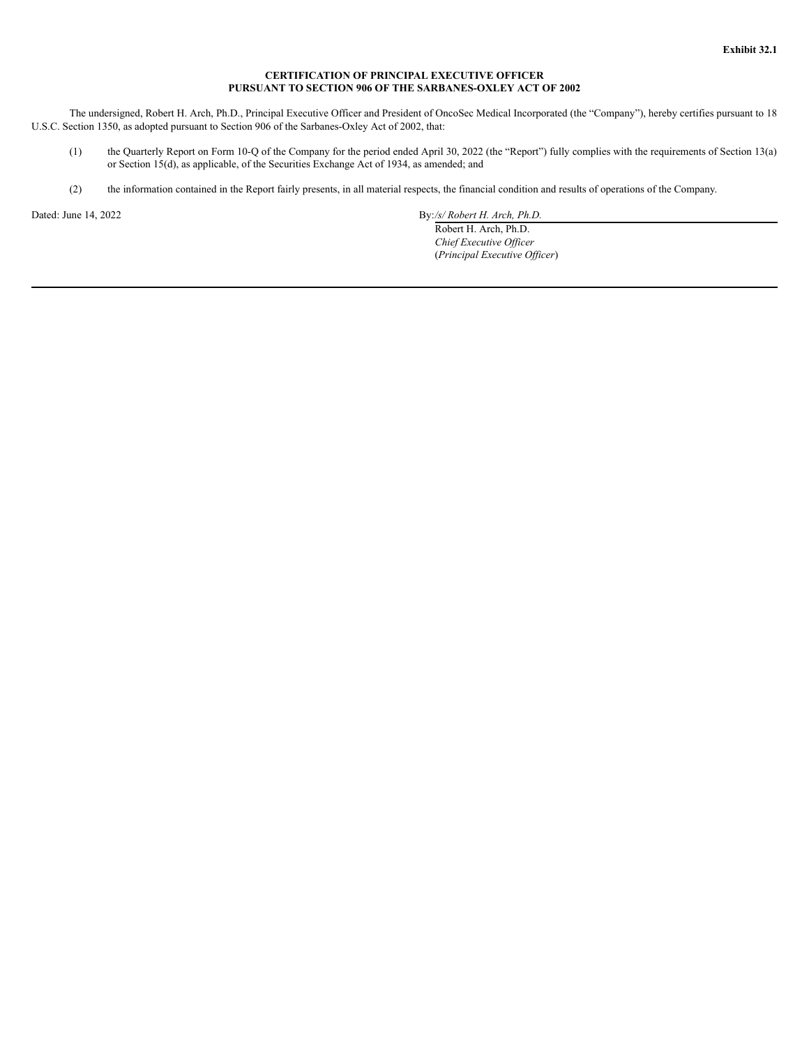**Exhibit 32.1**

**CERTIFICATION OF PRINCIPAL EXECUTIVE OFFICER**
**PURSUANT TO SECTION 906 OF THE SARBANES-OXLEY ACT OF 2002**

The undersigned, Robert H. Arch, Ph.D., Principal Executive Officer and President of OncoSec Medical Incorporated (the "Company"), hereby certifies pursuant to 18 U.S.C. Section 1350, as adopted pursuant to Section 906 of the Sarbanes-Oxley Act of 2002, that:

(1) the Quarterly Report on Form 10-Q of the Company for the period ended April 30, 2022 (the "Report") fully complies with the requirements of Section 13(a) or Section 15(d), as applicable, of the Securities Exchange Act of 1934, as amended; and

(2) the information contained in the Report fairly presents, in all material respects, the financial condition and results of operations of the Company.

Dated: June 14, 2022

By: */s/ Robert H. Arch, Ph.D.*
Robert H. Arch, Ph.D.
*Chief Executive Officer*
(*Principal Executive Officer*)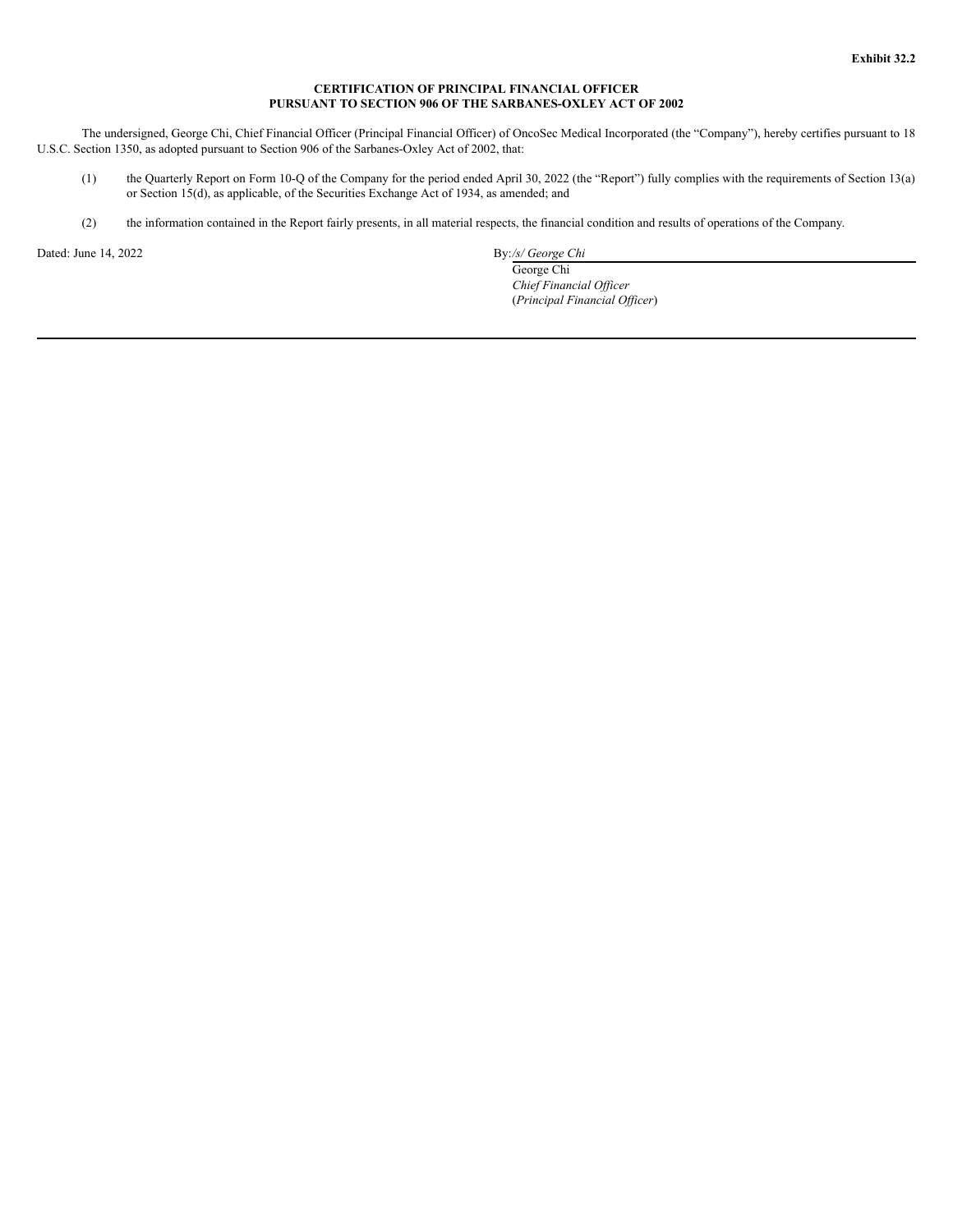**Exhibit 32.2**

**CERTIFICATION OF PRINCIPAL FINANCIAL OFFICER PURSUANT TO SECTION 906 OF THE SARBANES-OXLEY ACT OF 2002**

The undersigned, George Chi, Chief Financial Officer (Principal Financial Officer) of OncoSec Medical Incorporated (the "Company"), hereby certifies pursuant to 18 U.S.C. Section 1350, as adopted pursuant to Section 906 of the Sarbanes-Oxley Act of 2002, that:

(1) the Quarterly Report on Form 10-Q of the Company for the period ended April 30, 2022 (the "Report") fully complies with the requirements of Section 13(a) or Section 15(d), as applicable, of the Securities Exchange Act of 1934, as amended; and

(2) the information contained in the Report fairly presents, in all material respects, the financial condition and results of operations of the Company.

Dated: June 14, 2022

By: */s/ George Chi*
George Chi
*Chief Financial Officer*
(*Principal Financial Officer*)